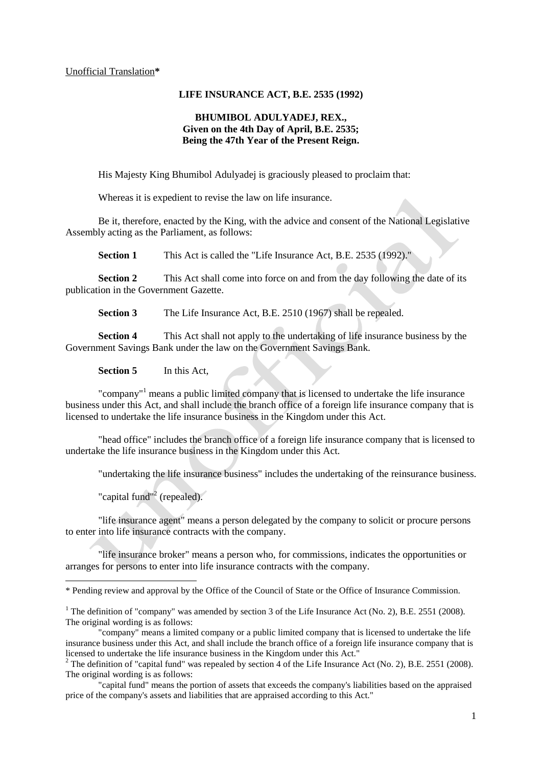Unofficial Translation*

**LIFE INSURANCE ACT, B.E. 2535 (1992)**

**BHUMIBOL ADULYADEJ, REX.,**
**Given on the 4th Day of April, B.E. 2535;**
**Being the 47th Year of the Present Reign.**

His Majesty King Bhumibol Adulyadej is graciously pleased to proclaim that:

Whereas it is expedient to revise the law on life insurance.

Be it, therefore, enacted by the King, with the advice and consent of the National Legislative Assembly acting as the Parliament, as follows:

**Section 1** This Act is called the "Life Insurance Act, B.E. 2535 (1992)."

**Section 2** This Act shall come into force on and from the day following the date of its publication in the Government Gazette.

**Section 3** The Life Insurance Act, B.E. 2510 (1967) shall be repealed.

**Section 4** This Act shall not apply to the undertaking of life insurance business by the Government Savings Bank under the law on the Government Savings Bank.

**Section 5** In this Act,

"company"[1] means a public limited company that is licensed to undertake the life insurance business under this Act, and shall include the branch office of a foreign life insurance company that is licensed to undertake the life insurance business in the Kingdom under this Act.

"head office" includes the branch office of a foreign life insurance company that is licensed to undertake the life insurance business in the Kingdom under this Act.

"undertaking the life insurance business" includes the undertaking of the reinsurance business.

"capital fund"[2] (repealed).

"life insurance agent" means a person delegated by the company to solicit or procure persons to enter into life insurance contracts with the company.

"life insurance broker" means a person who, for commissions, indicates the opportunities or arranges for persons to enter into life insurance contracts with the company.

---

* Pending review and approval by the Office of the Council of State or the Office of Insurance Commission.

[1] The definition of "company" was amended by section 3 of the Life Insurance Act (No. 2), B.E. 2551 (2008). The original wording is as follows:

"company" means a limited company or a public limited company that is licensed to undertake the life insurance business under this Act, and shall include the branch office of a foreign life insurance company that is licensed to undertake the life insurance business in the Kingdom under this Act."

[2] The definition of "capital fund" was repealed by section 4 of the Life Insurance Act (No. 2), B.E. 2551 (2008). The original wording is as follows:

"capital fund" means the portion of assets that exceeds the company's liabilities based on the appraised price of the company's assets and liabilities that are appraised according to this Act."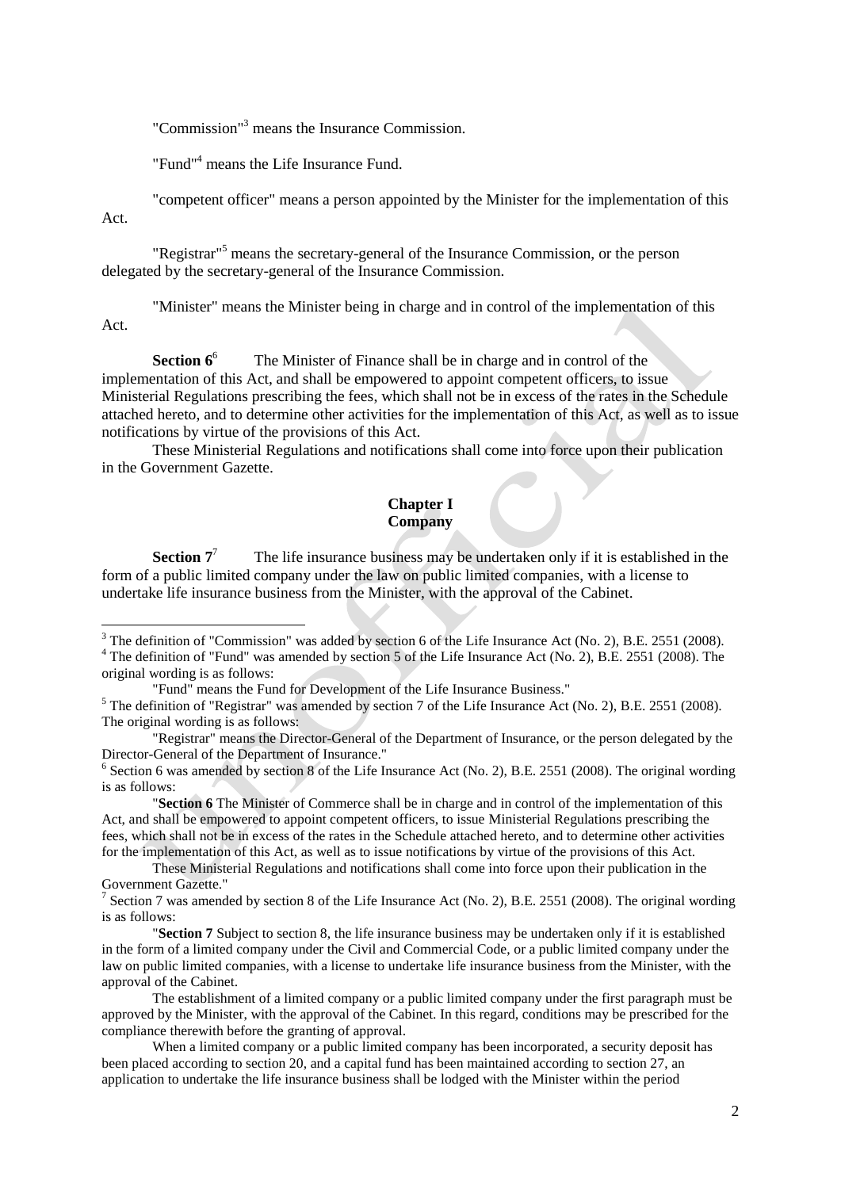"Commission"[3] means the Insurance Commission.

"Fund"[4] means the Life Insurance Fund.

"competent officer" means a person appointed by the Minister for the implementation of this Act.

"Registrar"[5] means the secretary-general of the Insurance Commission, or the person delegated by the secretary-general of the Insurance Commission.

"Minister" means the Minister being in charge and in control of the implementation of this Act.

**Section 6**[6] The Minister of Finance shall be in charge and in control of the implementation of this Act, and shall be empowered to appoint competent officers, to issue Ministerial Regulations prescribing the fees, which shall not be in excess of the rates in the Schedule attached hereto, and to determine other activities for the implementation of this Act, as well as to issue notifications by virtue of the provisions of this Act.

These Ministerial Regulations and notifications shall come into force upon their publication in the Government Gazette.

## Chapter I
## Company

**Section 7**[7] The life insurance business may be undertaken only if it is established in the form of a public limited company under the law on public limited companies, with a license to undertake life insurance business from the Minister, with the approval of the Cabinet.

---

[3] The definition of "Commission" was added by section 6 of the Life Insurance Act (No. 2), B.E. 2551 (2008).

[4] The definition of "Fund" was amended by section 5 of the Life Insurance Act (No. 2), B.E. 2551 (2008). The original wording is as follows:

"Fund" means the Fund for Development of the Life Insurance Business."

[5] The definition of "Registrar" was amended by section 7 of the Life Insurance Act (No. 2), B.E. 2551 (2008). The original wording is as follows:

"Registrar" means the Director-General of the Department of Insurance, or the person delegated by the Director-General of the Department of Insurance."

[6] Section 6 was amended by section 8 of the Life Insurance Act (No. 2), B.E. 2551 (2008). The original wording is as follows:

"**Section 6** The Minister of Commerce shall be in charge and in control of the implementation of this Act, and shall be empowered to appoint competent officers, to issue Ministerial Regulations prescribing the fees, which shall not be in excess of the rates in the Schedule attached hereto, and to determine other activities for the implementation of this Act, as well as to issue notifications by virtue of the provisions of this Act.

These Ministerial Regulations and notifications shall come into force upon their publication in the Government Gazette."

[7] Section 7 was amended by section 8 of the Life Insurance Act (No. 2), B.E. 2551 (2008). The original wording is as follows:

"**Section 7** Subject to section 8, the life insurance business may be undertaken only if it is established in the form of a limited company under the Civil and Commercial Code, or a public limited company under the law on public limited companies, with a license to undertake life insurance business from the Minister, with the approval of the Cabinet.

The establishment of a limited company or a public limited company under the first paragraph must be approved by the Minister, with the approval of the Cabinet. In this regard, conditions may be prescribed for the compliance therewith before the granting of approval.

When a limited company or a public limited company has been incorporated, a security deposit has been placed according to section 20, and a capital fund has been maintained according to section 27, an application to undertake the life insurance business shall be lodged with the Minister within the period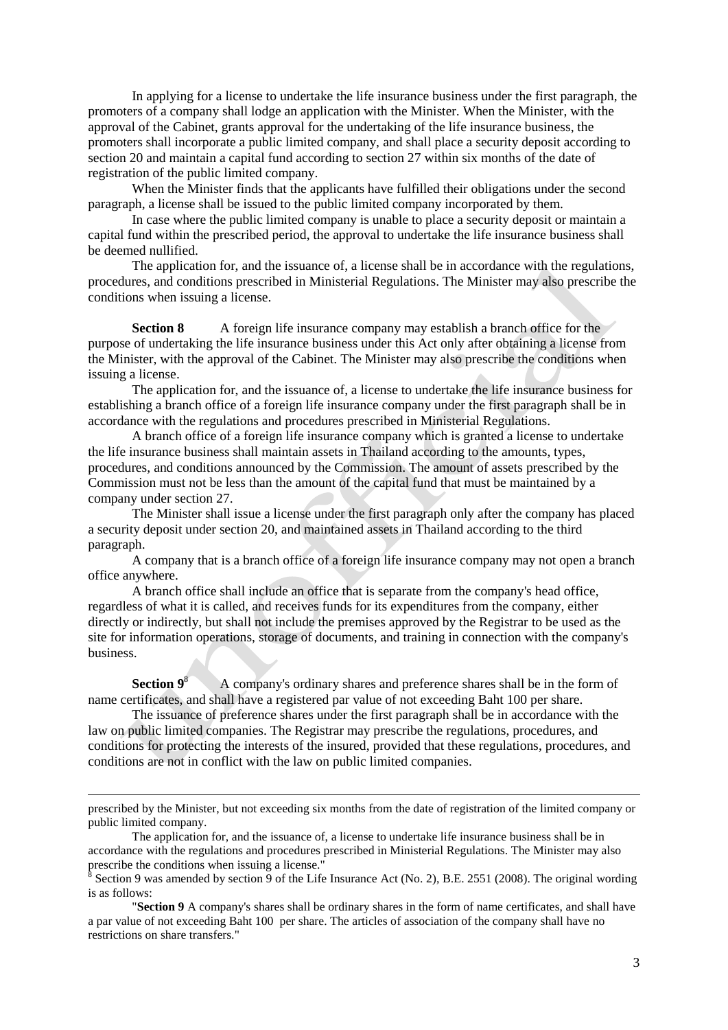In applying for a license to undertake the life insurance business under the first paragraph, the promoters of a company shall lodge an application with the Minister. When the Minister, with the approval of the Cabinet, grants approval for the undertaking of the life insurance business, the promoters shall incorporate a public limited company, and shall place a security deposit according to section 20 and maintain a capital fund according to section 27 within six months of the date of registration of the public limited company.

When the Minister finds that the applicants have fulfilled their obligations under the second paragraph, a license shall be issued to the public limited company incorporated by them.

In case where the public limited company is unable to place a security deposit or maintain a capital fund within the prescribed period, the approval to undertake the life insurance business shall be deemed nullified.

The application for, and the issuance of, a license shall be in accordance with the regulations, procedures, and conditions prescribed in Ministerial Regulations. The Minister may also prescribe the conditions when issuing a license.

**Section 8** A foreign life insurance company may establish a branch office for the purpose of undertaking the life insurance business under this Act only after obtaining a license from the Minister, with the approval of the Cabinet. The Minister may also prescribe the conditions when issuing a license.

The application for, and the issuance of, a license to undertake the life insurance business for establishing a branch office of a foreign life insurance company under the first paragraph shall be in accordance with the regulations and procedures prescribed in Ministerial Regulations.

A branch office of a foreign life insurance company which is granted a license to undertake the life insurance business shall maintain assets in Thailand according to the amounts, types, procedures, and conditions announced by the Commission. The amount of assets prescribed by the Commission must not be less than the amount of the capital fund that must be maintained by a company under section 27.

The Minister shall issue a license under the first paragraph only after the company has placed a security deposit under section 20, and maintained assets in Thailand according to the third paragraph.

A company that is a branch office of a foreign life insurance company may not open a branch office anywhere.

A branch office shall include an office that is separate from the company's head office, regardless of what it is called, and receives funds for its expenditures from the company, either directly or indirectly, but shall not include the premises approved by the Registrar to be used as the site for information operations, storage of documents, and training in connection with the company's business.

**Section 9**[8] A company's ordinary shares and preference shares shall be in the form of name certificates, and shall have a registered par value of not exceeding Baht 100 per share.

The issuance of preference shares under the first paragraph shall be in accordance with the law on public limited companies. The Registrar may prescribe the regulations, procedures, and conditions for protecting the interests of the insured, provided that these regulations, procedures, and conditions are not in conflict with the law on public limited companies.

---

prescribed by the Minister, but not exceeding six months from the date of registration of the limited company or public limited company.

The application for, and the issuance of, a license to undertake life insurance business shall be in accordance with the regulations and procedures prescribed in Ministerial Regulations. The Minister may also prescribe the conditions when issuing a license."

[8] Section 9 was amended by section 9 of the Life Insurance Act (No. 2), B.E. 2551 (2008). The original wording is as follows:

"**Section 9** A company's shares shall be ordinary shares in the form of name certificates, and shall have a par value of not exceeding Baht 100 per share. The articles of association of the company shall have no restrictions on share transfers."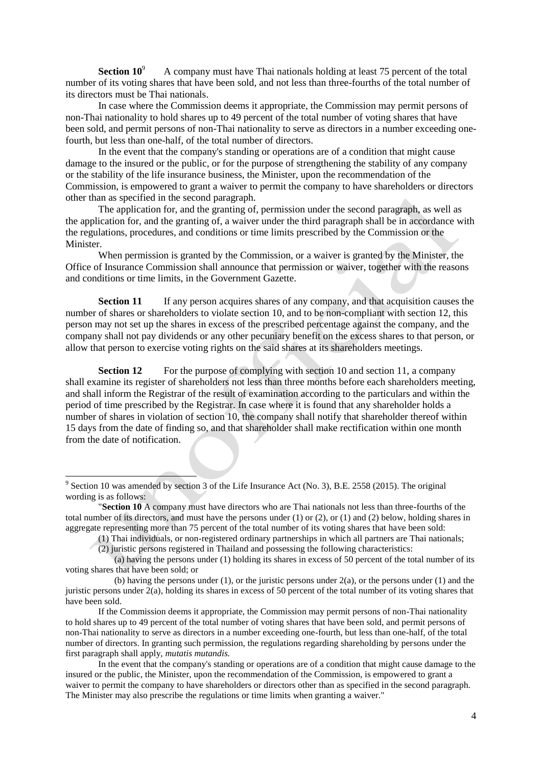**Section 10**[9] A company must have Thai nationals holding at least 75 percent of the total number of its voting shares that have been sold, and not less than three-fourths of the total number of its directors must be Thai nationals.

In case where the Commission deems it appropriate, the Commission may permit persons of non-Thai nationality to hold shares up to 49 percent of the total number of voting shares that have been sold, and permit persons of non-Thai nationality to serve as directors in a number exceeding one-fourth, but less than one-half, of the total number of directors.

In the event that the company's standing or operations are of a condition that might cause damage to the insured or the public, or for the purpose of strengthening the stability of any company or the stability of the life insurance business, the Minister, upon the recommendation of the Commission, is empowered to grant a waiver to permit the company to have shareholders or directors other than as specified in the second paragraph.

The application for, and the granting of, permission under the second paragraph, as well as the application for, and the granting of, a waiver under the third paragraph shall be in accordance with the regulations, procedures, and conditions or time limits prescribed by the Commission or the Minister.

When permission is granted by the Commission, or a waiver is granted by the Minister, the Office of Insurance Commission shall announce that permission or waiver, together with the reasons and conditions or time limits, in the Government Gazette.

**Section 11** If any person acquires shares of any company, and that acquisition causes the number of shares or shareholders to violate section 10, and to be non-compliant with section 12, this person may not set up the shares in excess of the prescribed percentage against the company, and the company shall not pay dividends or any other pecuniary benefit on the excess shares to that person, or allow that person to exercise voting rights on the said shares at its shareholders meetings.

**Section 12** For the purpose of complying with section 10 and section 11, a company shall examine its register of shareholders not less than three months before each shareholders meeting, and shall inform the Registrar of the result of examination according to the particulars and within the period of time prescribed by the Registrar. In case where it is found that any shareholder holds a number of shares in violation of section 10, the company shall notify that shareholder thereof within 15 days from the date of finding so, and that shareholder shall make rectification within one month from the date of notification.

---

[9] Section 10 was amended by section 3 of the Life Insurance Act (No. 3), B.E. 2558 (2015). The original wording is as follows:

"**Section 10** A company must have directors who are Thai nationals not less than three-fourths of the total number of its directors, and must have the persons under (1) or (2), or (1) and (2) below, holding shares in aggregate representing more than 75 percent of the total number of its voting shares that have been sold:

(1) Thai individuals, or non-registered ordinary partnerships in which all partners are Thai nationals;

(2) juristic persons registered in Thailand and possessing the following characteristics:

(a) having the persons under (1) holding its shares in excess of 50 percent of the total number of its voting shares that have been sold; or

(b) having the persons under (1), or the juristic persons under 2(a), or the persons under (1) and the juristic persons under 2(a), holding its shares in excess of 50 percent of the total number of its voting shares that have been sold.

If the Commission deems it appropriate, the Commission may permit persons of non-Thai nationality to hold shares up to 49 percent of the total number of voting shares that have been sold, and permit persons of non-Thai nationality to serve as directors in a number exceeding one-fourth, but less than one-half, of the total number of directors. In granting such permission, the regulations regarding shareholding by persons under the first paragraph shall apply, *mutatis mutandis.*

In the event that the company's standing or operations are of a condition that might cause damage to the insured or the public, the Minister, upon the recommendation of the Commission, is empowered to grant a waiver to permit the company to have shareholders or directors other than as specified in the second paragraph. The Minister may also prescribe the regulations or time limits when granting a waiver."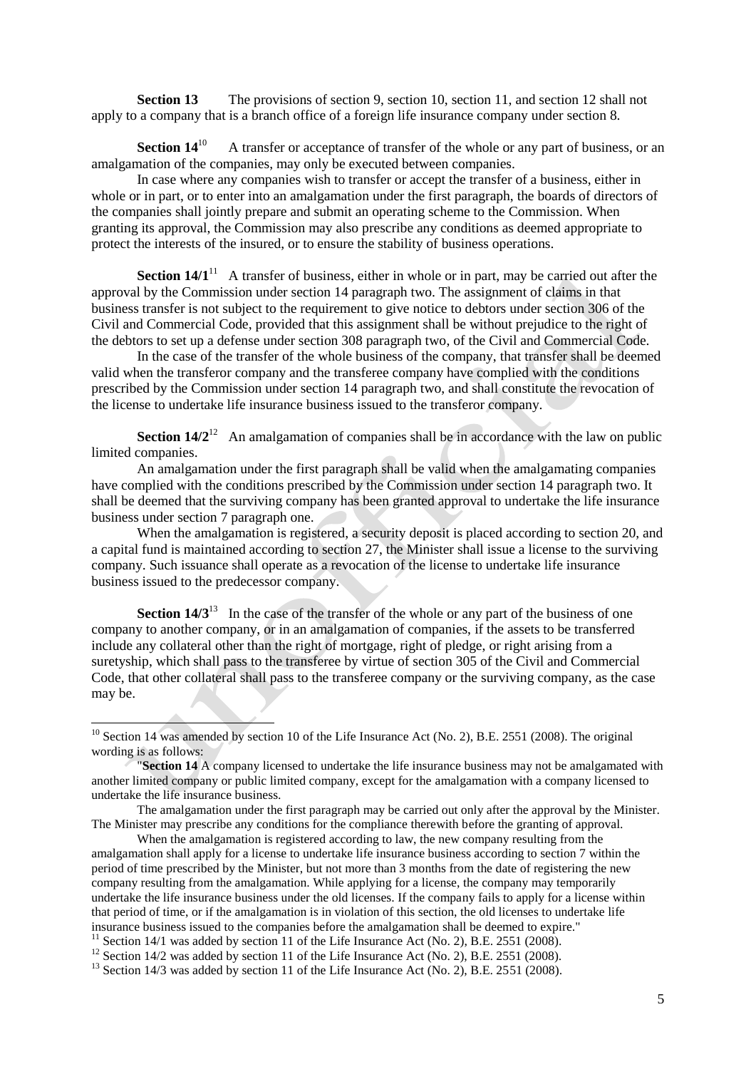**Section 13** The provisions of section 9, section 10, section 11, and section 12 shall not apply to a company that is a branch office of a foreign life insurance company under section 8.

**Section 14**[10] A transfer or acceptance of transfer of the whole or any part of business, or an amalgamation of the companies, may only be executed between companies.

In case where any companies wish to transfer or accept the transfer of a business, either in whole or in part, or to enter into an amalgamation under the first paragraph, the boards of directors of the companies shall jointly prepare and submit an operating scheme to the Commission. When granting its approval, the Commission may also prescribe any conditions as deemed appropriate to protect the interests of the insured, or to ensure the stability of business operations.

**Section 14/1**[11] A transfer of business, either in whole or in part, may be carried out after the approval by the Commission under section 14 paragraph two. The assignment of claims in that business transfer is not subject to the requirement to give notice to debtors under section 306 of the Civil and Commercial Code, provided that this assignment shall be without prejudice to the right of the debtors to set up a defense under section 308 paragraph two, of the Civil and Commercial Code.

In the case of the transfer of the whole business of the company, that transfer shall be deemed valid when the transferor company and the transferee company have complied with the conditions prescribed by the Commission under section 14 paragraph two, and shall constitute the revocation of the license to undertake life insurance business issued to the transferor company.

**Section 14/2**[12] An amalgamation of companies shall be in accordance with the law on public limited companies.

An amalgamation under the first paragraph shall be valid when the amalgamating companies have complied with the conditions prescribed by the Commission under section 14 paragraph two. It shall be deemed that the surviving company has been granted approval to undertake the life insurance business under section 7 paragraph one.

When the amalgamation is registered, a security deposit is placed according to section 20, and a capital fund is maintained according to section 27, the Minister shall issue a license to the surviving company. Such issuance shall operate as a revocation of the license to undertake life insurance business issued to the predecessor company.

**Section 14/3**[13] In the case of the transfer of the whole or any part of the business of one company to another company, or in an amalgamation of companies, if the assets to be transferred include any collateral other than the right of mortgage, right of pledge, or right arising from a suretyship, which shall pass to the transferee by virtue of section 305 of the Civil and Commercial Code, that other collateral shall pass to the transferee company or the surviving company, as the case may be.

---

[10] Section 14 was amended by section 10 of the Life Insurance Act (No. 2), B.E. 2551 (2008). The original wording is as follows:

"**Section 14** A company licensed to undertake the life insurance business may not be amalgamated with another limited company or public limited company, except for the amalgamation with a company licensed to undertake the life insurance business.

The amalgamation under the first paragraph may be carried out only after the approval by the Minister. The Minister may prescribe any conditions for the compliance therewith before the granting of approval.

When the amalgamation is registered according to law, the new company resulting from the amalgamation shall apply for a license to undertake life insurance business according to section 7 within the period of time prescribed by the Minister, but not more than 3 months from the date of registering the new company resulting from the amalgamation. While applying for a license, the company may temporarily undertake the life insurance business under the old licenses. If the company fails to apply for a license within that period of time, or if the amalgamation is in violation of this section, the old licenses to undertake life insurance business issued to the companies before the amalgamation shall be deemed to expire."

[11] Section 14/1 was added by section 11 of the Life Insurance Act (No. 2), B.E. 2551 (2008).

[12] Section 14/2 was added by section 11 of the Life Insurance Act (No. 2), B.E. 2551 (2008).

[13] Section 14/3 was added by section 11 of the Life Insurance Act (No. 2), B.E. 2551 (2008).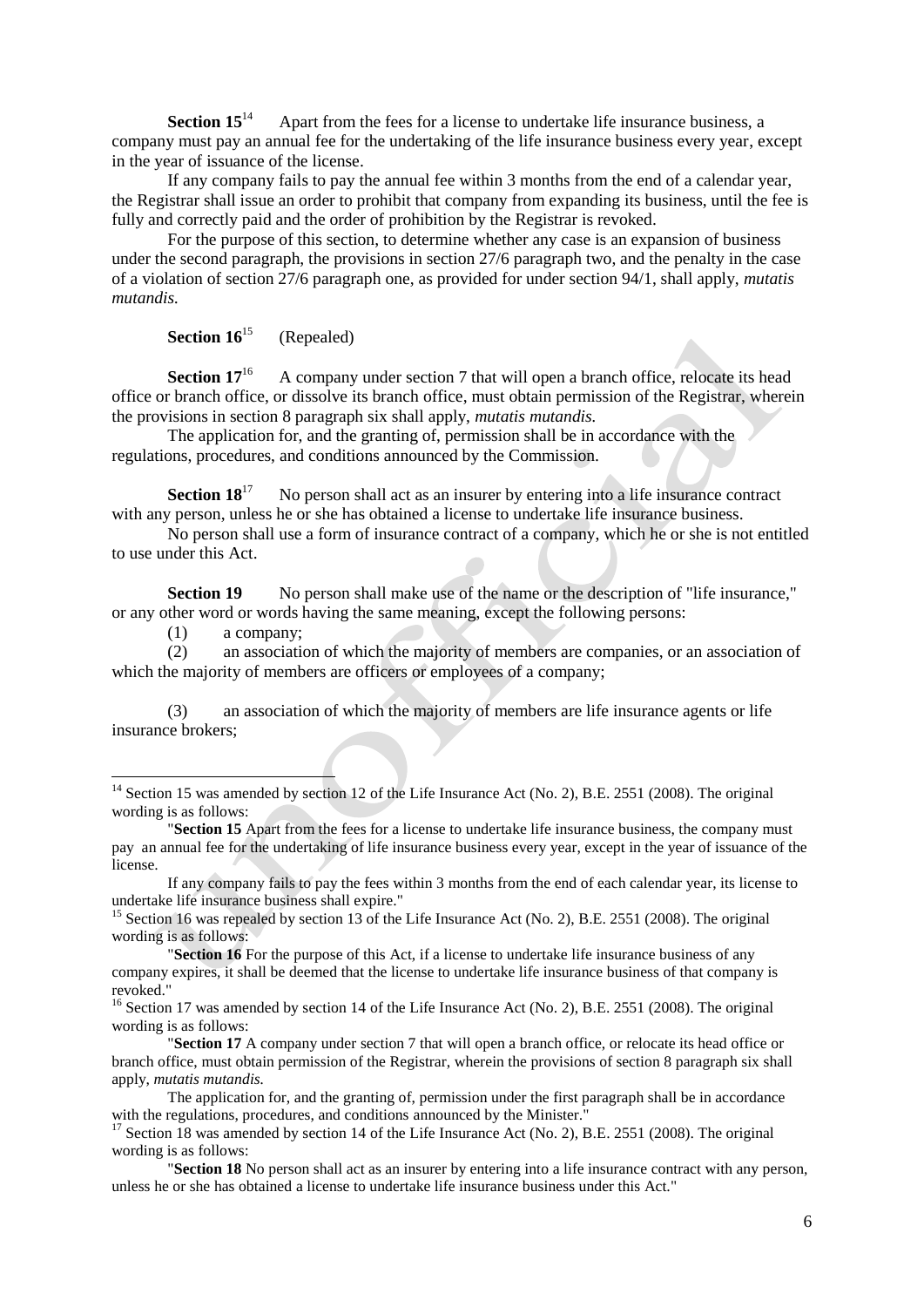**Section 15**[14] Apart from the fees for a license to undertake life insurance business, a company must pay an annual fee for the undertaking of the life insurance business every year, except in the year of issuance of the license.

If any company fails to pay the annual fee within 3 months from the end of a calendar year, the Registrar shall issue an order to prohibit that company from expanding its business, until the fee is fully and correctly paid and the order of prohibition by the Registrar is revoked.

For the purpose of this section, to determine whether any case is an expansion of business under the second paragraph, the provisions in section 27/6 paragraph two, and the penalty in the case of a violation of section 27/6 paragraph one, as provided for under section 94/1, shall apply, *mutatis mutandis.*

**Section 16**[15] (Repealed)

**Section 17**[16] A company under section 7 that will open a branch office, relocate its head office or branch office, or dissolve its branch office, must obtain permission of the Registrar, wherein the provisions in section 8 paragraph six shall apply, *mutatis mutandis.*

The application for, and the granting of, permission shall be in accordance with the regulations, procedures, and conditions announced by the Commission.

**Section 18**[17] No person shall act as an insurer by entering into a life insurance contract with any person, unless he or she has obtained a license to undertake life insurance business.

No person shall use a form of insurance contract of a company, which he or she is not entitled to use under this Act.

**Section 19** No person shall make use of the name or the description of "life insurance," or any other word or words having the same meaning, except the following persons:

(1) a company;

(2) an association of which the majority of members are companies, or an association of which the majority of members are officers or employees of a company;

(3) an association of which the majority of members are life insurance agents or life insurance brokers;

---

[14] Section 15 was amended by section 12 of the Life Insurance Act (No. 2), B.E. 2551 (2008). The original wording is as follows:

"**Section 15** Apart from the fees for a license to undertake life insurance business, the company must pay an annual fee for the undertaking of life insurance business every year, except in the year of issuance of the license.

If any company fails to pay the fees within 3 months from the end of each calendar year, its license to undertake life insurance business shall expire."

[15] Section 16 was repealed by section 13 of the Life Insurance Act (No. 2), B.E. 2551 (2008). The original wording is as follows:

"**Section 16** For the purpose of this Act, if a license to undertake life insurance business of any company expires, it shall be deemed that the license to undertake life insurance business of that company is revoked."

[16] Section 17 was amended by section 14 of the Life Insurance Act (No. 2), B.E. 2551 (2008). The original wording is as follows:

"**Section 17** A company under section 7 that will open a branch office, or relocate its head office or branch office, must obtain permission of the Registrar, wherein the provisions of section 8 paragraph six shall apply, *mutatis mutandis.*

The application for, and the granting of, permission under the first paragraph shall be in accordance with the regulations, procedures, and conditions announced by the Minister."

[17] Section 18 was amended by section 14 of the Life Insurance Act (No. 2), B.E. 2551 (2008). The original wording is as follows:

"**Section 18** No person shall act as an insurer by entering into a life insurance contract with any person, unless he or she has obtained a license to undertake life insurance business under this Act."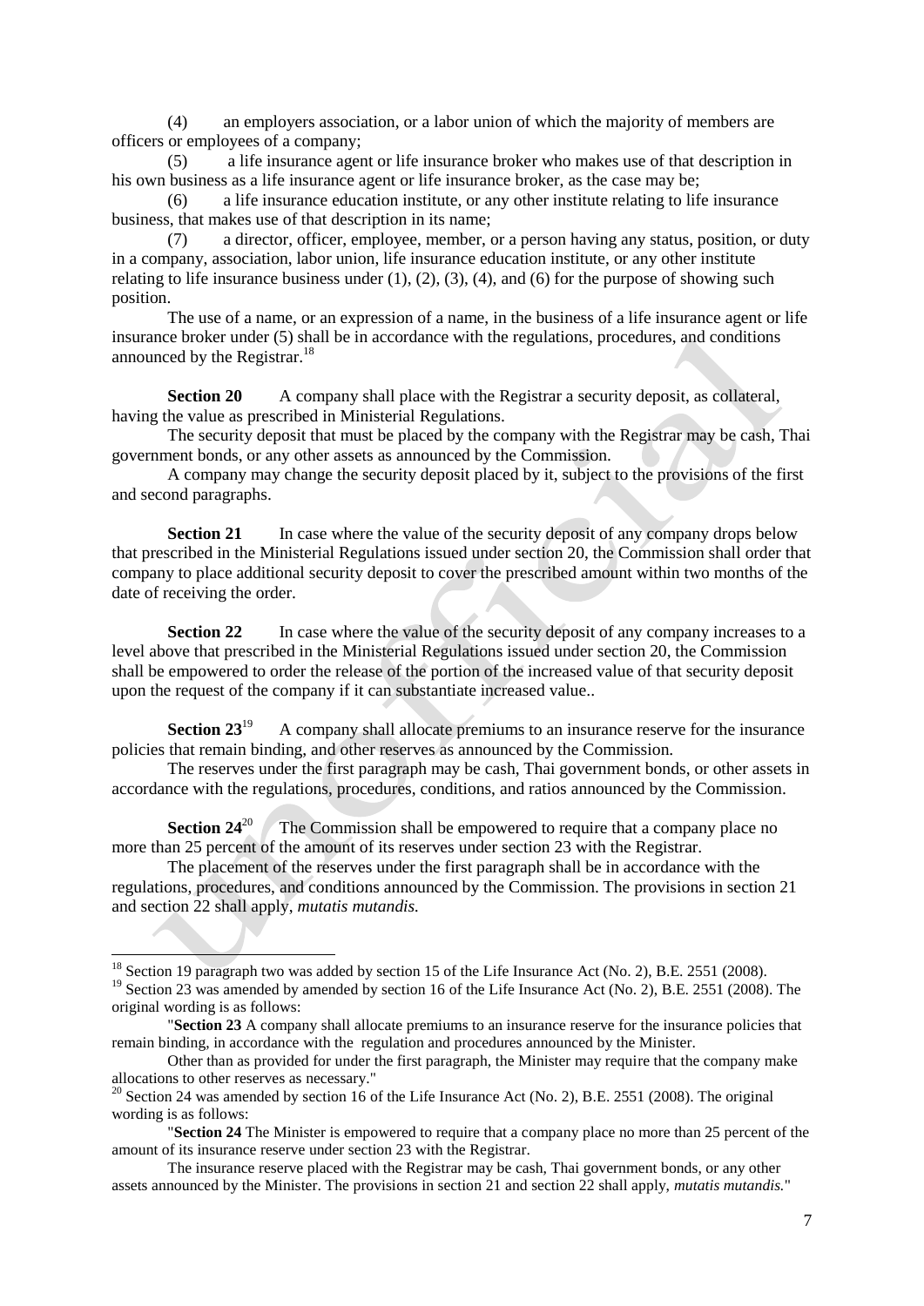(4) an employers association, or a labor union of which the majority of members are officers or employees of a company;

(5) a life insurance agent or life insurance broker who makes use of that description in his own business as a life insurance agent or life insurance broker, as the case may be;

(6) a life insurance education institute, or any other institute relating to life insurance business, that makes use of that description in its name;

(7) a director, officer, employee, member, or a person having any status, position, or duty in a company, association, labor union, life insurance education institute, or any other institute relating to life insurance business under (1), (2), (3), (4), and (6) for the purpose of showing such position.

The use of a name, or an expression of a name, in the business of a life insurance agent or life insurance broker under (5) shall be in accordance with the regulations, procedures, and conditions announced by the Registrar.[18]

**Section 20** A company shall place with the Registrar a security deposit, as collateral, having the value as prescribed in Ministerial Regulations.

The security deposit that must be placed by the company with the Registrar may be cash, Thai government bonds, or any other assets as announced by the Commission.

A company may change the security deposit placed by it, subject to the provisions of the first and second paragraphs.

**Section 21** In case where the value of the security deposit of any company drops below that prescribed in the Ministerial Regulations issued under section 20, the Commission shall order that company to place additional security deposit to cover the prescribed amount within two months of the date of receiving the order.

**Section 22** In case where the value of the security deposit of any company increases to a level above that prescribed in the Ministerial Regulations issued under section 20, the Commission shall be empowered to order the release of the portion of the increased value of that security deposit upon the request of the company if it can substantiate increased value..

**Section 23**[19] A company shall allocate premiums to an insurance reserve for the insurance policies that remain binding, and other reserves as announced by the Commission.

The reserves under the first paragraph may be cash, Thai government bonds, or other assets in accordance with the regulations, procedures, conditions, and ratios announced by the Commission.

**Section 24**[20] The Commission shall be empowered to require that a company place no more than 25 percent of the amount of its reserves under section 23 with the Registrar.

The placement of the reserves under the first paragraph shall be in accordance with the regulations, procedures, and conditions announced by the Commission. The provisions in section 21 and section 22 shall apply, *mutatis mutandis.*

---

[18] Section 19 paragraph two was added by section 15 of the Life Insurance Act (No. 2), B.E. 2551 (2008).

[19] Section 23 was amended by amended by section 16 of the Life Insurance Act (No. 2), B.E. 2551 (2008). The original wording is as follows:

"**Section 23** A company shall allocate premiums to an insurance reserve for the insurance policies that remain binding, in accordance with the regulation and procedures announced by the Minister.

Other than as provided for under the first paragraph, the Minister may require that the company make allocations to other reserves as necessary."

[20] Section 24 was amended by section 16 of the Life Insurance Act (No. 2), B.E. 2551 (2008). The original wording is as follows:

"**Section 24** The Minister is empowered to require that a company place no more than 25 percent of the amount of its insurance reserve under section 23 with the Registrar.

The insurance reserve placed with the Registrar may be cash, Thai government bonds, or any other assets announced by the Minister. The provisions in section 21 and section 22 shall apply, *mutatis mutandis.*"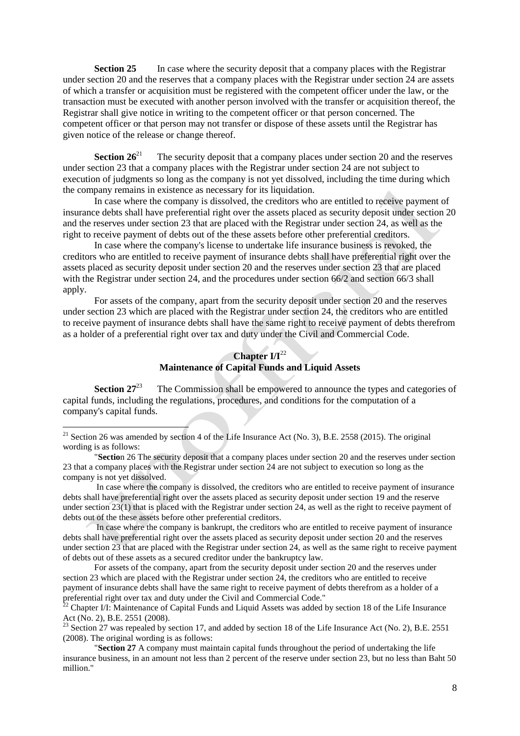**Section 25** In case where the security deposit that a company places with the Registrar under section 20 and the reserves that a company places with the Registrar under section 24 are assets of which a transfer or acquisition must be registered with the competent officer under the law, or the transaction must be executed with another person involved with the transfer or acquisition thereof, the Registrar shall give notice in writing to the competent officer or that person concerned. The competent officer or that person may not transfer or dispose of these assets until the Registrar has given notice of the release or change thereof.

**Section 26**[21] The security deposit that a company places under section 20 and the reserves under section 23 that a company places with the Registrar under section 24 are not subject to execution of judgments so long as the company is not yet dissolved, including the time during which the company remains in existence as necessary for its liquidation.

In case where the company is dissolved, the creditors who are entitled to receive payment of insurance debts shall have preferential right over the assets placed as security deposit under section 20 and the reserves under section 23 that are placed with the Registrar under section 24, as well as the right to receive payment of debts out of the these assets before other preferential creditors.

In case where the company's license to undertake life insurance business is revoked, the creditors who are entitled to receive payment of insurance debts shall have preferential right over the assets placed as security deposit under section 20 and the reserves under section 23 that are placed with the Registrar under section 24, and the procedures under section 66/2 and section 66/3 shall apply.

For assets of the company, apart from the security deposit under section 20 and the reserves under section 23 which are placed with the Registrar under section 24, the creditors who are entitled to receive payment of insurance debts shall have the same right to receive payment of debts therefrom as a holder of a preferential right over tax and duty under the Civil and Commercial Code.

## Chapter I/I[22]
## Maintenance of Capital Funds and Liquid Assets

**Section 27**[23] The Commission shall be empowered to announce the types and categories of capital funds, including the regulations, procedures, and conditions for the computation of a company's capital funds.

---

[21] Section 26 was amended by section 4 of the Life Insurance Act (No. 3), B.E. 2558 (2015). The original wording is as follows:

"**Sectio**n 26 The security deposit that a company places under section 20 and the reserves under section 23 that a company places with the Registrar under section 24 are not subject to execution so long as the company is not yet dissolved.

In case where the company is dissolved, the creditors who are entitled to receive payment of insurance debts shall have preferential right over the assets placed as security deposit under section 19 and the reserve under section 23(1) that is placed with the Registrar under section 24, as well as the right to receive payment of debts out of the these assets before other preferential creditors.

In case where the company is bankrupt, the creditors who are entitled to receive payment of insurance debts shall have preferential right over the assets placed as security deposit under section 20 and the reserves under section 23 that are placed with the Registrar under section 24, as well as the same right to receive payment of debts out of these assets as a secured creditor under the bankruptcy law.

For assets of the company, apart from the security deposit under section 20 and the reserves under section 23 which are placed with the Registrar under section 24, the creditors who are entitled to receive payment of insurance debts shall have the same right to receive payment of debts therefrom as a holder of a preferential right over tax and duty under the Civil and Commercial Code."

[22] Chapter I/I: Maintenance of Capital Funds and Liquid Assets was added by section 18 of the Life Insurance Act (No. 2), B.E. 2551 (2008).

[23] Section 27 was repealed by section 17, and added by section 18 of the Life Insurance Act (No. 2), B.E. 2551 (2008). The original wording is as follows:

"**Section 27** A company must maintain capital funds throughout the period of undertaking the life insurance business, in an amount not less than 2 percent of the reserve under section 23, but no less than Baht 50 million."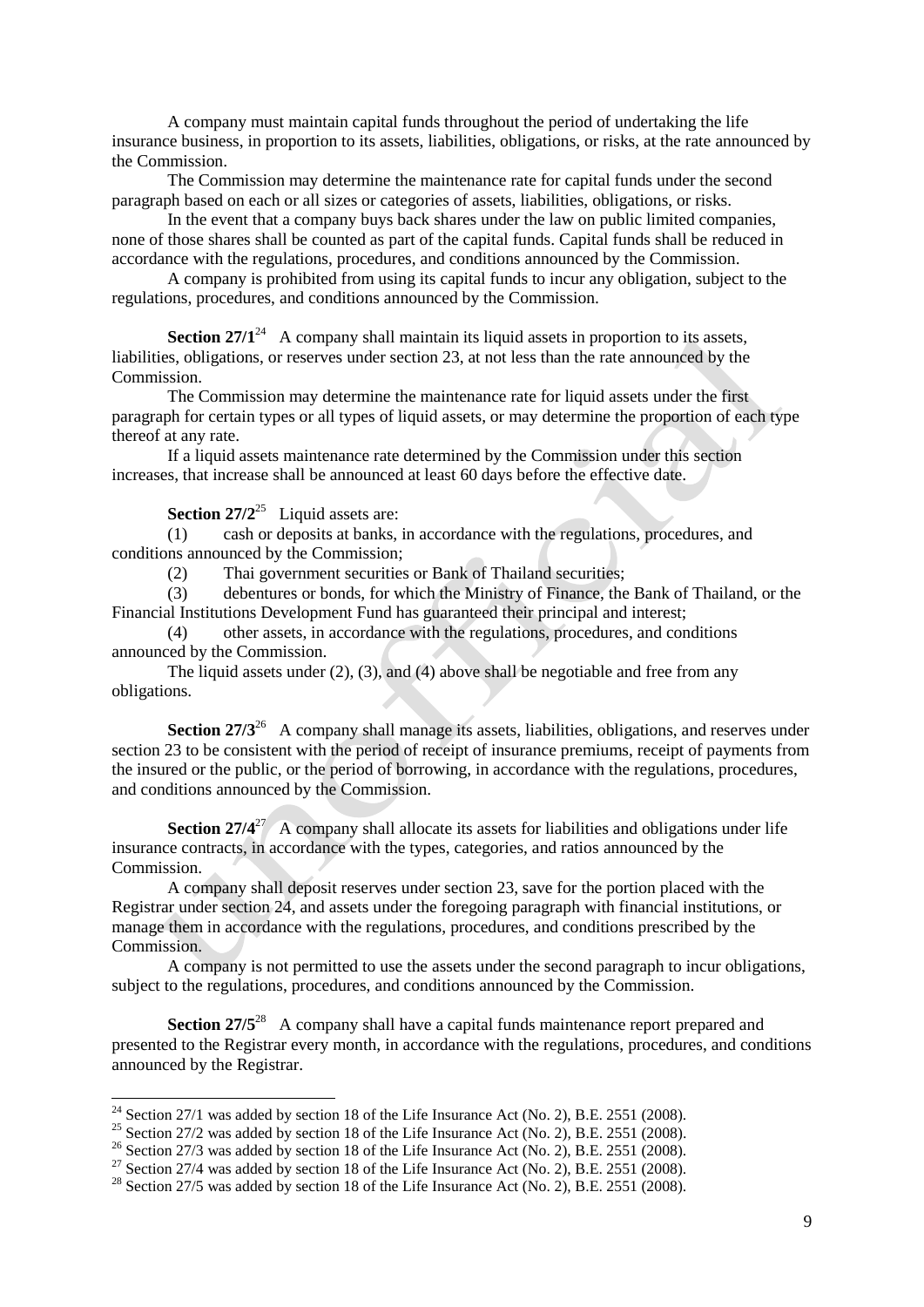A company must maintain capital funds throughout the period of undertaking the life insurance business, in proportion to its assets, liabilities, obligations, or risks, at the rate announced by the Commission.

The Commission may determine the maintenance rate for capital funds under the second paragraph based on each or all sizes or categories of assets, liabilities, obligations, or risks.

In the event that a company buys back shares under the law on public limited companies, none of those shares shall be counted as part of the capital funds. Capital funds shall be reduced in accordance with the regulations, procedures, and conditions announced by the Commission.

A company is prohibited from using its capital funds to incur any obligation, subject to the regulations, procedures, and conditions announced by the Commission.

**Section 27/1**[24] A company shall maintain its liquid assets in proportion to its assets, liabilities, obligations, or reserves under section 23, at not less than the rate announced by the Commission.

The Commission may determine the maintenance rate for liquid assets under the first paragraph for certain types or all types of liquid assets, or may determine the proportion of each type thereof at any rate.

If a liquid assets maintenance rate determined by the Commission under this section increases, that increase shall be announced at least 60 days before the effective date.

**Section 27/2**[25] Liquid assets are:

(1) cash or deposits at banks, in accordance with the regulations, procedures, and conditions announced by the Commission;

(2) Thai government securities or Bank of Thailand securities;

(3) debentures or bonds, for which the Ministry of Finance, the Bank of Thailand, or the Financial Institutions Development Fund has guaranteed their principal and interest;

(4) other assets, in accordance with the regulations, procedures, and conditions announced by the Commission.

The liquid assets under (2), (3), and (4) above shall be negotiable and free from any obligations.

**Section 27/3**[26] A company shall manage its assets, liabilities, obligations, and reserves under section 23 to be consistent with the period of receipt of insurance premiums, receipt of payments from the insured or the public, or the period of borrowing, in accordance with the regulations, procedures, and conditions announced by the Commission.

**Section 27/4**[27] A company shall allocate its assets for liabilities and obligations under life insurance contracts, in accordance with the types, categories, and ratios announced by the Commission.

A company shall deposit reserves under section 23, save for the portion placed with the Registrar under section 24, and assets under the foregoing paragraph with financial institutions, or manage them in accordance with the regulations, procedures, and conditions prescribed by the Commission.

A company is not permitted to use the assets under the second paragraph to incur obligations, subject to the regulations, procedures, and conditions announced by the Commission.

**Section 27/5**[28] A company shall have a capital funds maintenance report prepared and presented to the Registrar every month, in accordance with the regulations, procedures, and conditions announced by the Registrar.

---

[24] Section 27/1 was added by section 18 of the Life Insurance Act (No. 2), B.E. 2551 (2008).

[25] Section 27/2 was added by section 18 of the Life Insurance Act (No. 2), B.E. 2551 (2008).

[26] Section 27/3 was added by section 18 of the Life Insurance Act (No. 2), B.E. 2551 (2008).

[27] Section 27/4 was added by section 18 of the Life Insurance Act (No. 2), B.E. 2551 (2008).

[28] Section 27/5 was added by section 18 of the Life Insurance Act (No. 2), B.E. 2551 (2008).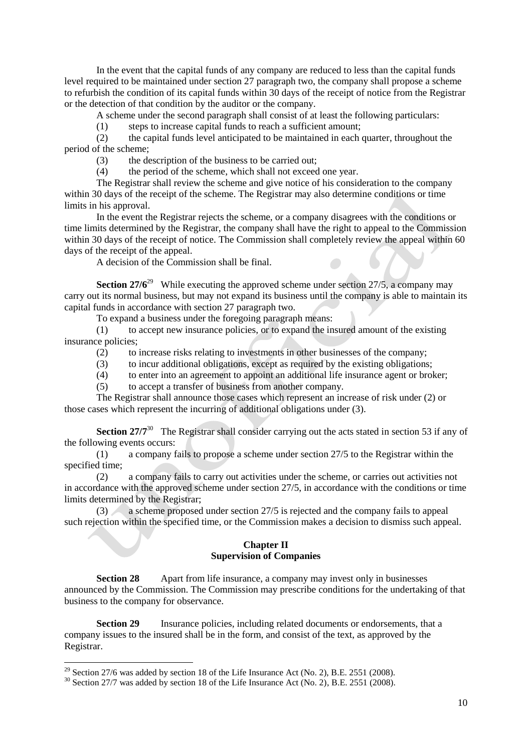In the event that the capital funds of any company are reduced to less than the capital funds level required to be maintained under section 27 paragraph two, the company shall propose a scheme to refurbish the condition of its capital funds within 30 days of the receipt of notice from the Registrar or the detection of that condition by the auditor or the company.

A scheme under the second paragraph shall consist of at least the following particulars:

(1) steps to increase capital funds to reach a sufficient amount;

(2) the capital funds level anticipated to be maintained in each quarter, throughout the period of the scheme;

(3) the description of the business to be carried out;

(4) the period of the scheme, which shall not exceed one year.

The Registrar shall review the scheme and give notice of his consideration to the company within 30 days of the receipt of the scheme. The Registrar may also determine conditions or time limits in his approval.

In the event the Registrar rejects the scheme, or a company disagrees with the conditions or time limits determined by the Registrar, the company shall have the right to appeal to the Commission within 30 days of the receipt of notice. The Commission shall completely review the appeal within 60 days of the receipt of the appeal.

A decision of the Commission shall be final.

**Section 27/6**[29] While executing the approved scheme under section 27/5, a company may carry out its normal business, but may not expand its business until the company is able to maintain its capital funds in accordance with section 27 paragraph two.

To expand a business under the foregoing paragraph means:

(1) to accept new insurance policies, or to expand the insured amount of the existing insurance policies;

(2) to increase risks relating to investments in other businesses of the company;

(3) to incur additional obligations, except as required by the existing obligations;

(4) to enter into an agreement to appoint an additional life insurance agent or broker;

(5) to accept a transfer of business from another company.

The Registrar shall announce those cases which represent an increase of risk under (2) or those cases which represent the incurring of additional obligations under (3).

**Section 27/7**[30] The Registrar shall consider carrying out the acts stated in section 53 if any of the following events occurs:

(1) a company fails to propose a scheme under section 27/5 to the Registrar within the specified time;

(2) a company fails to carry out activities under the scheme, or carries out activities not in accordance with the approved scheme under section 27/5, in accordance with the conditions or time limits determined by the Registrar;

(3) a scheme proposed under section 27/5 is rejected and the company fails to appeal such rejection within the specified time, or the Commission makes a decision to dismiss such appeal.

## Chapter II
## Supervision of Companies

**Section 28** Apart from life insurance, a company may invest only in businesses announced by the Commission. The Commission may prescribe conditions for the undertaking of that business to the company for observance.

**Section 29** Insurance policies, including related documents or endorsements, that a company issues to the insured shall be in the form, and consist of the text, as approved by the Registrar.

---

[29] Section 27/6 was added by section 18 of the Life Insurance Act (No. 2), B.E. 2551 (2008).

[30] Section 27/7 was added by section 18 of the Life Insurance Act (No. 2), B.E. 2551 (2008).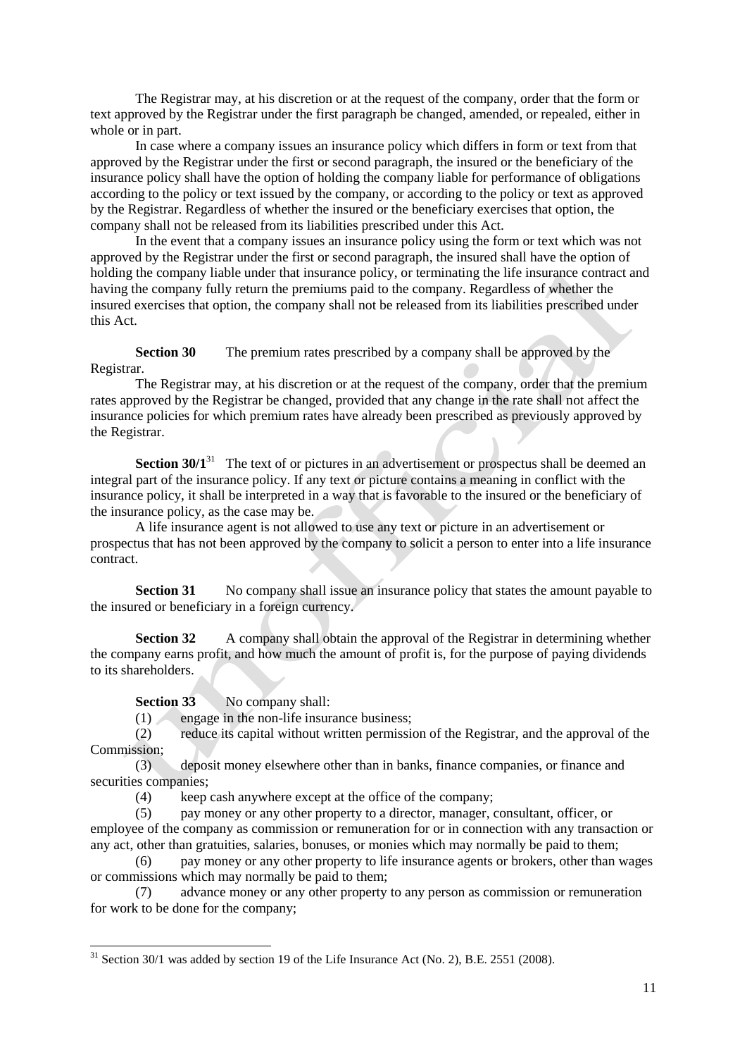The Registrar may, at his discretion or at the request of the company, order that the form or text approved by the Registrar under the first paragraph be changed, amended, or repealed, either in whole or in part.

In case where a company issues an insurance policy which differs in form or text from that approved by the Registrar under the first or second paragraph, the insured or the beneficiary of the insurance policy shall have the option of holding the company liable for performance of obligations according to the policy or text issued by the company, or according to the policy or text as approved by the Registrar. Regardless of whether the insured or the beneficiary exercises that option, the company shall not be released from its liabilities prescribed under this Act.

In the event that a company issues an insurance policy using the form or text which was not approved by the Registrar under the first or second paragraph, the insured shall have the option of holding the company liable under that insurance policy, or terminating the life insurance contract and having the company fully return the premiums paid to the company. Regardless of whether the insured exercises that option, the company shall not be released from its liabilities prescribed under this Act.

**Section 30** The premium rates prescribed by a company shall be approved by the Registrar.

The Registrar may, at his discretion or at the request of the company, order that the premium rates approved by the Registrar be changed, provided that any change in the rate shall not affect the insurance policies for which premium rates have already been prescribed as previously approved by the Registrar.

**Section 30/1**[31] The text of or pictures in an advertisement or prospectus shall be deemed an integral part of the insurance policy. If any text or picture contains a meaning in conflict with the insurance policy, it shall be interpreted in a way that is favorable to the insured or the beneficiary of the insurance policy, as the case may be.

A life insurance agent is not allowed to use any text or picture in an advertisement or prospectus that has not been approved by the company to solicit a person to enter into a life insurance contract.

**Section 31** No company shall issue an insurance policy that states the amount payable to the insured or beneficiary in a foreign currency.

**Section 32** A company shall obtain the approval of the Registrar in determining whether the company earns profit, and how much the amount of profit is, for the purpose of paying dividends to its shareholders.

**Section 33** No company shall:

(1) engage in the non-life insurance business;

(2) reduce its capital without written permission of the Registrar, and the approval of the Commission;

(3) deposit money elsewhere other than in banks, finance companies, or finance and securities companies;

(4) keep cash anywhere except at the office of the company;

(5) pay money or any other property to a director, manager, consultant, officer, or employee of the company as commission or remuneration for or in connection with any transaction or any act, other than gratuities, salaries, bonuses, or monies which may normally be paid to them;

(6) pay money or any other property to life insurance agents or brokers, other than wages or commissions which may normally be paid to them;

(7) advance money or any other property to any person as commission or remuneration for work to be done for the company;

---

[31] Section 30/1 was added by section 19 of the Life Insurance Act (No. 2), B.E. 2551 (2008).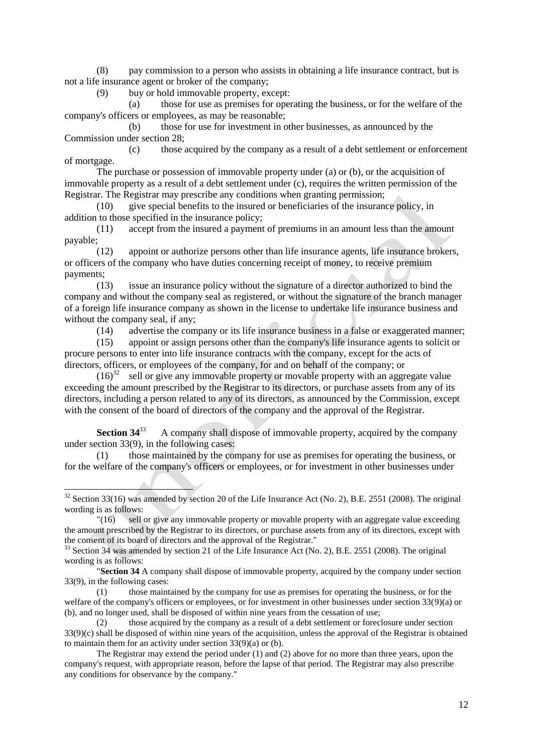(8) pay commission to a person who assists in obtaining a life insurance contract, but is not a life insurance agent or broker of the company;

(9) buy or hold immovable property, except:

(a) those for use as premises for operating the business, or for the welfare of the company's officers or employees, as may be reasonable;

(b) those for use for investment in other businesses, as announced by the Commission under section 28;

(c) those acquired by the company as a result of a debt settlement or enforcement of mortgage.

The purchase or possession of immovable property under (a) or (b), or the acquisition of immovable property as a result of a debt settlement under (c), requires the written permission of the Registrar. The Registrar may prescribe any conditions when granting permission;

(10) give special benefits to the insured or beneficiaries of the insurance policy, in addition to those specified in the insurance policy;

(11) accept from the insured a payment of premiums in an amount less than the amount payable;

(12) appoint or authorize persons other than life insurance agents, life insurance brokers, or officers of the company who have duties concerning receipt of money, to receive premium payments;

(13) issue an insurance policy without the signature of a director authorized to bind the company and without the company seal as registered, or without the signature of the branch manager of a foreign life insurance company as shown in the license to undertake life insurance business and without the company seal, if any;

(14) advertise the company or its life insurance business in a false or exaggerated manner;

(15) appoint or assign persons other than the company's life insurance agents to solicit or procure persons to enter into life insurance contracts with the company, except for the acts of directors, officers, or employees of the company, for and on behalf of the company; or

(16)[32] sell or give any immovable property or movable property with an aggregate value exceeding the amount prescribed by the Registrar to its directors, or purchase assets from any of its directors, including a person related to any of its directors, as announced by the Commission, except with the consent of the board of directors of the company and the approval of the Registrar.

**Section 34**[33] A company shall dispose of immovable property, acquired by the company under section 33(9), in the following cases:

(1) those maintained by the company for use as premises for operating the business, or for the welfare of the company's officers or employees, or for investment in other businesses under

---

[32] Section 33(16) was amended by section 20 of the Life Insurance Act (No. 2), B.E. 2551 (2008). The original wording is as follows:

"(16) sell or give any immovable property or movable property with an aggregate value exceeding the amount prescribed by the Registrar to its directors, or purchase assets from any of its directors, except with the consent of its board of directors and the approval of the Registrar."

[33] Section 34 was amended by section 21 of the Life Insurance Act (No. 2), B.E. 2551 (2008). The original wording is as follows:

"**Section 34** A company shall dispose of immovable property, acquired by the company under section 33(9), in the following cases:

(1) those maintained by the company for use as premises for operating the business, or for the welfare of the company's officers or employees, or for investment in other businesses under section 33(9)(a) or (b), and no longer used, shall be disposed of within nine years from the cessation of use;

(2) those acquired by the company as a result of a debt settlement or foreclosure under section 33(9)(c) shall be disposed of within nine years of the acquisition, unless the approval of the Registrar is obtained to maintain them for an activity under section 33(9)(a) or (b).

The Registrar may extend the period under (1) and (2) above for no more than three years, upon the company's request, with appropriate reason, before the lapse of that period. The Registrar may also prescribe any conditions for observance by the company."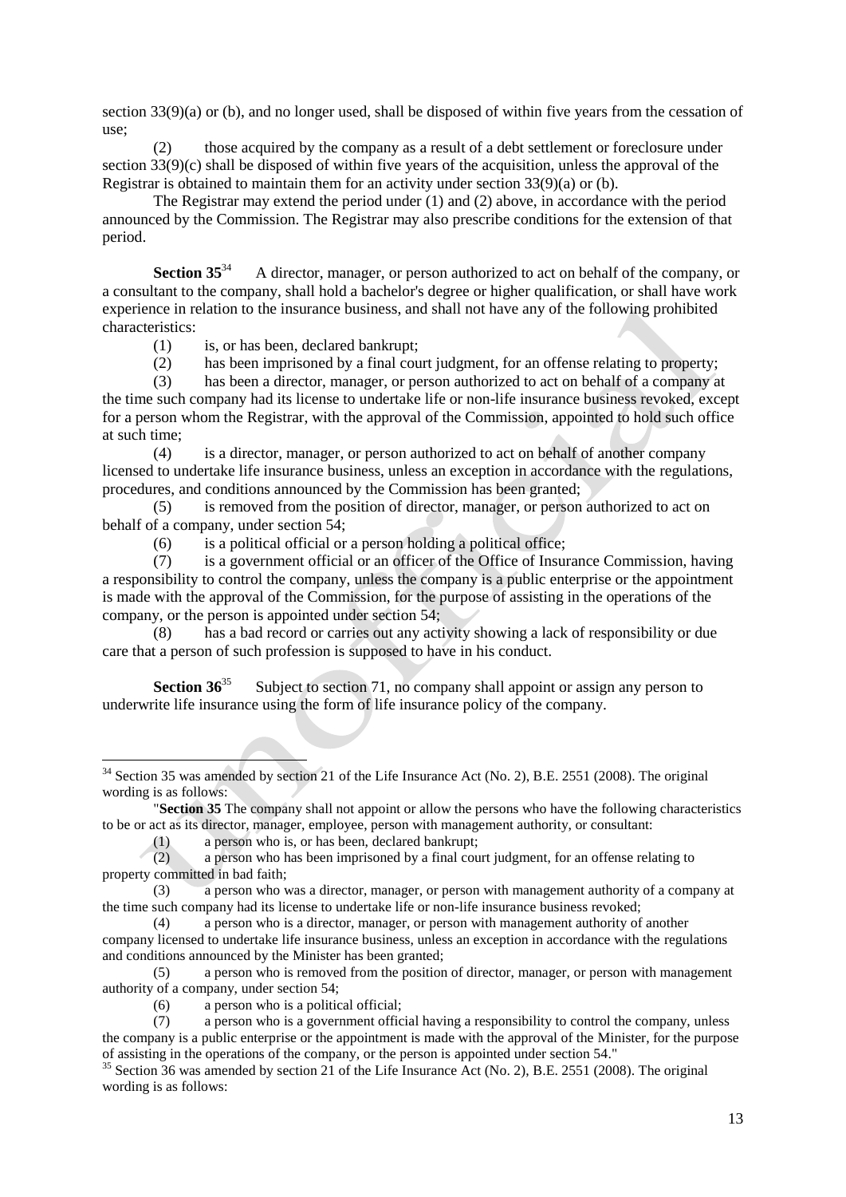section 33(9)(a) or (b), and no longer used, shall be disposed of within five years from the cessation of use;

(2) those acquired by the company as a result of a debt settlement or foreclosure under section 33(9)(c) shall be disposed of within five years of the acquisition, unless the approval of the Registrar is obtained to maintain them for an activity under section 33(9)(a) or (b).

The Registrar may extend the period under (1) and (2) above, in accordance with the period announced by the Commission. The Registrar may also prescribe conditions for the extension of that period.

**Section 35**[34] A director, manager, or person authorized to act on behalf of the company, or a consultant to the company, shall hold a bachelor's degree or higher qualification, or shall have work experience in relation to the insurance business, and shall not have any of the following prohibited characteristics:

(1) is, or has been, declared bankrupt;

(2) has been imprisoned by a final court judgment, for an offense relating to property;

(3) has been a director, manager, or person authorized to act on behalf of a company at the time such company had its license to undertake life or non-life insurance business revoked, except for a person whom the Registrar, with the approval of the Commission, appointed to hold such office at such time;

(4) is a director, manager, or person authorized to act on behalf of another company licensed to undertake life insurance business, unless an exception in accordance with the regulations, procedures, and conditions announced by the Commission has been granted;

(5) is removed from the position of director, manager, or person authorized to act on behalf of a company, under section 54;

(6) is a political official or a person holding a political office;

(7) is a government official or an officer of the Office of Insurance Commission, having a responsibility to control the company, unless the company is a public enterprise or the appointment is made with the approval of the Commission, for the purpose of assisting in the operations of the company, or the person is appointed under section 54;

(8) has a bad record or carries out any activity showing a lack of responsibility or due care that a person of such profession is supposed to have in his conduct.

**Section 36**[35] Subject to section 71, no company shall appoint or assign any person to underwrite life insurance using the form of life insurance policy of the company.

---

[34] Section 35 was amended by section 21 of the Life Insurance Act (No. 2), B.E. 2551 (2008). The original wording is as follows:

"**Section 35** The company shall not appoint or allow the persons who have the following characteristics to be or act as its director, manager, employee, person with management authority, or consultant:

(1) a person who is, or has been, declared bankrupt;

(2) a person who has been imprisoned by a final court judgment, for an offense relating to property committed in bad faith;

(3) a person who was a director, manager, or person with management authority of a company at the time such company had its license to undertake life or non-life insurance business revoked;

(4) a person who is a director, manager, or person with management authority of another company licensed to undertake life insurance business, unless an exception in accordance with the regulations and conditions announced by the Minister has been granted;

(5) a person who is removed from the position of director, manager, or person with management authority of a company, under section 54;

(6) a person who is a political official;

(7) a person who is a government official having a responsibility to control the company, unless the company is a public enterprise or the appointment is made with the approval of the Minister, for the purpose of assisting in the operations of the company, or the person is appointed under section 54."

[35] Section 36 was amended by section 21 of the Life Insurance Act (No. 2), B.E. 2551 (2008). The original wording is as follows: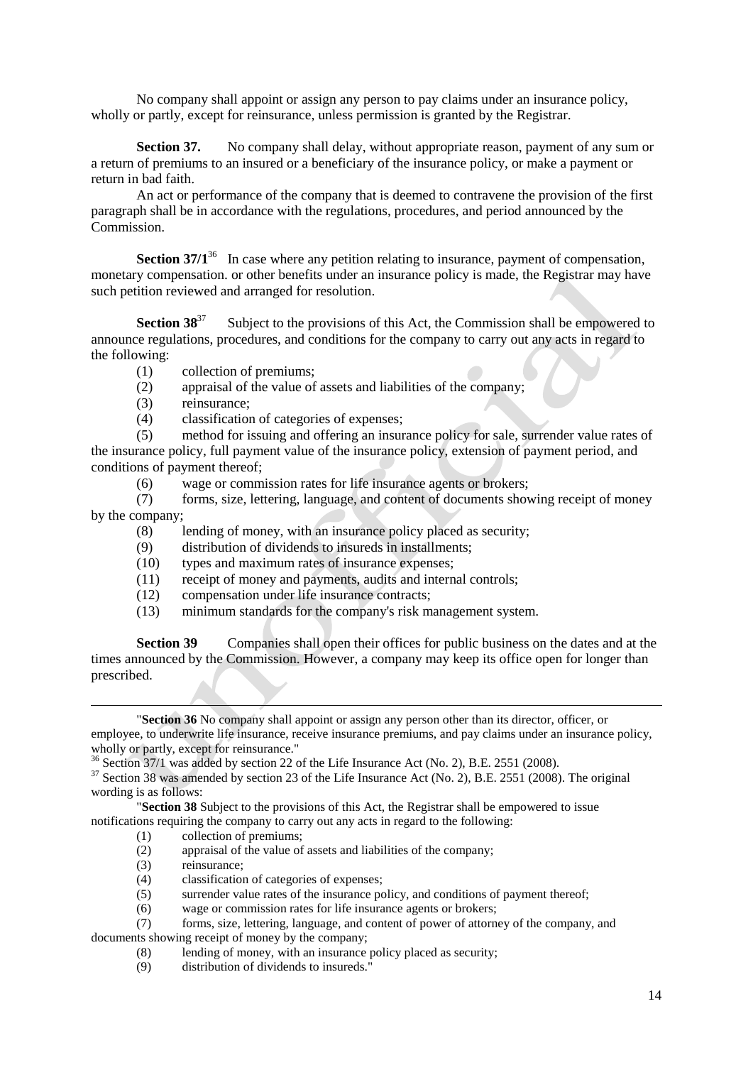No company shall appoint or assign any person to pay claims under an insurance policy, wholly or partly, except for reinsurance, unless permission is granted by the Registrar.

**Section 37.** No company shall delay, without appropriate reason, payment of any sum or a return of premiums to an insured or a beneficiary of the insurance policy, or make a payment or return in bad faith.

An act or performance of the company that is deemed to contravene the provision of the first paragraph shall be in accordance with the regulations, procedures, and period announced by the Commission.

**Section 37/1**[36] In case where any petition relating to insurance, payment of compensation, monetary compensation. or other benefits under an insurance policy is made, the Registrar may have such petition reviewed and arranged for resolution.

**Section 38**[37] Subject to the provisions of this Act, the Commission shall be empowered to announce regulations, procedures, and conditions for the company to carry out any acts in regard to the following:

(1) collection of premiums;
(2) appraisal of the value of assets and liabilities of the company;
(3) reinsurance;
(4) classification of categories of expenses;
(5) method for issuing and offering an insurance policy for sale, surrender value rates of the insurance policy, full payment value of the insurance policy, extension of payment period, and conditions of payment thereof;
(6) wage or commission rates for life insurance agents or brokers;
(7) forms, size, lettering, language, and content of documents showing receipt of money by the company;
(8) lending of money, with an insurance policy placed as security;
(9) distribution of dividends to insureds in installments;
(10) types and maximum rates of insurance expenses;
(11) receipt of money and payments, audits and internal controls;
(12) compensation under life insurance contracts;
(13) minimum standards for the company's risk management system.

**Section 39** Companies shall open their offices for public business on the dates and at the times announced by the Commission. However, a company may keep its office open for longer than prescribed.

---

"**Section 36** No company shall appoint or assign any person other than its director, officer, or employee, to underwrite life insurance, receive insurance premiums, and pay claims under an insurance policy, wholly or partly, except for reinsurance."

[36] Section 37/1 was added by section 22 of the Life Insurance Act (No. 2), B.E. 2551 (2008).

[37] Section 38 was amended by section 23 of the Life Insurance Act (No. 2), B.E. 2551 (2008). The original wording is as follows:

"**Section 38** Subject to the provisions of this Act, the Registrar shall be empowered to issue notifications requiring the company to carry out any acts in regard to the following:

(1) collection of premiums;
(2) appraisal of the value of assets and liabilities of the company;
(3) reinsurance;
(4) classification of categories of expenses;
(5) surrender value rates of the insurance policy, and conditions of payment thereof;
(6) wage or commission rates for life insurance agents or brokers;
(7) forms, size, lettering, language, and content of power of attorney of the company, and documents showing receipt of money by the company;
(8) lending of money, with an insurance policy placed as security;
(9) distribution of dividends to insureds."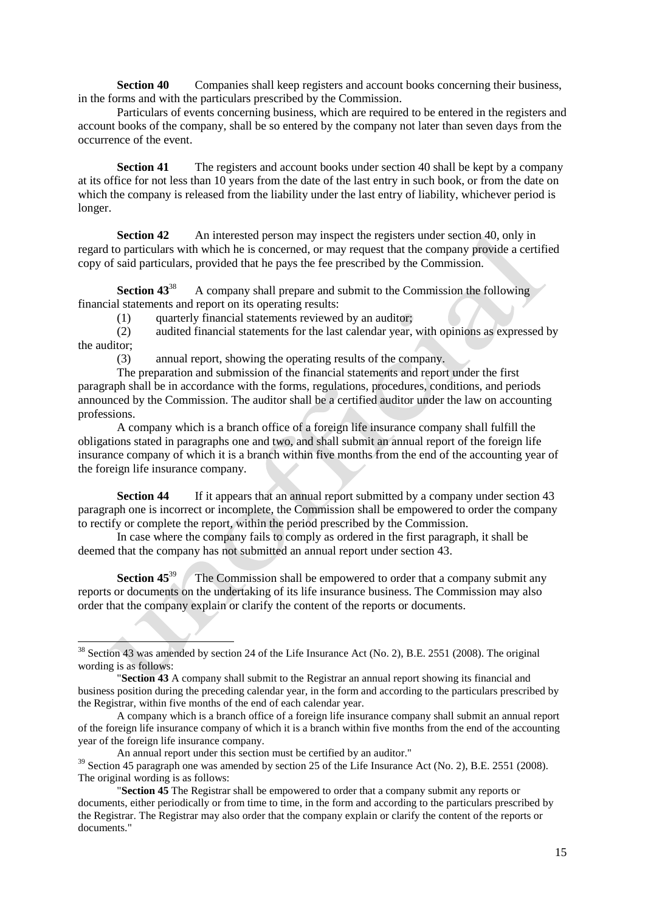**Section 40** Companies shall keep registers and account books concerning their business, in the forms and with the particulars prescribed by the Commission.

Particulars of events concerning business, which are required to be entered in the registers and account books of the company, shall be so entered by the company not later than seven days from the occurrence of the event.

**Section 41** The registers and account books under section 40 shall be kept by a company at its office for not less than 10 years from the date of the last entry in such book, or from the date on which the company is released from the liability under the last entry of liability, whichever period is longer.

**Section 42** An interested person may inspect the registers under section 40, only in regard to particulars with which he is concerned, or may request that the company provide a certified copy of said particulars, provided that he pays the fee prescribed by the Commission.

**Section 43**[38] A company shall prepare and submit to the Commission the following financial statements and report on its operating results:

(1) quarterly financial statements reviewed by an auditor;

(2) audited financial statements for the last calendar year, with opinions as expressed by the auditor;

(3) annual report, showing the operating results of the company.

The preparation and submission of the financial statements and report under the first paragraph shall be in accordance with the forms, regulations, procedures, conditions, and periods announced by the Commission. The auditor shall be a certified auditor under the law on accounting professions.

A company which is a branch office of a foreign life insurance company shall fulfill the obligations stated in paragraphs one and two, and shall submit an annual report of the foreign life insurance company of which it is a branch within five months from the end of the accounting year of the foreign life insurance company.

**Section 44** If it appears that an annual report submitted by a company under section 43 paragraph one is incorrect or incomplete, the Commission shall be empowered to order the company to rectify or complete the report, within the period prescribed by the Commission.

In case where the company fails to comply as ordered in the first paragraph, it shall be deemed that the company has not submitted an annual report under section 43.

**Section 45**[39] The Commission shall be empowered to order that a company submit any reports or documents on the undertaking of its life insurance business. The Commission may also order that the company explain or clarify the content of the reports or documents.

---

[38] Section 43 was amended by section 24 of the Life Insurance Act (No. 2), B.E. 2551 (2008). The original wording is as follows:

"**Section 43** A company shall submit to the Registrar an annual report showing its financial and business position during the preceding calendar year, in the form and according to the particulars prescribed by the Registrar, within five months of the end of each calendar year.

A company which is a branch office of a foreign life insurance company shall submit an annual report of the foreign life insurance company of which it is a branch within five months from the end of the accounting year of the foreign life insurance company.

An annual report under this section must be certified by an auditor."

[39] Section 45 paragraph one was amended by section 25 of the Life Insurance Act (No. 2), B.E. 2551 (2008). The original wording is as follows:

"**Section 45** The Registrar shall be empowered to order that a company submit any reports or documents, either periodically or from time to time, in the form and according to the particulars prescribed by the Registrar. The Registrar may also order that the company explain or clarify the content of the reports or documents."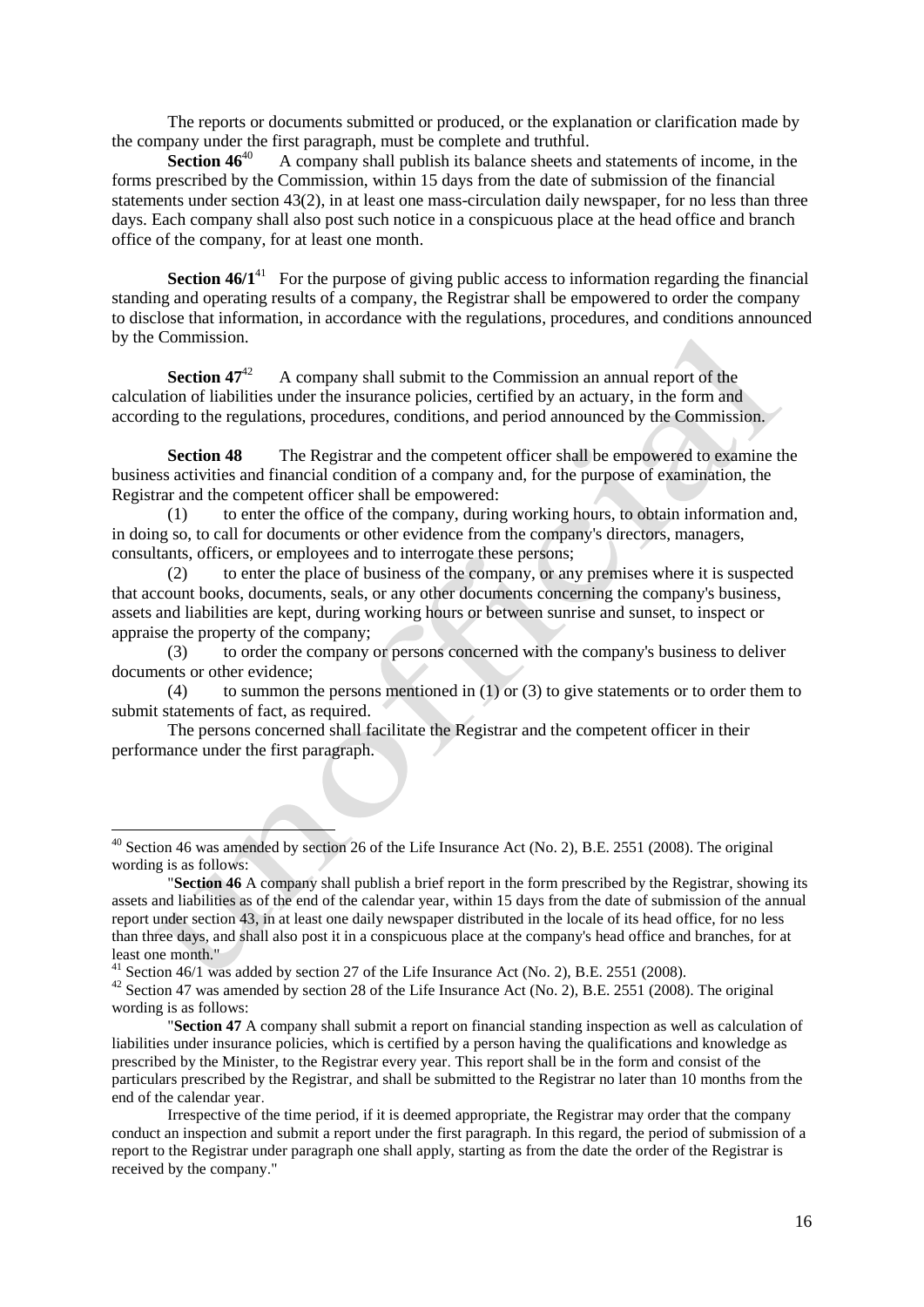The reports or documents submitted or produced, or the explanation or clarification made by the company under the first paragraph, must be complete and truthful.

**Section 46**[40] A company shall publish its balance sheets and statements of income, in the forms prescribed by the Commission, within 15 days from the date of submission of the financial statements under section 43(2), in at least one mass-circulation daily newspaper, for no less than three days. Each company shall also post such notice in a conspicuous place at the head office and branch office of the company, for at least one month.

**Section 46/1**[41] For the purpose of giving public access to information regarding the financial standing and operating results of a company, the Registrar shall be empowered to order the company to disclose that information, in accordance with the regulations, procedures, and conditions announced by the Commission.

**Section 47**[42] A company shall submit to the Commission an annual report of the calculation of liabilities under the insurance policies, certified by an actuary, in the form and according to the regulations, procedures, conditions, and period announced by the Commission.

**Section 48** The Registrar and the competent officer shall be empowered to examine the business activities and financial condition of a company and, for the purpose of examination, the Registrar and the competent officer shall be empowered:

(1) to enter the office of the company, during working hours, to obtain information and, in doing so, to call for documents or other evidence from the company's directors, managers, consultants, officers, or employees and to interrogate these persons;

(2) to enter the place of business of the company, or any premises where it is suspected that account books, documents, seals, or any other documents concerning the company's business, assets and liabilities are kept, during working hours or between sunrise and sunset, to inspect or appraise the property of the company;

(3) to order the company or persons concerned with the company's business to deliver documents or other evidence;

(4) to summon the persons mentioned in (1) or (3) to give statements or to order them to submit statements of fact, as required.

The persons concerned shall facilitate the Registrar and the competent officer in their performance under the first paragraph.

---

[40] Section 46 was amended by section 26 of the Life Insurance Act (No. 2), B.E. 2551 (2008). The original wording is as follows:

"**Section 46** A company shall publish a brief report in the form prescribed by the Registrar, showing its assets and liabilities as of the end of the calendar year, within 15 days from the date of submission of the annual report under section 43, in at least one daily newspaper distributed in the locale of its head office, for no less than three days, and shall also post it in a conspicuous place at the company's head office and branches, for at least one month."

[41] Section 46/1 was added by section 27 of the Life Insurance Act (No. 2), B.E. 2551 (2008).

[42] Section 47 was amended by section 28 of the Life Insurance Act (No. 2), B.E. 2551 (2008). The original wording is as follows:

"**Section 47** A company shall submit a report on financial standing inspection as well as calculation of liabilities under insurance policies, which is certified by a person having the qualifications and knowledge as prescribed by the Minister, to the Registrar every year. This report shall be in the form and consist of the particulars prescribed by the Registrar, and shall be submitted to the Registrar no later than 10 months from the end of the calendar year.

Irrespective of the time period, if it is deemed appropriate, the Registrar may order that the company conduct an inspection and submit a report under the first paragraph. In this regard, the period of submission of a report to the Registrar under paragraph one shall apply, starting as from the date the order of the Registrar is received by the company."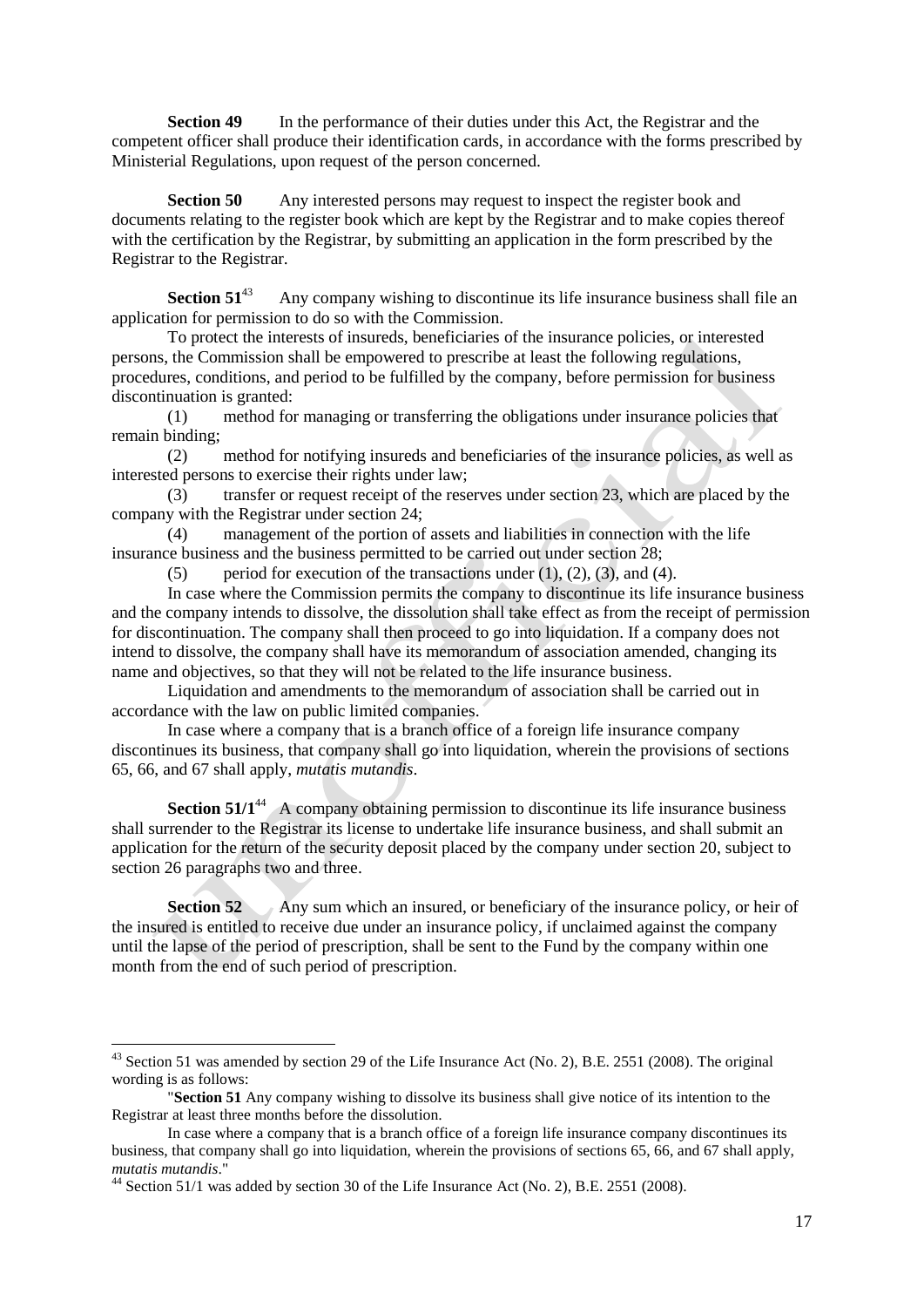**Section 49** In the performance of their duties under this Act, the Registrar and the competent officer shall produce their identification cards, in accordance with the forms prescribed by Ministerial Regulations, upon request of the person concerned.

**Section 50** Any interested persons may request to inspect the register book and documents relating to the register book which are kept by the Registrar and to make copies thereof with the certification by the Registrar, by submitting an application in the form prescribed by the Registrar to the Registrar.

**Section 51**[43] Any company wishing to discontinue its life insurance business shall file an application for permission to do so with the Commission.

To protect the interests of insureds, beneficiaries of the insurance policies, or interested persons, the Commission shall be empowered to prescribe at least the following regulations, procedures, conditions, and period to be fulfilled by the company, before permission for business discontinuation is granted:

(1) method for managing or transferring the obligations under insurance policies that remain binding;

(2) method for notifying insureds and beneficiaries of the insurance policies, as well as interested persons to exercise their rights under law;

(3) transfer or request receipt of the reserves under section 23, which are placed by the company with the Registrar under section 24;

(4) management of the portion of assets and liabilities in connection with the life insurance business and the business permitted to be carried out under section 28;

(5) period for execution of the transactions under (1), (2), (3), and (4).

In case where the Commission permits the company to discontinue its life insurance business and the company intends to dissolve, the dissolution shall take effect as from the receipt of permission for discontinuation. The company shall then proceed to go into liquidation. If a company does not intend to dissolve, the company shall have its memorandum of association amended, changing its name and objectives, so that they will not be related to the life insurance business.

Liquidation and amendments to the memorandum of association shall be carried out in accordance with the law on public limited companies.

In case where a company that is a branch office of a foreign life insurance company discontinues its business, that company shall go into liquidation, wherein the provisions of sections 65, 66, and 67 shall apply, *mutatis mutandis*.

**Section 51/1**[44] A company obtaining permission to discontinue its life insurance business shall surrender to the Registrar its license to undertake life insurance business, and shall submit an application for the return of the security deposit placed by the company under section 20, subject to section 26 paragraphs two and three.

**Section 52** Any sum which an insured, or beneficiary of the insurance policy, or heir of the insured is entitled to receive due under an insurance policy, if unclaimed against the company until the lapse of the period of prescription, shall be sent to the Fund by the company within one month from the end of such period of prescription.

---

[43] Section 51 was amended by section 29 of the Life Insurance Act (No. 2), B.E. 2551 (2008). The original wording is as follows:

"**Section 51** Any company wishing to dissolve its business shall give notice of its intention to the Registrar at least three months before the dissolution.

In case where a company that is a branch office of a foreign life insurance company discontinues its business, that company shall go into liquidation, wherein the provisions of sections 65, 66, and 67 shall apply, *mutatis mutandis*."

[44] Section 51/1 was added by section 30 of the Life Insurance Act (No. 2), B.E. 2551 (2008).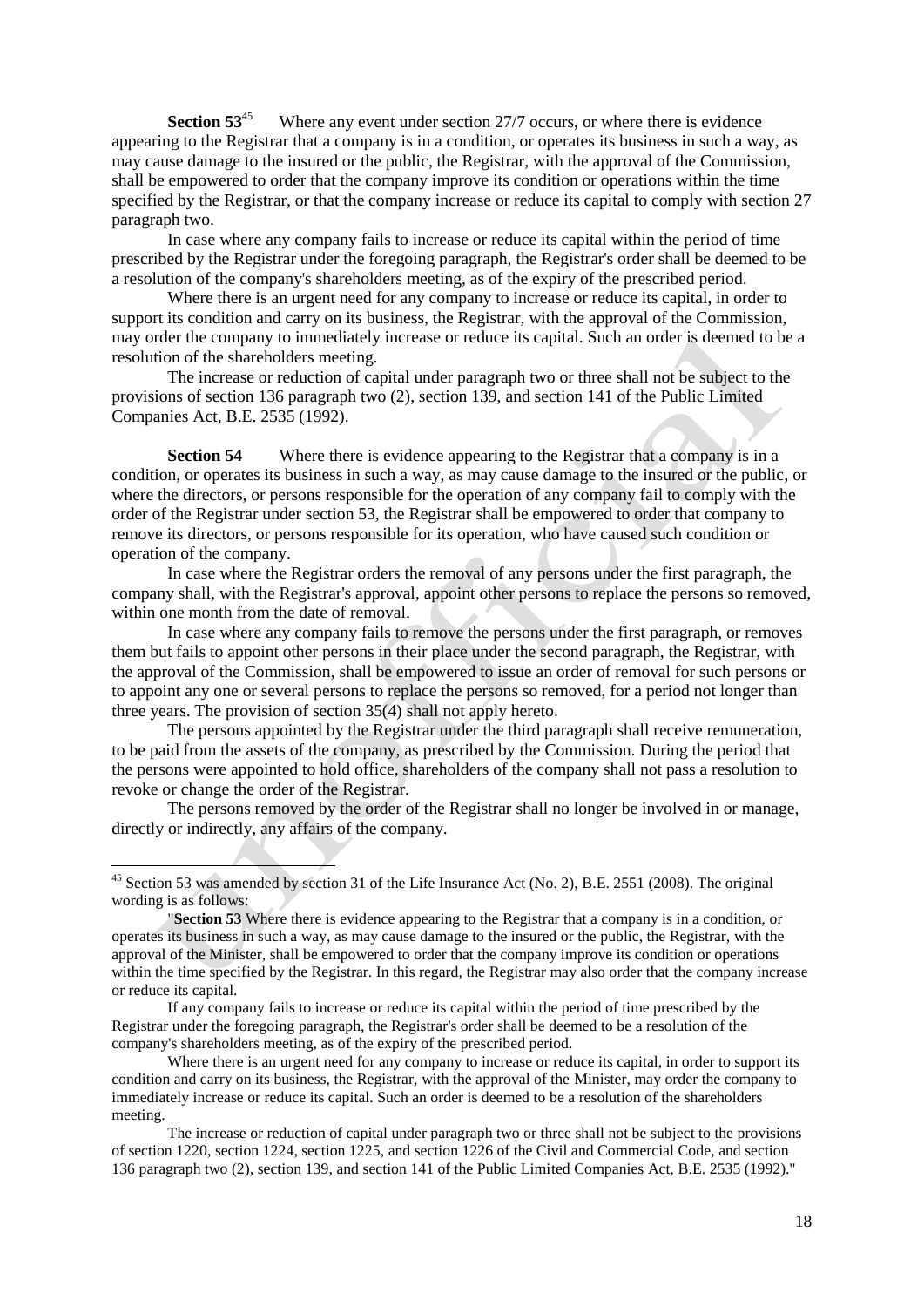**Section 53**[45] Where any event under section 27/7 occurs, or where there is evidence appearing to the Registrar that a company is in a condition, or operates its business in such a way, as may cause damage to the insured or the public, the Registrar, with the approval of the Commission, shall be empowered to order that the company improve its condition or operations within the time specified by the Registrar, or that the company increase or reduce its capital to comply with section 27 paragraph two.

In case where any company fails to increase or reduce its capital within the period of time prescribed by the Registrar under the foregoing paragraph, the Registrar's order shall be deemed to be a resolution of the company's shareholders meeting, as of the expiry of the prescribed period.

Where there is an urgent need for any company to increase or reduce its capital, in order to support its condition and carry on its business, the Registrar, with the approval of the Commission, may order the company to immediately increase or reduce its capital. Such an order is deemed to be a resolution of the shareholders meeting.

The increase or reduction of capital under paragraph two or three shall not be subject to the provisions of section 136 paragraph two (2), section 139, and section 141 of the Public Limited Companies Act, B.E. 2535 (1992).

**Section 54** Where there is evidence appearing to the Registrar that a company is in a condition, or operates its business in such a way, as may cause damage to the insured or the public, or where the directors, or persons responsible for the operation of any company fail to comply with the order of the Registrar under section 53, the Registrar shall be empowered to order that company to remove its directors, or persons responsible for its operation, who have caused such condition or operation of the company.

In case where the Registrar orders the removal of any persons under the first paragraph, the company shall, with the Registrar's approval, appoint other persons to replace the persons so removed, within one month from the date of removal.

In case where any company fails to remove the persons under the first paragraph, or removes them but fails to appoint other persons in their place under the second paragraph, the Registrar, with the approval of the Commission, shall be empowered to issue an order of removal for such persons or to appoint any one or several persons to replace the persons so removed, for a period not longer than three years. The provision of section 35(4) shall not apply hereto.

The persons appointed by the Registrar under the third paragraph shall receive remuneration, to be paid from the assets of the company, as prescribed by the Commission. During the period that the persons were appointed to hold office, shareholders of the company shall not pass a resolution to revoke or change the order of the Registrar.

The persons removed by the order of the Registrar shall no longer be involved in or manage, directly or indirectly, any affairs of the company.

---

[45] Section 53 was amended by section 31 of the Life Insurance Act (No. 2), B.E. 2551 (2008). The original wording is as follows:

"**Section 53** Where there is evidence appearing to the Registrar that a company is in a condition, or operates its business in such a way, as may cause damage to the insured or the public, the Registrar, with the approval of the Minister, shall be empowered to order that the company improve its condition or operations within the time specified by the Registrar. In this regard, the Registrar may also order that the company increase or reduce its capital.

If any company fails to increase or reduce its capital within the period of time prescribed by the Registrar under the foregoing paragraph, the Registrar's order shall be deemed to be a resolution of the company's shareholders meeting, as of the expiry of the prescribed period.

Where there is an urgent need for any company to increase or reduce its capital, in order to support its condition and carry on its business, the Registrar, with the approval of the Minister, may order the company to immediately increase or reduce its capital. Such an order is deemed to be a resolution of the shareholders meeting.

The increase or reduction of capital under paragraph two or three shall not be subject to the provisions of section 1220, section 1224, section 1225, and section 1226 of the Civil and Commercial Code, and section 136 paragraph two (2), section 139, and section 141 of the Public Limited Companies Act, B.E. 2535 (1992)."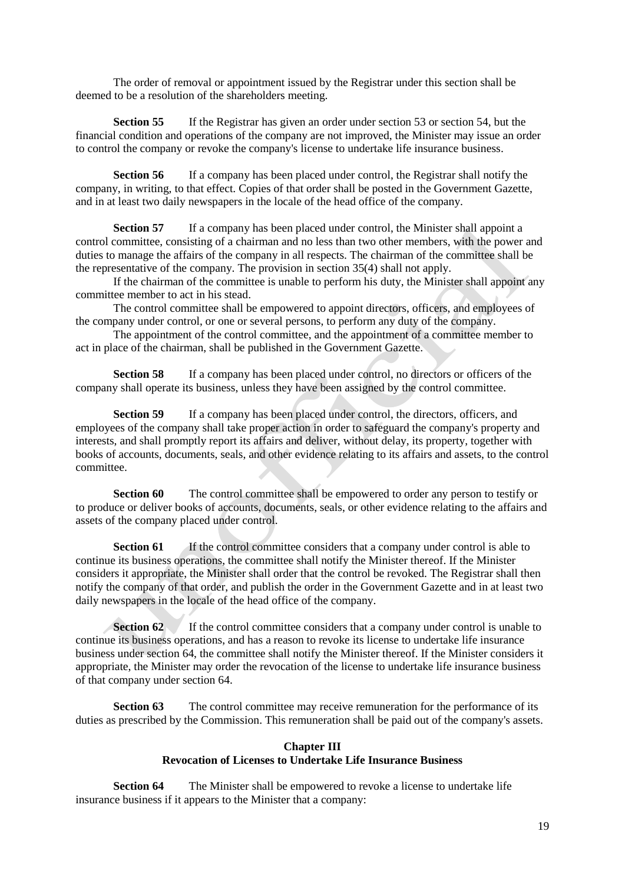The order of removal or appointment issued by the Registrar under this section shall be deemed to be a resolution of the shareholders meeting.

**Section 55** If the Registrar has given an order under section 53 or section 54, but the financial condition and operations of the company are not improved, the Minister may issue an order to control the company or revoke the company's license to undertake life insurance business.

**Section 56** If a company has been placed under control, the Registrar shall notify the company, in writing, to that effect. Copies of that order shall be posted in the Government Gazette, and in at least two daily newspapers in the locale of the head office of the company.

**Section 57** If a company has been placed under control, the Minister shall appoint a control committee, consisting of a chairman and no less than two other members, with the power and duties to manage the affairs of the company in all respects. The chairman of the committee shall be the representative of the company. The provision in section 35(4) shall not apply.

If the chairman of the committee is unable to perform his duty, the Minister shall appoint any committee member to act in his stead.

The control committee shall be empowered to appoint directors, officers, and employees of the company under control, or one or several persons, to perform any duty of the company.

The appointment of the control committee, and the appointment of a committee member to act in place of the chairman, shall be published in the Government Gazette.

**Section 58** If a company has been placed under control, no directors or officers of the company shall operate its business, unless they have been assigned by the control committee.

**Section 59** If a company has been placed under control, the directors, officers, and employees of the company shall take proper action in order to safeguard the company's property and interests, and shall promptly report its affairs and deliver, without delay, its property, together with books of accounts, documents, seals, and other evidence relating to its affairs and assets, to the control committee.

**Section 60** The control committee shall be empowered to order any person to testify or to produce or deliver books of accounts, documents, seals, or other evidence relating to the affairs and assets of the company placed under control.

**Section 61** If the control committee considers that a company under control is able to continue its business operations, the committee shall notify the Minister thereof. If the Minister considers it appropriate, the Minister shall order that the control be revoked. The Registrar shall then notify the company of that order, and publish the order in the Government Gazette and in at least two daily newspapers in the locale of the head office of the company.

**Section 62** If the control committee considers that a company under control is unable to continue its business operations, and has a reason to revoke its license to undertake life insurance business under section 64, the committee shall notify the Minister thereof. If the Minister considers it appropriate, the Minister may order the revocation of the license to undertake life insurance business of that company under section 64.

**Section 63** The control committee may receive remuneration for the performance of its duties as prescribed by the Commission. This remuneration shall be paid out of the company's assets.

## Chapter III
## Revocation of Licenses to Undertake Life Insurance Business

**Section 64** The Minister shall be empowered to revoke a license to undertake life insurance business if it appears to the Minister that a company: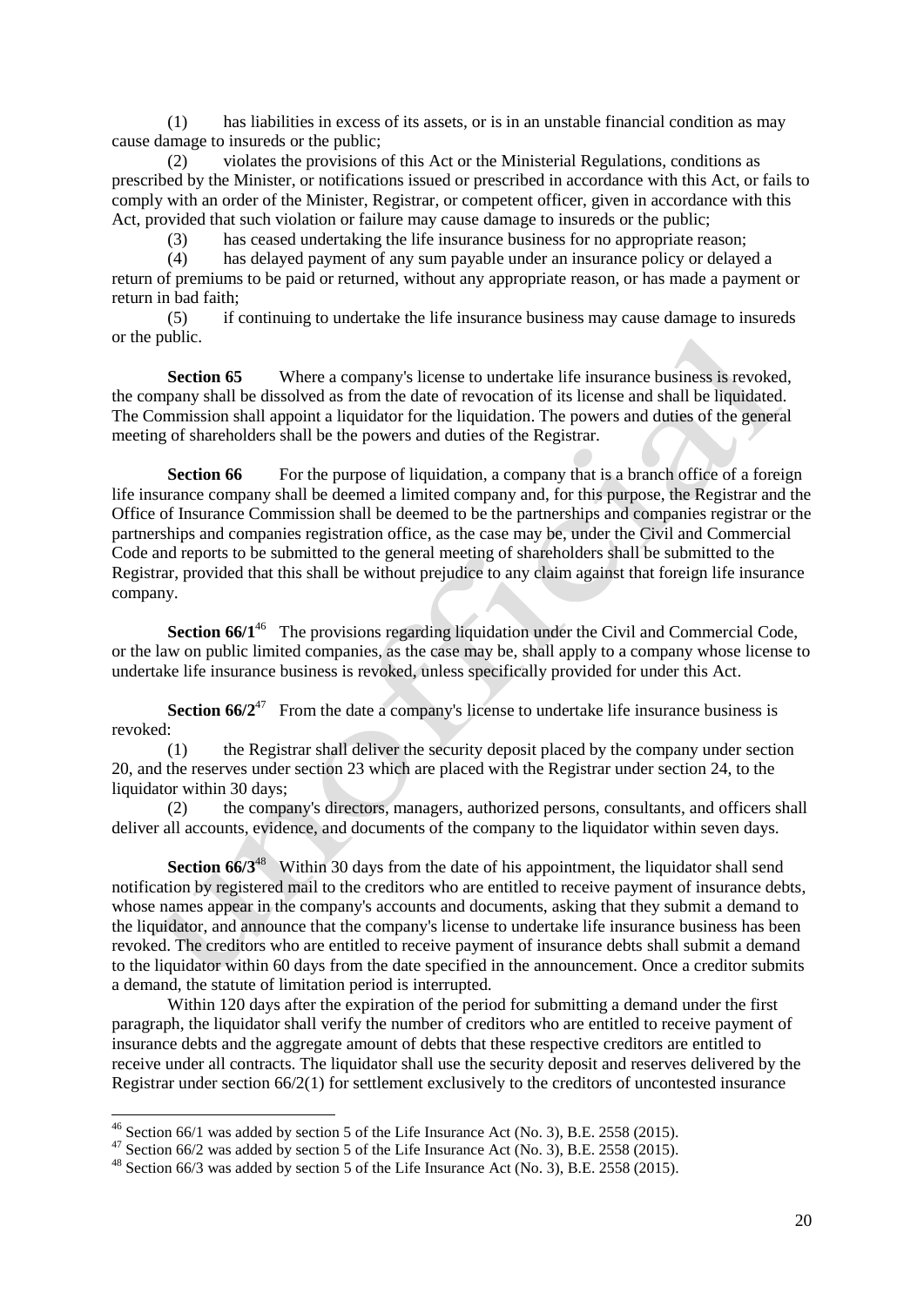(1) has liabilities in excess of its assets, or is in an unstable financial condition as may cause damage to insureds or the public;

(2) violates the provisions of this Act or the Ministerial Regulations, conditions as prescribed by the Minister, or notifications issued or prescribed in accordance with this Act, or fails to comply with an order of the Minister, Registrar, or competent officer, given in accordance with this Act, provided that such violation or failure may cause damage to insureds or the public;

(3) has ceased undertaking the life insurance business for no appropriate reason;

(4) has delayed payment of any sum payable under an insurance policy or delayed a return of premiums to be paid or returned, without any appropriate reason, or has made a payment or return in bad faith;

(5) if continuing to undertake the life insurance business may cause damage to insureds or the public.

**Section 65** Where a company's license to undertake life insurance business is revoked, the company shall be dissolved as from the date of revocation of its license and shall be liquidated. The Commission shall appoint a liquidator for the liquidation. The powers and duties of the general meeting of shareholders shall be the powers and duties of the Registrar.

**Section 66** For the purpose of liquidation, a company that is a branch office of a foreign life insurance company shall be deemed a limited company and, for this purpose, the Registrar and the Office of Insurance Commission shall be deemed to be the partnerships and companies registrar or the partnerships and companies registration office, as the case may be, under the Civil and Commercial Code and reports to be submitted to the general meeting of shareholders shall be submitted to the Registrar, provided that this shall be without prejudice to any claim against that foreign life insurance company.

**Section 66/1**[46] The provisions regarding liquidation under the Civil and Commercial Code, or the law on public limited companies, as the case may be, shall apply to a company whose license to undertake life insurance business is revoked, unless specifically provided for under this Act.

**Section 66/2**[47] From the date a company's license to undertake life insurance business is revoked:

(1) the Registrar shall deliver the security deposit placed by the company under section 20, and the reserves under section 23 which are placed with the Registrar under section 24, to the liquidator within 30 days;

(2) the company's directors, managers, authorized persons, consultants, and officers shall deliver all accounts, evidence, and documents of the company to the liquidator within seven days.

**Section 66/3**[48] Within 30 days from the date of his appointment, the liquidator shall send notification by registered mail to the creditors who are entitled to receive payment of insurance debts, whose names appear in the company's accounts and documents, asking that they submit a demand to the liquidator, and announce that the company's license to undertake life insurance business has been revoked. The creditors who are entitled to receive payment of insurance debts shall submit a demand to the liquidator within 60 days from the date specified in the announcement. Once a creditor submits a demand, the statute of limitation period is interrupted.

Within 120 days after the expiration of the period for submitting a demand under the first paragraph, the liquidator shall verify the number of creditors who are entitled to receive payment of insurance debts and the aggregate amount of debts that these respective creditors are entitled to receive under all contracts. The liquidator shall use the security deposit and reserves delivered by the Registrar under section 66/2(1) for settlement exclusively to the creditors of uncontested insurance

---

[46] Section 66/1 was added by section 5 of the Life Insurance Act (No. 3), B.E. 2558 (2015).

[47] Section 66/2 was added by section 5 of the Life Insurance Act (No. 3), B.E. 2558 (2015).

[48] Section 66/3 was added by section 5 of the Life Insurance Act (No. 3), B.E. 2558 (2015).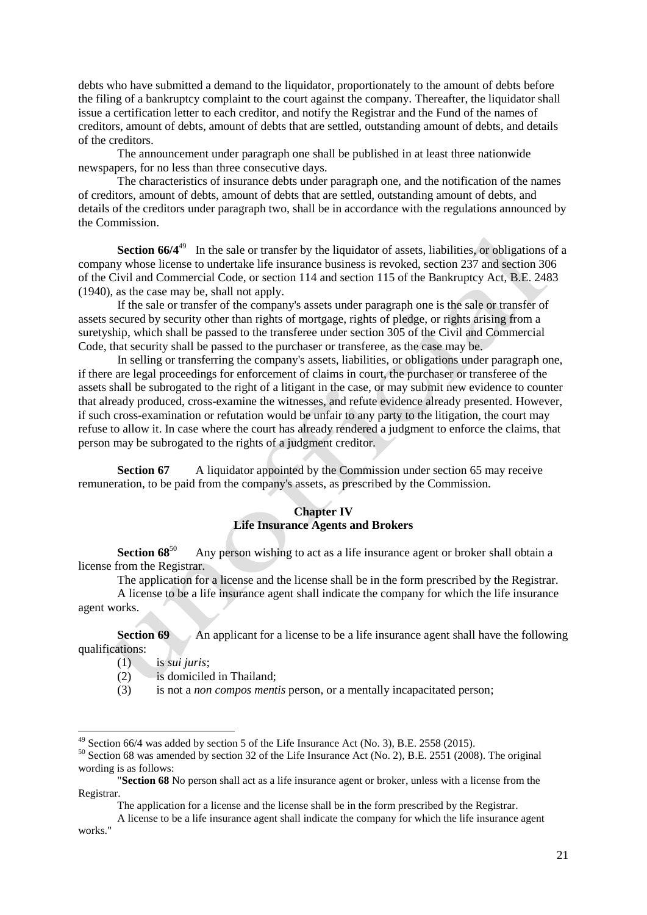debts who have submitted a demand to the liquidator, proportionately to the amount of debts before the filing of a bankruptcy complaint to the court against the company. Thereafter, the liquidator shall issue a certification letter to each creditor, and notify the Registrar and the Fund of the names of creditors, amount of debts, amount of debts that are settled, outstanding amount of debts, and details of the creditors.

The announcement under paragraph one shall be published in at least three nationwide newspapers, for no less than three consecutive days.

The characteristics of insurance debts under paragraph one, and the notification of the names of creditors, amount of debts, amount of debts that are settled, outstanding amount of debts, and details of the creditors under paragraph two, shall be in accordance with the regulations announced by the Commission.

**Section 66/4**[49] In the sale or transfer by the liquidator of assets, liabilities, or obligations of a company whose license to undertake life insurance business is revoked, section 237 and section 306 of the Civil and Commercial Code, or section 114 and section 115 of the Bankruptcy Act, B.E. 2483 (1940), as the case may be, shall not apply.

If the sale or transfer of the company's assets under paragraph one is the sale or transfer of assets secured by security other than rights of mortgage, rights of pledge, or rights arising from a suretyship, which shall be passed to the transferee under section 305 of the Civil and Commercial Code, that security shall be passed to the purchaser or transferee, as the case may be.

In selling or transferring the company's assets, liabilities, or obligations under paragraph one, if there are legal proceedings for enforcement of claims in court, the purchaser or transferee of the assets shall be subrogated to the right of a litigant in the case, or may submit new evidence to counter that already produced, cross-examine the witnesses, and refute evidence already presented. However, if such cross-examination or refutation would be unfair to any party to the litigation, the court may refuse to allow it. In case where the court has already rendered a judgment to enforce the claims, that person may be subrogated to the rights of a judgment creditor.

**Section 67** A liquidator appointed by the Commission under section 65 may receive remuneration, to be paid from the company's assets, as prescribed by the Commission.

## Chapter IV
## Life Insurance Agents and Brokers

**Section 68**[50] Any person wishing to act as a life insurance agent or broker shall obtain a license from the Registrar.

The application for a license and the license shall be in the form prescribed by the Registrar.

A license to be a life insurance agent shall indicate the company for which the life insurance agent works.

**Section 69** An applicant for a license to be a life insurance agent shall have the following qualifications:

(1) is *sui juris*;
(2) is domiciled in Thailand;
(3) is not a *non compos mentis* person, or a mentally incapacitated person;

---

[49] Section 66/4 was added by section 5 of the Life Insurance Act (No. 3), B.E. 2558 (2015).

[50] Section 68 was amended by section 32 of the Life Insurance Act (No. 2), B.E. 2551 (2008). The original wording is as follows:

"**Section 68** No person shall act as a life insurance agent or broker, unless with a license from the Registrar.

The application for a license and the license shall be in the form prescribed by the Registrar.

A license to be a life insurance agent shall indicate the company for which the life insurance agent works."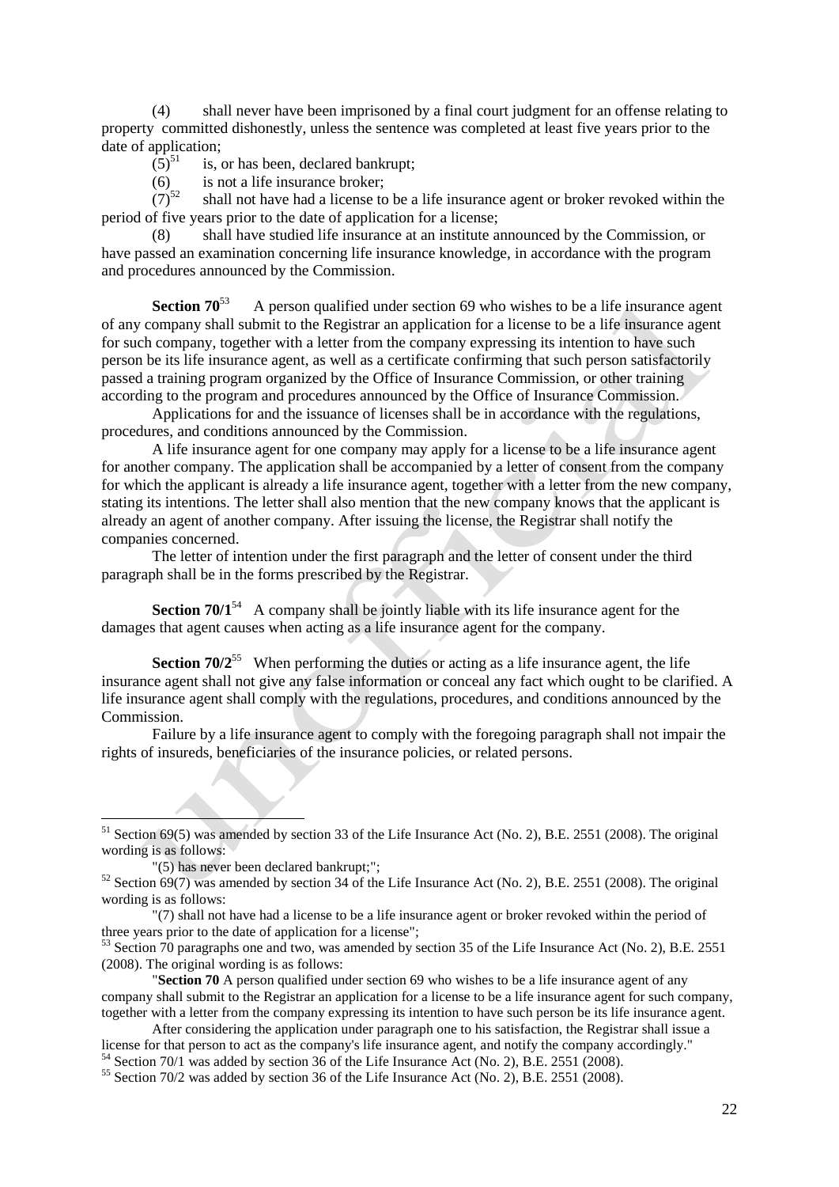(4) shall never have been imprisoned by a final court judgment for an offense relating to property committed dishonestly, unless the sentence was completed at least five years prior to the date of application;

(5)[51] is, or has been, declared bankrupt;

(6) is not a life insurance broker;

(7)[52] shall not have had a license to be a life insurance agent or broker revoked within the period of five years prior to the date of application for a license;

(8) shall have studied life insurance at an institute announced by the Commission, or have passed an examination concerning life insurance knowledge, in accordance with the program and procedures announced by the Commission.

**Section 70**[53] A person qualified under section 69 who wishes to be a life insurance agent of any company shall submit to the Registrar an application for a license to be a life insurance agent for such company, together with a letter from the company expressing its intention to have such person be its life insurance agent, as well as a certificate confirming that such person satisfactorily passed a training program organized by the Office of Insurance Commission, or other training according to the program and procedures announced by the Office of Insurance Commission.

Applications for and the issuance of licenses shall be in accordance with the regulations, procedures, and conditions announced by the Commission.

A life insurance agent for one company may apply for a license to be a life insurance agent for another company. The application shall be accompanied by a letter of consent from the company for which the applicant is already a life insurance agent, together with a letter from the new company, stating its intentions. The letter shall also mention that the new company knows that the applicant is already an agent of another company. After issuing the license, the Registrar shall notify the companies concerned.

The letter of intention under the first paragraph and the letter of consent under the third paragraph shall be in the forms prescribed by the Registrar.

**Section 70/1**[54] A company shall be jointly liable with its life insurance agent for the damages that agent causes when acting as a life insurance agent for the company.

**Section 70/2**[55] When performing the duties or acting as a life insurance agent, the life insurance agent shall not give any false information or conceal any fact which ought to be clarified. A life insurance agent shall comply with the regulations, procedures, and conditions announced by the Commission.

Failure by a life insurance agent to comply with the foregoing paragraph shall not impair the rights of insureds, beneficiaries of the insurance policies, or related persons.

---

[51] Section 69(5) was amended by section 33 of the Life Insurance Act (No. 2), B.E. 2551 (2008). The original wording is as follows:

"(5) has never been declared bankrupt;";

[52] Section 69(7) was amended by section 34 of the Life Insurance Act (No. 2), B.E. 2551 (2008). The original wording is as follows:

"(7) shall not have had a license to be a life insurance agent or broker revoked within the period of three years prior to the date of application for a license";

[53] Section 70 paragraphs one and two, was amended by section 35 of the Life Insurance Act (No. 2), B.E. 2551 (2008). The original wording is as follows:

"**Section 70** A person qualified under section 69 who wishes to be a life insurance agent of any company shall submit to the Registrar an application for a license to be a life insurance agent for such company, together with a letter from the company expressing its intention to have such person be its life insurance agent.

After considering the application under paragraph one to his satisfaction, the Registrar shall issue a license for that person to act as the company's life insurance agent, and notify the company accordingly."

[54] Section 70/1 was added by section 36 of the Life Insurance Act (No. 2), B.E. 2551 (2008).

[55] Section 70/2 was added by section 36 of the Life Insurance Act (No. 2), B.E. 2551 (2008).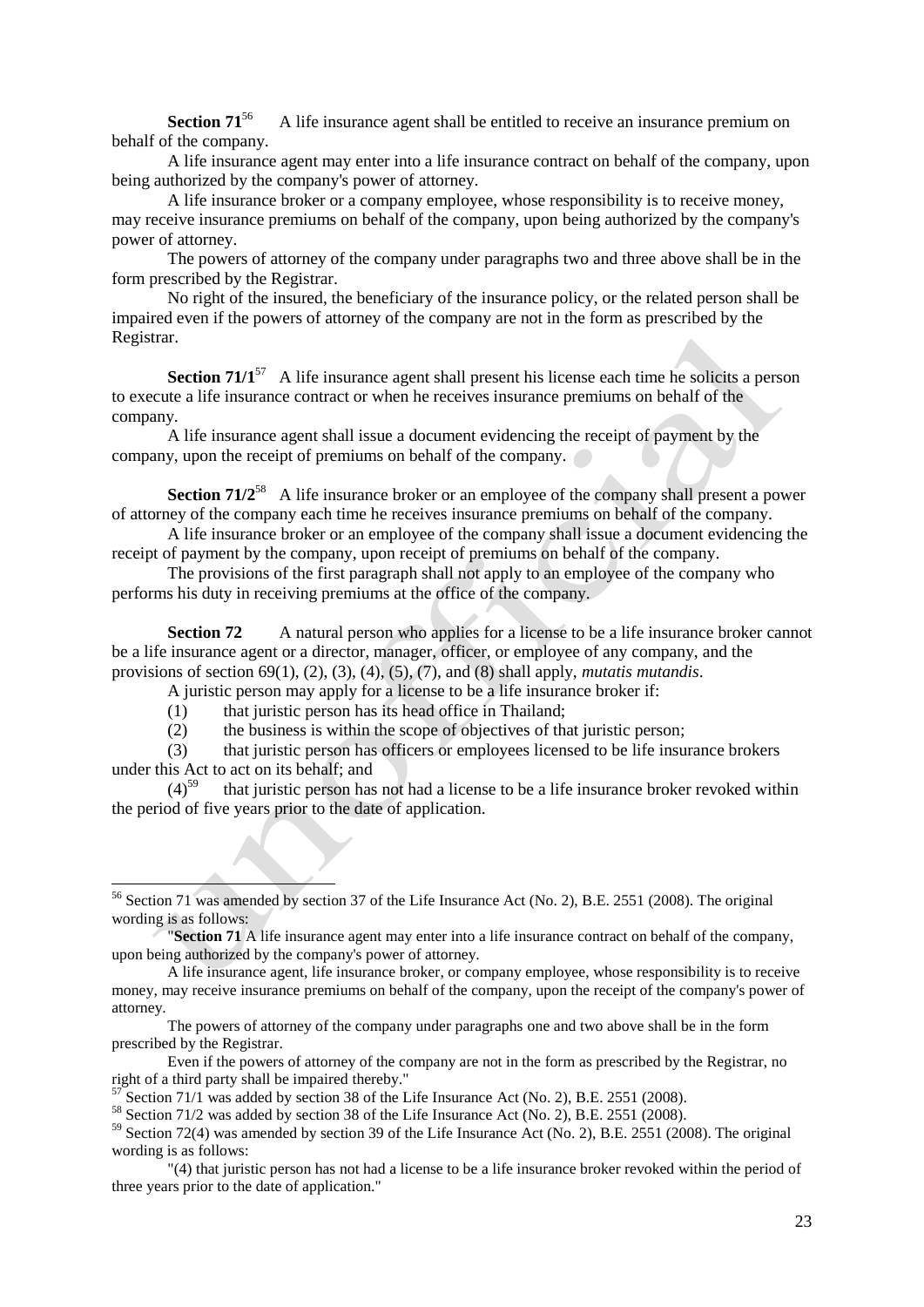**Section 71**[56] A life insurance agent shall be entitled to receive an insurance premium on behalf of the company.

A life insurance agent may enter into a life insurance contract on behalf of the company, upon being authorized by the company's power of attorney.

A life insurance broker or a company employee, whose responsibility is to receive money, may receive insurance premiums on behalf of the company, upon being authorized by the company's power of attorney.

The powers of attorney of the company under paragraphs two and three above shall be in the form prescribed by the Registrar.

No right of the insured, the beneficiary of the insurance policy, or the related person shall be impaired even if the powers of attorney of the company are not in the form as prescribed by the Registrar.

**Section 71/1**[57] A life insurance agent shall present his license each time he solicits a person to execute a life insurance contract or when he receives insurance premiums on behalf of the company.

A life insurance agent shall issue a document evidencing the receipt of payment by the company, upon the receipt of premiums on behalf of the company.

**Section 71/2**[58] A life insurance broker or an employee of the company shall present a power of attorney of the company each time he receives insurance premiums on behalf of the company.

A life insurance broker or an employee of the company shall issue a document evidencing the receipt of payment by the company, upon receipt of premiums on behalf of the company.

The provisions of the first paragraph shall not apply to an employee of the company who performs his duty in receiving premiums at the office of the company.

**Section 72** A natural person who applies for a license to be a life insurance broker cannot be a life insurance agent or a director, manager, officer, or employee of any company, and the provisions of section 69(1), (2), (3), (4), (5), (7), and (8) shall apply, *mutatis mutandis*.

A juristic person may apply for a license to be a life insurance broker if:

(1) that juristic person has its head office in Thailand;

(2) the business is within the scope of objectives of that juristic person;

(3) that juristic person has officers or employees licensed to be life insurance brokers under this Act to act on its behalf; and

(4)[59] that juristic person has not had a license to be a life insurance broker revoked within the period of five years prior to the date of application.

---

[56] Section 71 was amended by section 37 of the Life Insurance Act (No. 2), B.E. 2551 (2008). The original wording is as follows:

"**Section 71** A life insurance agent may enter into a life insurance contract on behalf of the company, upon being authorized by the company's power of attorney.

A life insurance agent, life insurance broker, or company employee, whose responsibility is to receive money, may receive insurance premiums on behalf of the company, upon the receipt of the company's power of attorney.

The powers of attorney of the company under paragraphs one and two above shall be in the form prescribed by the Registrar.

Even if the powers of attorney of the company are not in the form as prescribed by the Registrar, no right of a third party shall be impaired thereby."

[57] Section 71/1 was added by section 38 of the Life Insurance Act (No. 2), B.E. 2551 (2008).

[58] Section 71/2 was added by section 38 of the Life Insurance Act (No. 2), B.E. 2551 (2008).

[59] Section 72(4) was amended by section 39 of the Life Insurance Act (No. 2), B.E. 2551 (2008). The original wording is as follows:

"(4) that juristic person has not had a license to be a life insurance broker revoked within the period of three years prior to the date of application."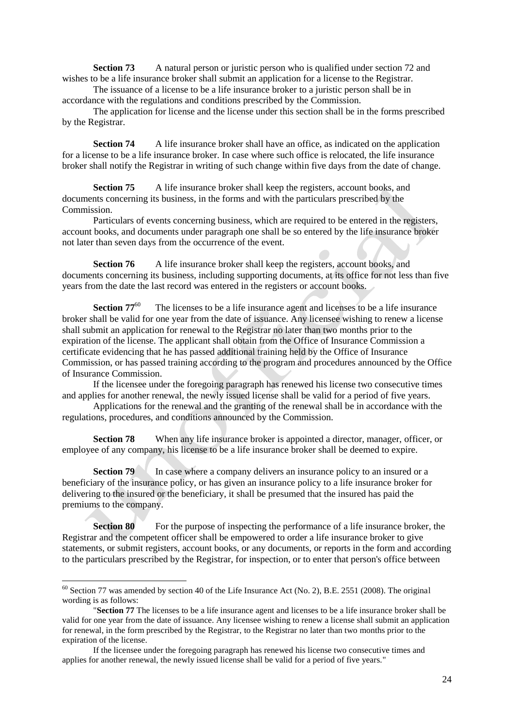**Section 73** A natural person or juristic person who is qualified under section 72 and wishes to be a life insurance broker shall submit an application for a license to the Registrar.

The issuance of a license to be a life insurance broker to a juristic person shall be in accordance with the regulations and conditions prescribed by the Commission.

The application for license and the license under this section shall be in the forms prescribed by the Registrar.

**Section 74** A life insurance broker shall have an office, as indicated on the application for a license to be a life insurance broker. In case where such office is relocated, the life insurance broker shall notify the Registrar in writing of such change within five days from the date of change.

**Section 75** A life insurance broker shall keep the registers, account books, and documents concerning its business, in the forms and with the particulars prescribed by the Commission.

Particulars of events concerning business, which are required to be entered in the registers, account books, and documents under paragraph one shall be so entered by the life insurance broker not later than seven days from the occurrence of the event.

**Section 76** A life insurance broker shall keep the registers, account books, and documents concerning its business, including supporting documents, at its office for not less than five years from the date the last record was entered in the registers or account books.

**Section 77**[60] The licenses to be a life insurance agent and licenses to be a life insurance broker shall be valid for one year from the date of issuance. Any licensee wishing to renew a license shall submit an application for renewal to the Registrar no later than two months prior to the expiration of the license. The applicant shall obtain from the Office of Insurance Commission a certificate evidencing that he has passed additional training held by the Office of Insurance Commission, or has passed training according to the program and procedures announced by the Office of Insurance Commission.

If the licensee under the foregoing paragraph has renewed his license two consecutive times and applies for another renewal, the newly issued license shall be valid for a period of five years.

Applications for the renewal and the granting of the renewal shall be in accordance with the regulations, procedures, and conditions announced by the Commission.

**Section 78** When any life insurance broker is appointed a director, manager, officer, or employee of any company, his license to be a life insurance broker shall be deemed to expire.

**Section 79** In case where a company delivers an insurance policy to an insured or a beneficiary of the insurance policy, or has given an insurance policy to a life insurance broker for delivering to the insured or the beneficiary, it shall be presumed that the insured has paid the premiums to the company.

**Section 80** For the purpose of inspecting the performance of a life insurance broker, the Registrar and the competent officer shall be empowered to order a life insurance broker to give statements, or submit registers, account books, or any documents, or reports in the form and according to the particulars prescribed by the Registrar, for inspection, or to enter that person's office between

---

[60] Section 77 was amended by section 40 of the Life Insurance Act (No. 2), B.E. 2551 (2008). The original wording is as follows:

"**Section 77** The licenses to be a life insurance agent and licenses to be a life insurance broker shall be valid for one year from the date of issuance. Any licensee wishing to renew a license shall submit an application for renewal, in the form prescribed by the Registrar, to the Registrar no later than two months prior to the expiration of the license.

If the licensee under the foregoing paragraph has renewed his license two consecutive times and applies for another renewal, the newly issued license shall be valid for a period of five years."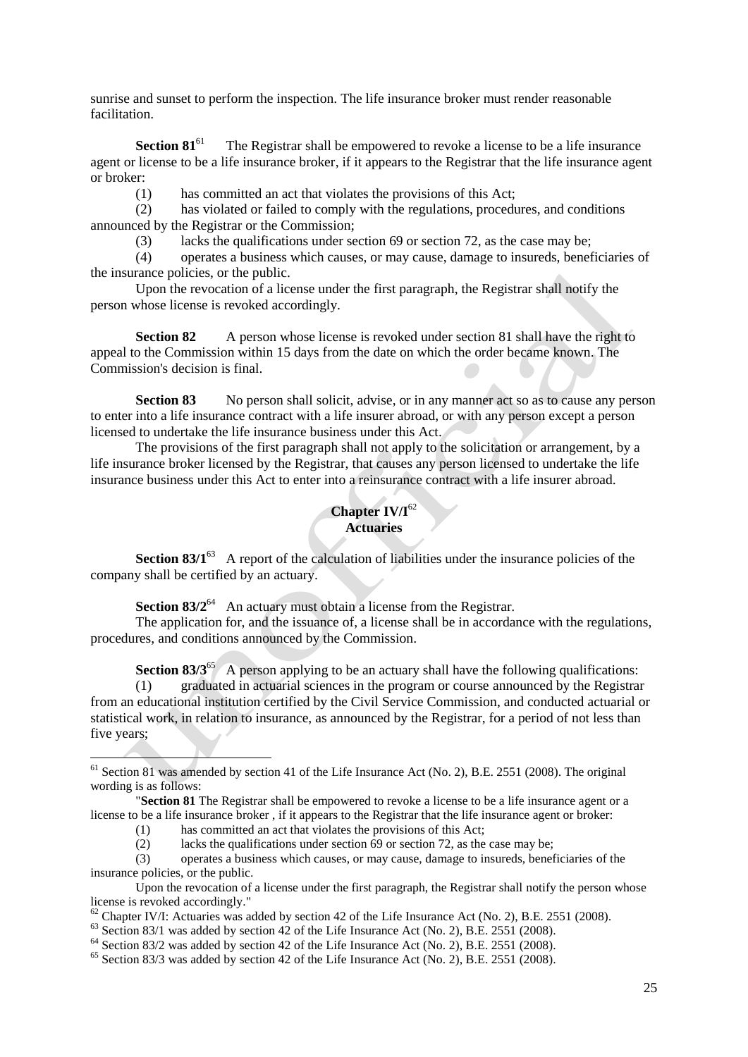sunrise and sunset to perform the inspection. The life insurance broker must render reasonable facilitation.

**Section 81**[61] The Registrar shall be empowered to revoke a license to be a life insurance agent or license to be a life insurance broker, if it appears to the Registrar that the life insurance agent or broker:

(1) has committed an act that violates the provisions of this Act;

(2) has violated or failed to comply with the regulations, procedures, and conditions announced by the Registrar or the Commission;

(3) lacks the qualifications under section 69 or section 72, as the case may be;

(4) operates a business which causes, or may cause, damage to insureds, beneficiaries of the insurance policies, or the public.

Upon the revocation of a license under the first paragraph, the Registrar shall notify the person whose license is revoked accordingly.

**Section 82** A person whose license is revoked under section 81 shall have the right to appeal to the Commission within 15 days from the date on which the order became known. The Commission's decision is final.

**Section 83** No person shall solicit, advise, or in any manner act so as to cause any person to enter into a life insurance contract with a life insurer abroad, or with any person except a person licensed to undertake the life insurance business under this Act.

The provisions of the first paragraph shall not apply to the solicitation or arrangement, by a life insurance broker licensed by the Registrar, that causes any person licensed to undertake the life insurance business under this Act to enter into a reinsurance contract with a life insurer abroad.

## Chapter IV/I[62]
## Actuaries

**Section 83/1**[63] A report of the calculation of liabilities under the insurance policies of the company shall be certified by an actuary.

**Section 83/2**[64] An actuary must obtain a license from the Registrar.

The application for, and the issuance of, a license shall be in accordance with the regulations, procedures, and conditions announced by the Commission.

**Section 83/3**[65] A person applying to be an actuary shall have the following qualifications:

(1) graduated in actuarial sciences in the program or course announced by the Registrar from an educational institution certified by the Civil Service Commission, and conducted actuarial or statistical work, in relation to insurance, as announced by the Registrar, for a period of not less than five years;

---

[61] Section 81 was amended by section 41 of the Life Insurance Act (No. 2), B.E. 2551 (2008). The original wording is as follows:

"**Section 81** The Registrar shall be empowered to revoke a license to be a life insurance agent or a license to be a life insurance broker , if it appears to the Registrar that the life insurance agent or broker:

(1) has committed an act that violates the provisions of this Act;

(2) lacks the qualifications under section 69 or section 72, as the case may be;

(3) operates a business which causes, or may cause, damage to insureds, beneficiaries of the insurance policies, or the public.

Upon the revocation of a license under the first paragraph, the Registrar shall notify the person whose license is revoked accordingly."

[62] Chapter IV/I: Actuaries was added by section 42 of the Life Insurance Act (No. 2), B.E. 2551 (2008).

[63] Section 83/1 was added by section 42 of the Life Insurance Act (No. 2), B.E. 2551 (2008).

[64] Section 83/2 was added by section 42 of the Life Insurance Act (No. 2), B.E. 2551 (2008).

[65] Section 83/3 was added by section 42 of the Life Insurance Act (No. 2), B.E. 2551 (2008).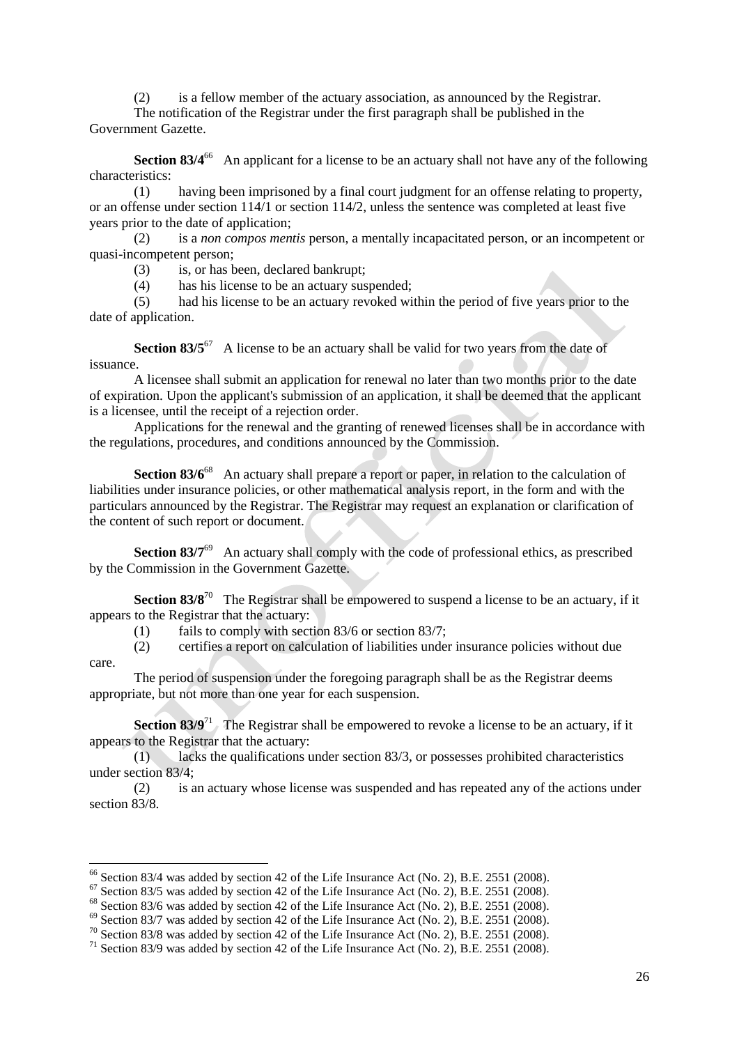(2) is a fellow member of the actuary association, as announced by the Registrar.

The notification of the Registrar under the first paragraph shall be published in the Government Gazette.

**Section 83/4**[66] An applicant for a license to be an actuary shall not have any of the following characteristics:

(1) having been imprisoned by a final court judgment for an offense relating to property, or an offense under section 114/1 or section 114/2, unless the sentence was completed at least five years prior to the date of application;

(2) is a *non compos mentis* person, a mentally incapacitated person, or an incompetent or quasi-incompetent person;

(3) is, or has been, declared bankrupt;

(4) has his license to be an actuary suspended;

(5) had his license to be an actuary revoked within the period of five years prior to the date of application.

**Section 83/5**[67] A license to be an actuary shall be valid for two years from the date of issuance.

A licensee shall submit an application for renewal no later than two months prior to the date of expiration. Upon the applicant's submission of an application, it shall be deemed that the applicant is a licensee, until the receipt of a rejection order.

Applications for the renewal and the granting of renewed licenses shall be in accordance with the regulations, procedures, and conditions announced by the Commission.

**Section 83/6**[68] An actuary shall prepare a report or paper, in relation to the calculation of liabilities under insurance policies, or other mathematical analysis report, in the form and with the particulars announced by the Registrar. The Registrar may request an explanation or clarification of the content of such report or document.

**Section 83/7**[69] An actuary shall comply with the code of professional ethics, as prescribed by the Commission in the Government Gazette.

**Section 83/8**[70] The Registrar shall be empowered to suspend a license to be an actuary, if it appears to the Registrar that the actuary:

(1) fails to comply with section 83/6 or section 83/7;

(2) certifies a report on calculation of liabilities under insurance policies without due care.

The period of suspension under the foregoing paragraph shall be as the Registrar deems appropriate, but not more than one year for each suspension.

**Section 83/9**[71] The Registrar shall be empowered to revoke a license to be an actuary, if it appears to the Registrar that the actuary:

(1) lacks the qualifications under section 83/3, or possesses prohibited characteristics under section 83/4;

(2) is an actuary whose license was suspended and has repeated any of the actions under section 83/8.

---

[66] Section 83/4 was added by section 42 of the Life Insurance Act (No. 2), B.E. 2551 (2008).

[67] Section 83/5 was added by section 42 of the Life Insurance Act (No. 2), B.E. 2551 (2008).

[68] Section 83/6 was added by section 42 of the Life Insurance Act (No. 2), B.E. 2551 (2008).

[69] Section 83/7 was added by section 42 of the Life Insurance Act (No. 2), B.E. 2551 (2008).

[70] Section 83/8 was added by section 42 of the Life Insurance Act (No. 2), B.E. 2551 (2008).

[71] Section 83/9 was added by section 42 of the Life Insurance Act (No. 2), B.E. 2551 (2008).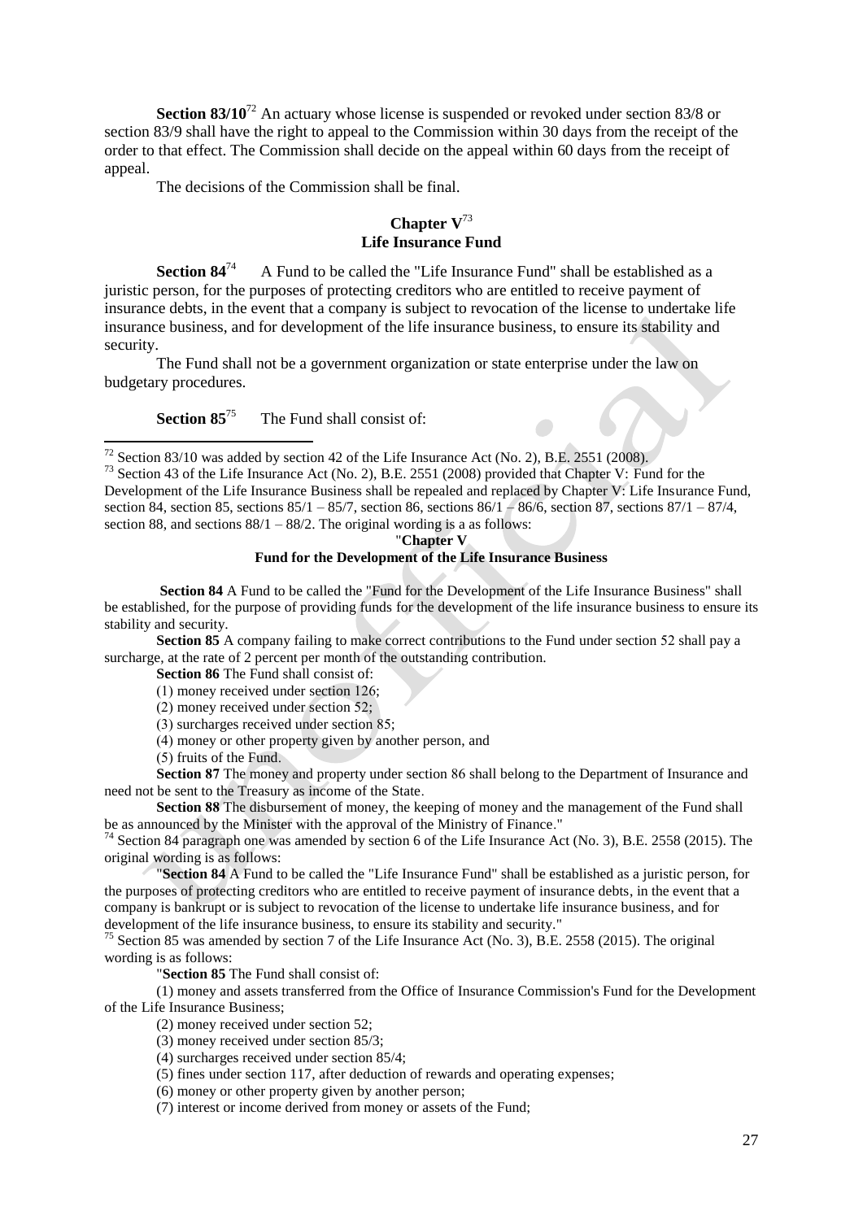**Section 83/10**[72] An actuary whose license is suspended or revoked under section 83/8 or section 83/9 shall have the right to appeal to the Commission within 30 days from the receipt of the order to that effect. The Commission shall decide on the appeal within 60 days from the receipt of appeal.

The decisions of the Commission shall be final.

## Chapter V[73]
## Life Insurance Fund

**Section 84**[74] A Fund to be called the "Life Insurance Fund" shall be established as a juristic person, for the purposes of protecting creditors who are entitled to receive payment of insurance debts, in the event that a company is subject to revocation of the license to undertake life insurance business, and for development of the life insurance business, to ensure its stability and security.

The Fund shall not be a government organization or state enterprise under the law on budgetary procedures.

**Section 85**[75] The Fund shall consist of:

---

[72] Section 83/10 was added by section 42 of the Life Insurance Act (No. 2), B.E. 2551 (2008).

[73] Section 43 of the Life Insurance Act (No. 2), B.E. 2551 (2008) provided that Chapter V: Fund for the Development of the Life Insurance Business shall be repealed and replaced by Chapter V: Life Insurance Fund, section 84, section 85, sections 85/1 – 85/7, section 86, sections 86/1 – 86/6, section 87, sections 87/1 – 87/4, section 88, and sections 88/1 – 88/2. The original wording is a as follows:

"**Chapter V**
**Fund for the Development of the Life Insurance Business**

**Section 84** A Fund to be called the "Fund for the Development of the Life Insurance Business" shall be established, for the purpose of providing funds for the development of the life insurance business to ensure its stability and security.

**Section 85** A company failing to make correct contributions to the Fund under section 52 shall pay a surcharge, at the rate of 2 percent per month of the outstanding contribution.

**Section 86** The Fund shall consist of:

(1) money received under section 126;

(2) money received under section 52;

(3) surcharges received under section 85;

(4) money or other property given by another person, and

(5) fruits of the Fund.

**Section 87** The money and property under section 86 shall belong to the Department of Insurance and need not be sent to the Treasury as income of the State.

**Section 88** The disbursement of money, the keeping of money and the management of the Fund shall be as announced by the Minister with the approval of the Ministry of Finance."

[74] Section 84 paragraph one was amended by section 6 of the Life Insurance Act (No. 3), B.E. 2558 (2015). The original wording is as follows:

"**Section 84** A Fund to be called the "Life Insurance Fund" shall be established as a juristic person, for the purposes of protecting creditors who are entitled to receive payment of insurance debts, in the event that a company is bankrupt or is subject to revocation of the license to undertake life insurance business, and for development of the life insurance business, to ensure its stability and security."

[75] Section 85 was amended by section 7 of the Life Insurance Act (No. 3), B.E. 2558 (2015). The original wording is as follows:

"**Section 85** The Fund shall consist of:

(1) money and assets transferred from the Office of Insurance Commission's Fund for the Development of the Life Insurance Business;

(2) money received under section 52;

(3) money received under section 85/3;

(4) surcharges received under section 85/4;

(5) fines under section 117, after deduction of rewards and operating expenses;

(6) money or other property given by another person;

(7) interest or income derived from money or assets of the Fund;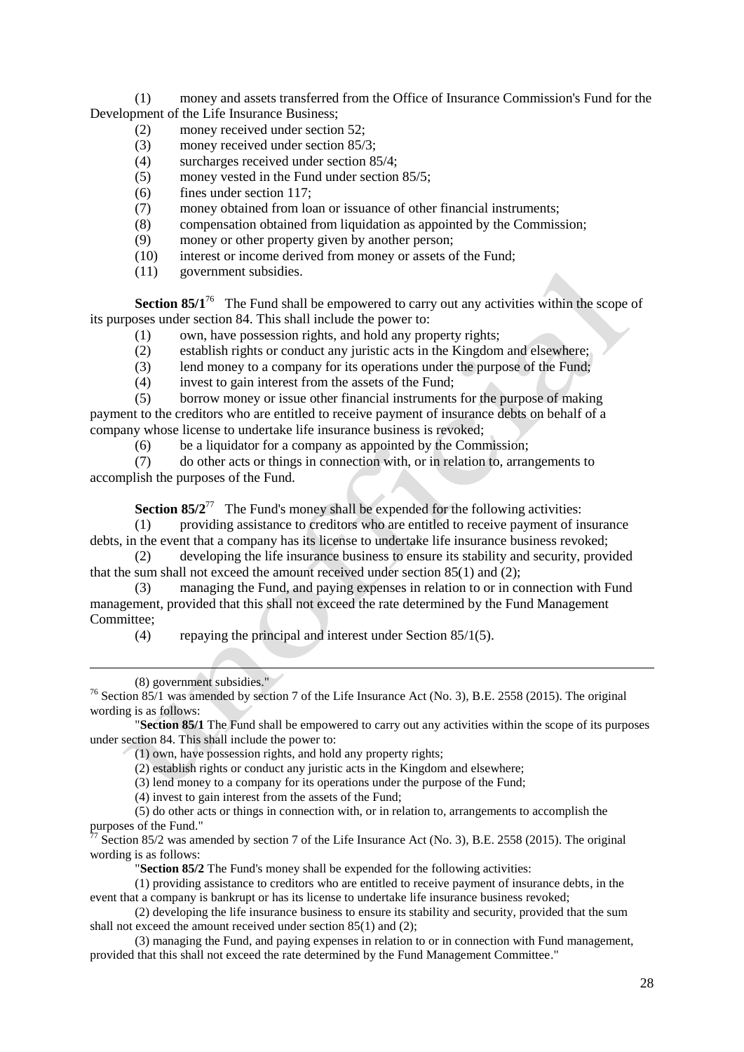(1) money and assets transferred from the Office of Insurance Commission's Fund for the Development of the Life Insurance Business;

(2) money received under section 52;

(3) money received under section 85/3;

(4) surcharges received under section 85/4;

(5) money vested in the Fund under section 85/5;

(6) fines under section 117;

(7) money obtained from loan or issuance of other financial instruments;

(8) compensation obtained from liquidation as appointed by the Commission;

(9) money or other property given by another person;

(10) interest or income derived from money or assets of the Fund;

(11) government subsidies.

**Section 85/1**[76] The Fund shall be empowered to carry out any activities within the scope of its purposes under section 84. This shall include the power to:

(1) own, have possession rights, and hold any property rights;

(2) establish rights or conduct any juristic acts in the Kingdom and elsewhere;

(3) lend money to a company for its operations under the purpose of the Fund;

(4) invest to gain interest from the assets of the Fund;

(5) borrow money or issue other financial instruments for the purpose of making payment to the creditors who are entitled to receive payment of insurance debts on behalf of a company whose license to undertake life insurance business is revoked;

(6) be a liquidator for a company as appointed by the Commission;

(7) do other acts or things in connection with, or in relation to, arrangements to accomplish the purposes of the Fund.

**Section 85/2**[77] The Fund's money shall be expended for the following activities:

(1) providing assistance to creditors who are entitled to receive payment of insurance debts, in the event that a company has its license to undertake life insurance business revoked;

(2) developing the life insurance business to ensure its stability and security, provided that the sum shall not exceed the amount received under section 85(1) and (2);

(3) managing the Fund, and paying expenses in relation to or in connection with Fund management, provided that this shall not exceed the rate determined by the Fund Management Committee;

(4) repaying the principal and interest under Section 85/1(5).

---

(8) government subsidies."

[76] Section 85/1 was amended by section 7 of the Life Insurance Act (No. 3), B.E. 2558 (2015). The original wording is as follows:

"**Section 85/1** The Fund shall be empowered to carry out any activities within the scope of its purposes under section 84. This shall include the power to:

(1) own, have possession rights, and hold any property rights;

(2) establish rights or conduct any juristic acts in the Kingdom and elsewhere;

(3) lend money to a company for its operations under the purpose of the Fund;

(4) invest to gain interest from the assets of the Fund;

(5) do other acts or things in connection with, or in relation to, arrangements to accomplish the purposes of the Fund."

[77] Section 85/2 was amended by section 7 of the Life Insurance Act (No. 3), B.E. 2558 (2015). The original wording is as follows:

"**Section 85/2** The Fund's money shall be expended for the following activities:

(1) providing assistance to creditors who are entitled to receive payment of insurance debts, in the event that a company is bankrupt or has its license to undertake life insurance business revoked;

(2) developing the life insurance business to ensure its stability and security, provided that the sum shall not exceed the amount received under section 85(1) and (2);

(3) managing the Fund, and paying expenses in relation to or in connection with Fund management, provided that this shall not exceed the rate determined by the Fund Management Committee."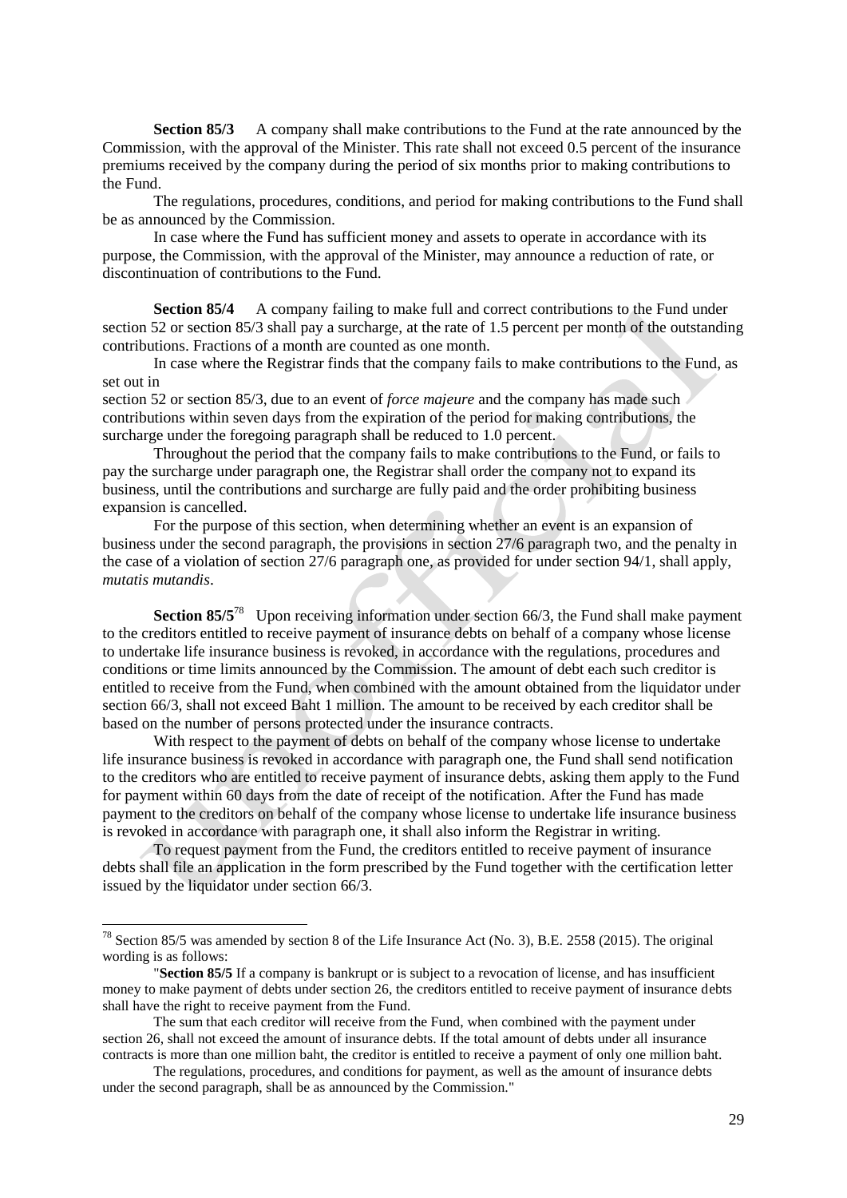**Section 85/3** A company shall make contributions to the Fund at the rate announced by the Commission, with the approval of the Minister. This rate shall not exceed 0.5 percent of the insurance premiums received by the company during the period of six months prior to making contributions to the Fund.

The regulations, procedures, conditions, and period for making contributions to the Fund shall be as announced by the Commission.

In case where the Fund has sufficient money and assets to operate in accordance with its purpose, the Commission, with the approval of the Minister, may announce a reduction of rate, or discontinuation of contributions to the Fund.

**Section 85/4** A company failing to make full and correct contributions to the Fund under section 52 or section 85/3 shall pay a surcharge, at the rate of 1.5 percent per month of the outstanding contributions. Fractions of a month are counted as one month.

In case where the Registrar finds that the company fails to make contributions to the Fund, as set out in section 52 or section 85/3, due to an event of *force majeure* and the company has made such contributions within seven days from the expiration of the period for making contributions, the surcharge under the foregoing paragraph shall be reduced to 1.0 percent.

Throughout the period that the company fails to make contributions to the Fund, or fails to pay the surcharge under paragraph one, the Registrar shall order the company not to expand its business, until the contributions and surcharge are fully paid and the order prohibiting business expansion is cancelled.

For the purpose of this section, when determining whether an event is an expansion of business under the second paragraph, the provisions in section 27/6 paragraph two, and the penalty in the case of a violation of section 27/6 paragraph one, as provided for under section 94/1, shall apply, *mutatis mutandis*.

**Section 85/5**[78] Upon receiving information under section 66/3, the Fund shall make payment to the creditors entitled to receive payment of insurance debts on behalf of a company whose license to undertake life insurance business is revoked, in accordance with the regulations, procedures and conditions or time limits announced by the Commission. The amount of debt each such creditor is entitled to receive from the Fund, when combined with the amount obtained from the liquidator under section 66/3, shall not exceed Baht 1 million. The amount to be received by each creditor shall be based on the number of persons protected under the insurance contracts.

With respect to the payment of debts on behalf of the company whose license to undertake life insurance business is revoked in accordance with paragraph one, the Fund shall send notification to the creditors who are entitled to receive payment of insurance debts, asking them apply to the Fund for payment within 60 days from the date of receipt of the notification. After the Fund has made payment to the creditors on behalf of the company whose license to undertake life insurance business is revoked in accordance with paragraph one, it shall also inform the Registrar in writing.

To request payment from the Fund, the creditors entitled to receive payment of insurance debts shall file an application in the form prescribed by the Fund together with the certification letter issued by the liquidator under section 66/3.

---

[78] Section 85/5 was amended by section 8 of the Life Insurance Act (No. 3), B.E. 2558 (2015). The original wording is as follows:

"**Section 85/5** If a company is bankrupt or is subject to a revocation of license, and has insufficient money to make payment of debts under section 26, the creditors entitled to receive payment of insurance debts shall have the right to receive payment from the Fund.

The sum that each creditor will receive from the Fund, when combined with the payment under section 26, shall not exceed the amount of insurance debts. If the total amount of debts under all insurance contracts is more than one million baht, the creditor is entitled to receive a payment of only one million baht.

The regulations, procedures, and conditions for payment, as well as the amount of insurance debts under the second paragraph, shall be as announced by the Commission."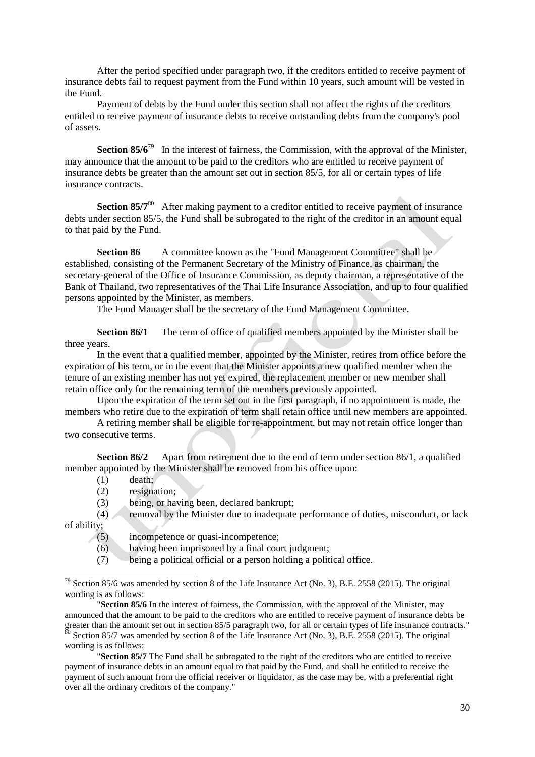After the period specified under paragraph two, if the creditors entitled to receive payment of insurance debts fail to request payment from the Fund within 10 years, such amount will be vested in the Fund.

Payment of debts by the Fund under this section shall not affect the rights of the creditors entitled to receive payment of insurance debts to receive outstanding debts from the company's pool of assets.

**Section 85/6**[79] In the interest of fairness, the Commission, with the approval of the Minister, may announce that the amount to be paid to the creditors who are entitled to receive payment of insurance debts be greater than the amount set out in section 85/5, for all or certain types of life insurance contracts.

**Section 85/7**[80] After making payment to a creditor entitled to receive payment of insurance debts under section 85/5, the Fund shall be subrogated to the right of the creditor in an amount equal to that paid by the Fund.

**Section 86** A committee known as the "Fund Management Committee" shall be established, consisting of the Permanent Secretary of the Ministry of Finance, as chairman, the secretary-general of the Office of Insurance Commission, as deputy chairman, a representative of the Bank of Thailand, two representatives of the Thai Life Insurance Association, and up to four qualified persons appointed by the Minister, as members.

The Fund Manager shall be the secretary of the Fund Management Committee.

**Section 86/1** The term of office of qualified members appointed by the Minister shall be three years.

In the event that a qualified member, appointed by the Minister, retires from office before the expiration of his term, or in the event that the Minister appoints a new qualified member when the tenure of an existing member has not yet expired, the replacement member or new member shall retain office only for the remaining term of the members previously appointed.

Upon the expiration of the term set out in the first paragraph, if no appointment is made, the members who retire due to the expiration of term shall retain office until new members are appointed.

A retiring member shall be eligible for re-appointment, but may not retain office longer than two consecutive terms.

**Section 86/2** Apart from retirement due to the end of term under section 86/1, a qualified member appointed by the Minister shall be removed from his office upon:

(1) death;

(2) resignation;

(3) being, or having been, declared bankrupt;

(4) removal by the Minister due to inadequate performance of duties, misconduct, or lack of ability;

(5) incompetence or quasi-incompetence;

(6) having been imprisoned by a final court judgment;

(7) being a political official or a person holding a political office.

---

[79] Section 85/6 was amended by section 8 of the Life Insurance Act (No. 3), B.E. 2558 (2015). The original wording is as follows:

"**Section 85/6** In the interest of fairness, the Commission, with the approval of the Minister, may announced that the amount to be paid to the creditors who are entitled to receive payment of insurance debts be greater than the amount set out in section 85/5 paragraph two, for all or certain types of life insurance contracts."

[80] Section 85/7 was amended by section 8 of the Life Insurance Act (No. 3), B.E. 2558 (2015). The original wording is as follows:

"**Section 85/7** The Fund shall be subrogated to the right of the creditors who are entitled to receive payment of insurance debts in an amount equal to that paid by the Fund, and shall be entitled to receive the payment of such amount from the official receiver or liquidator, as the case may be, with a preferential right over all the ordinary creditors of the company."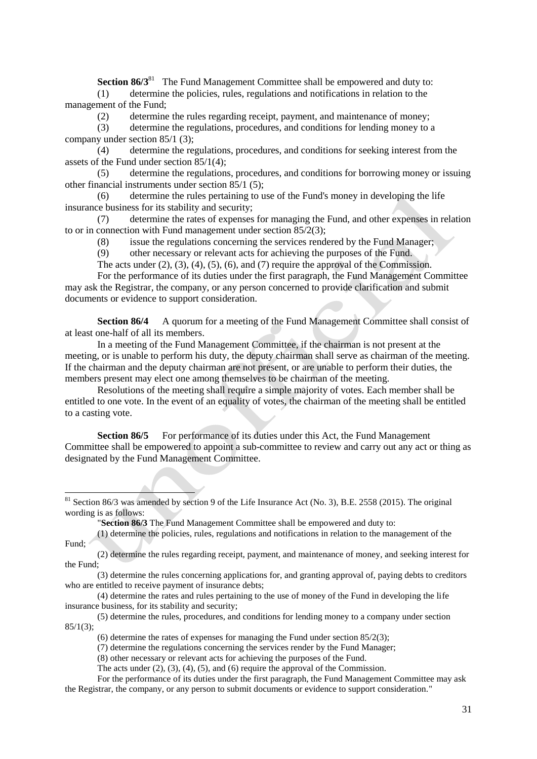**Section 86/3**[81] The Fund Management Committee shall be empowered and duty to:

(1) determine the policies, rules, regulations and notifications in relation to the management of the Fund;

(2) determine the rules regarding receipt, payment, and maintenance of money;

(3) determine the regulations, procedures, and conditions for lending money to a company under section 85/1 (3);

(4) determine the regulations, procedures, and conditions for seeking interest from the assets of the Fund under section 85/1(4);

(5) determine the regulations, procedures, and conditions for borrowing money or issuing other financial instruments under section 85/1 (5);

(6) determine the rules pertaining to use of the Fund's money in developing the life insurance business for its stability and security;

(7) determine the rates of expenses for managing the Fund, and other expenses in relation to or in connection with Fund management under section 85/2(3);

(8) issue the regulations concerning the services rendered by the Fund Manager;

(9) other necessary or relevant acts for achieving the purposes of the Fund.

The acts under (2), (3), (4), (5), (6), and (7) require the approval of the Commission.

For the performance of its duties under the first paragraph, the Fund Management Committee may ask the Registrar, the company, or any person concerned to provide clarification and submit documents or evidence to support consideration.

**Section 86/4** A quorum for a meeting of the Fund Management Committee shall consist of at least one-half of all its members.

In a meeting of the Fund Management Committee, if the chairman is not present at the meeting, or is unable to perform his duty, the deputy chairman shall serve as chairman of the meeting. If the chairman and the deputy chairman are not present, or are unable to perform their duties, the members present may elect one among themselves to be chairman of the meeting.

Resolutions of the meeting shall require a simple majority of votes. Each member shall be entitled to one vote. In the event of an equality of votes, the chairman of the meeting shall be entitled to a casting vote.

**Section 86/5** For performance of its duties under this Act, the Fund Management Committee shall be empowered to appoint a sub-committee to review and carry out any act or thing as designated by the Fund Management Committee.

---

[81] Section 86/3 was amended by section 9 of the Life Insurance Act (No. 3), B.E. 2558 (2015). The original wording is as follows:

"**Section 86/3** The Fund Management Committee shall be empowered and duty to:

(1) determine the policies, rules, regulations and notifications in relation to the management of the Fund;

(2) determine the rules regarding receipt, payment, and maintenance of money, and seeking interest for the Fund;

(3) determine the rules concerning applications for, and granting approval of, paying debts to creditors who are entitled to receive payment of insurance debts;

(4) determine the rates and rules pertaining to the use of money of the Fund in developing the life insurance business, for its stability and security;

(5) determine the rules, procedures, and conditions for lending money to a company under section 85/1(3);

(6) determine the rates of expenses for managing the Fund under section 85/2(3);

(7) determine the regulations concerning the services render by the Fund Manager;

(8) other necessary or relevant acts for achieving the purposes of the Fund.

The acts under (2), (3), (4), (5), and (6) require the approval of the Commission.

For the performance of its duties under the first paragraph, the Fund Management Committee may ask the Registrar, the company, or any person to submit documents or evidence to support consideration."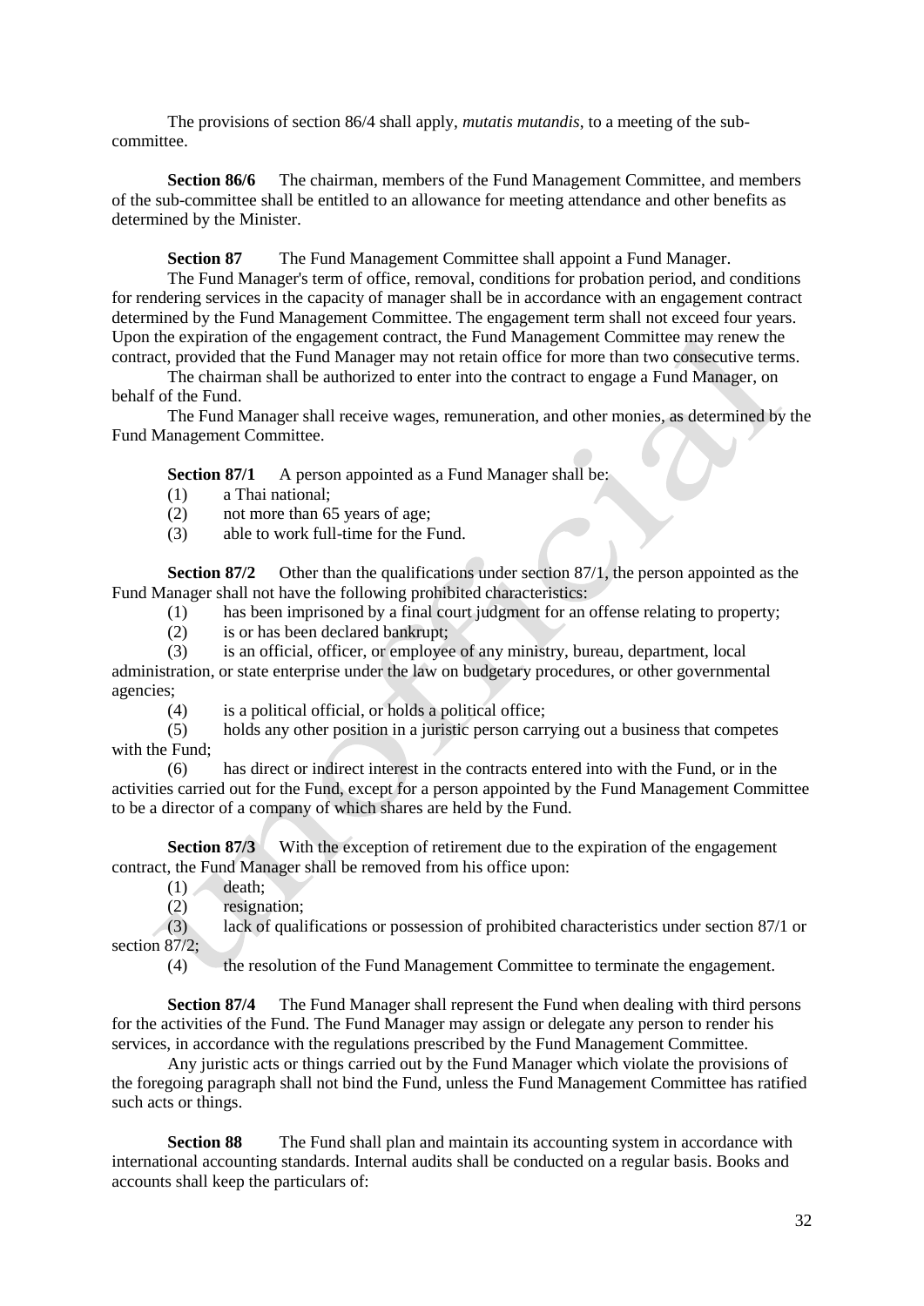The provisions of section 86/4 shall apply, *mutatis mutandis*, to a meeting of the sub-committee.

**Section 86/6** The chairman, members of the Fund Management Committee, and members of the sub-committee shall be entitled to an allowance for meeting attendance and other benefits as determined by the Minister.

**Section 87** The Fund Management Committee shall appoint a Fund Manager.

The Fund Manager's term of office, removal, conditions for probation period, and conditions for rendering services in the capacity of manager shall be in accordance with an engagement contract determined by the Fund Management Committee. The engagement term shall not exceed four years. Upon the expiration of the engagement contract, the Fund Management Committee may renew the contract, provided that the Fund Manager may not retain office for more than two consecutive terms.

The chairman shall be authorized to enter into the contract to engage a Fund Manager, on behalf of the Fund.

The Fund Manager shall receive wages, remuneration, and other monies, as determined by the Fund Management Committee.

**Section 87/1** A person appointed as a Fund Manager shall be:

(1) a Thai national;

(2) not more than 65 years of age;

(3) able to work full-time for the Fund.

**Section 87/2** Other than the qualifications under section 87/1, the person appointed as the Fund Manager shall not have the following prohibited characteristics:

(1) has been imprisoned by a final court judgment for an offense relating to property;

(2) is or has been declared bankrupt;

(3) is an official, officer, or employee of any ministry, bureau, department, local administration, or state enterprise under the law on budgetary procedures, or other governmental agencies;

(4) is a political official, or holds a political office;

(5) holds any other position in a juristic person carrying out a business that competes with the Fund;

(6) has direct or indirect interest in the contracts entered into with the Fund, or in the activities carried out for the Fund, except for a person appointed by the Fund Management Committee to be a director of a company of which shares are held by the Fund.

**Section 87/3** With the exception of retirement due to the expiration of the engagement contract, the Fund Manager shall be removed from his office upon:

(1) death;

(2) resignation;

(3) lack of qualifications or possession of prohibited characteristics under section 87/1 or section 87/2;

(4) the resolution of the Fund Management Committee to terminate the engagement.

**Section 87/4** The Fund Manager shall represent the Fund when dealing with third persons for the activities of the Fund. The Fund Manager may assign or delegate any person to render his services, in accordance with the regulations prescribed by the Fund Management Committee.

Any juristic acts or things carried out by the Fund Manager which violate the provisions of the foregoing paragraph shall not bind the Fund, unless the Fund Management Committee has ratified such acts or things.

**Section 88** The Fund shall plan and maintain its accounting system in accordance with international accounting standards. Internal audits shall be conducted on a regular basis. Books and accounts shall keep the particulars of: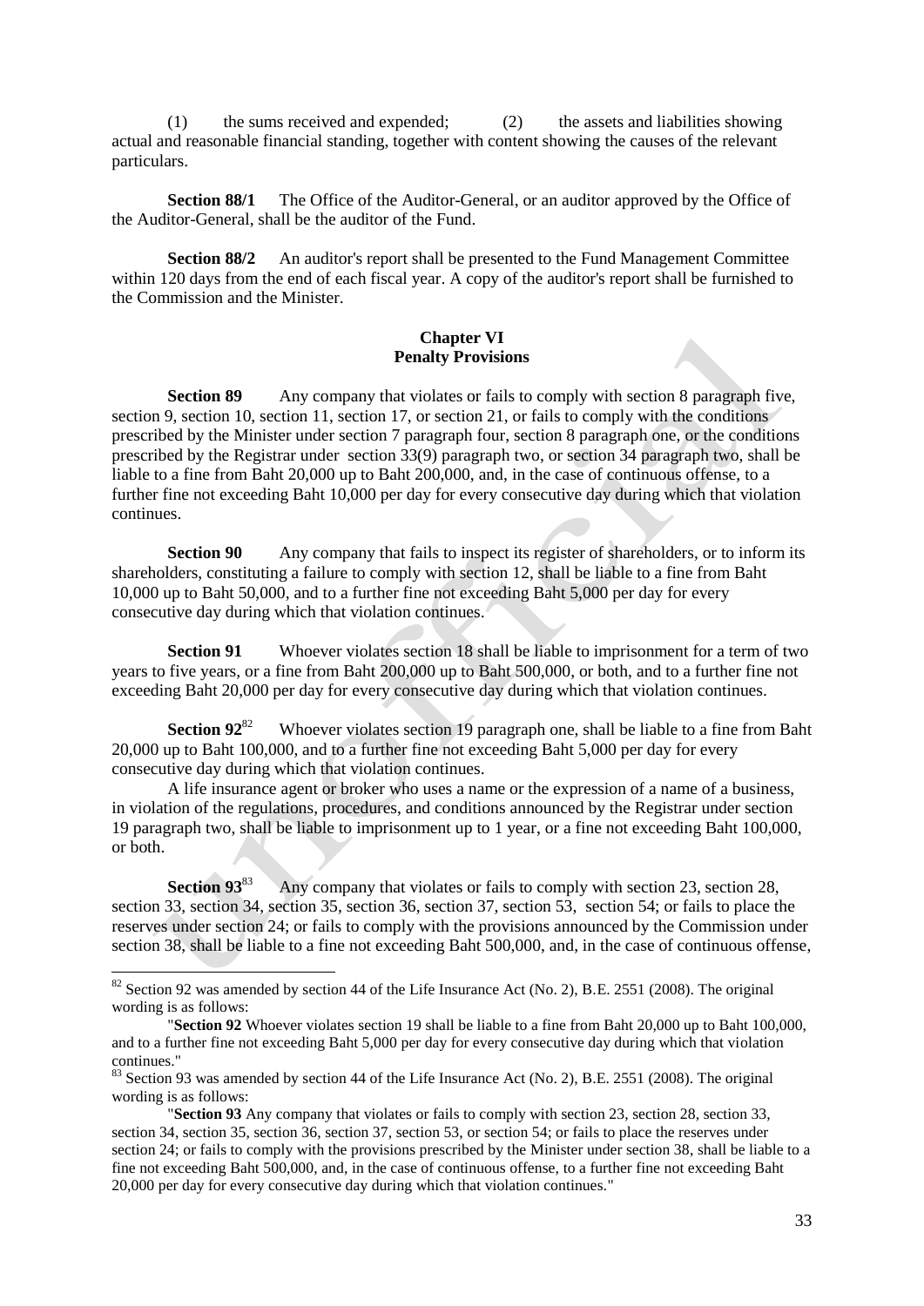(1) the sums received and expended; (2) the assets and liabilities showing actual and reasonable financial standing, together with content showing the causes of the relevant particulars.

**Section 88/1** The Office of the Auditor-General, or an auditor approved by the Office of the Auditor-General, shall be the auditor of the Fund.

**Section 88/2** An auditor's report shall be presented to the Fund Management Committee within 120 days from the end of each fiscal year. A copy of the auditor's report shall be furnished to the Commission and the Minister.

## Chapter VI
## Penalty Provisions

**Section 89** Any company that violates or fails to comply with section 8 paragraph five, section 9, section 10, section 11, section 17, or section 21, or fails to comply with the conditions prescribed by the Minister under section 7 paragraph four, section 8 paragraph one, or the conditions prescribed by the Registrar under section 33(9) paragraph two, or section 34 paragraph two, shall be liable to a fine from Baht 20,000 up to Baht 200,000, and, in the case of continuous offense, to a further fine not exceeding Baht 10,000 per day for every consecutive day during which that violation continues.

**Section 90** Any company that fails to inspect its register of shareholders, or to inform its shareholders, constituting a failure to comply with section 12, shall be liable to a fine from Baht 10,000 up to Baht 50,000, and to a further fine not exceeding Baht 5,000 per day for every consecutive day during which that violation continues.

**Section 91** Whoever violates section 18 shall be liable to imprisonment for a term of two years to five years, or a fine from Baht 200,000 up to Baht 500,000, or both, and to a further fine not exceeding Baht 20,000 per day for every consecutive day during which that violation continues.

**Section 92**[82] Whoever violates section 19 paragraph one, shall be liable to a fine from Baht 20,000 up to Baht 100,000, and to a further fine not exceeding Baht 5,000 per day for every consecutive day during which that violation continues.

A life insurance agent or broker who uses a name or the expression of a name of a business, in violation of the regulations, procedures, and conditions announced by the Registrar under section 19 paragraph two, shall be liable to imprisonment up to 1 year, or a fine not exceeding Baht 100,000, or both.

**Section 93**[83] Any company that violates or fails to comply with section 23, section 28, section 33, section 34, section 35, section 36, section 37, section 53, section 54; or fails to place the reserves under section 24; or fails to comply with the provisions announced by the Commission under section 38, shall be liable to a fine not exceeding Baht 500,000, and, in the case of continuous offense,

---

[82] Section 92 was amended by section 44 of the Life Insurance Act (No. 2), B.E. 2551 (2008). The original wording is as follows:

"**Section 92** Whoever violates section 19 shall be liable to a fine from Baht 20,000 up to Baht 100,000, and to a further fine not exceeding Baht 5,000 per day for every consecutive day during which that violation continues."

[83] Section 93 was amended by section 44 of the Life Insurance Act (No. 2), B.E. 2551 (2008). The original wording is as follows:

"**Section 93** Any company that violates or fails to comply with section 23, section 28, section 33, section 34, section 35, section 36, section 37, section 53, or section 54; or fails to place the reserves under section 24; or fails to comply with the provisions prescribed by the Minister under section 38, shall be liable to a fine not exceeding Baht 500,000, and, in the case of continuous offense, to a further fine not exceeding Baht 20,000 per day for every consecutive day during which that violation continues."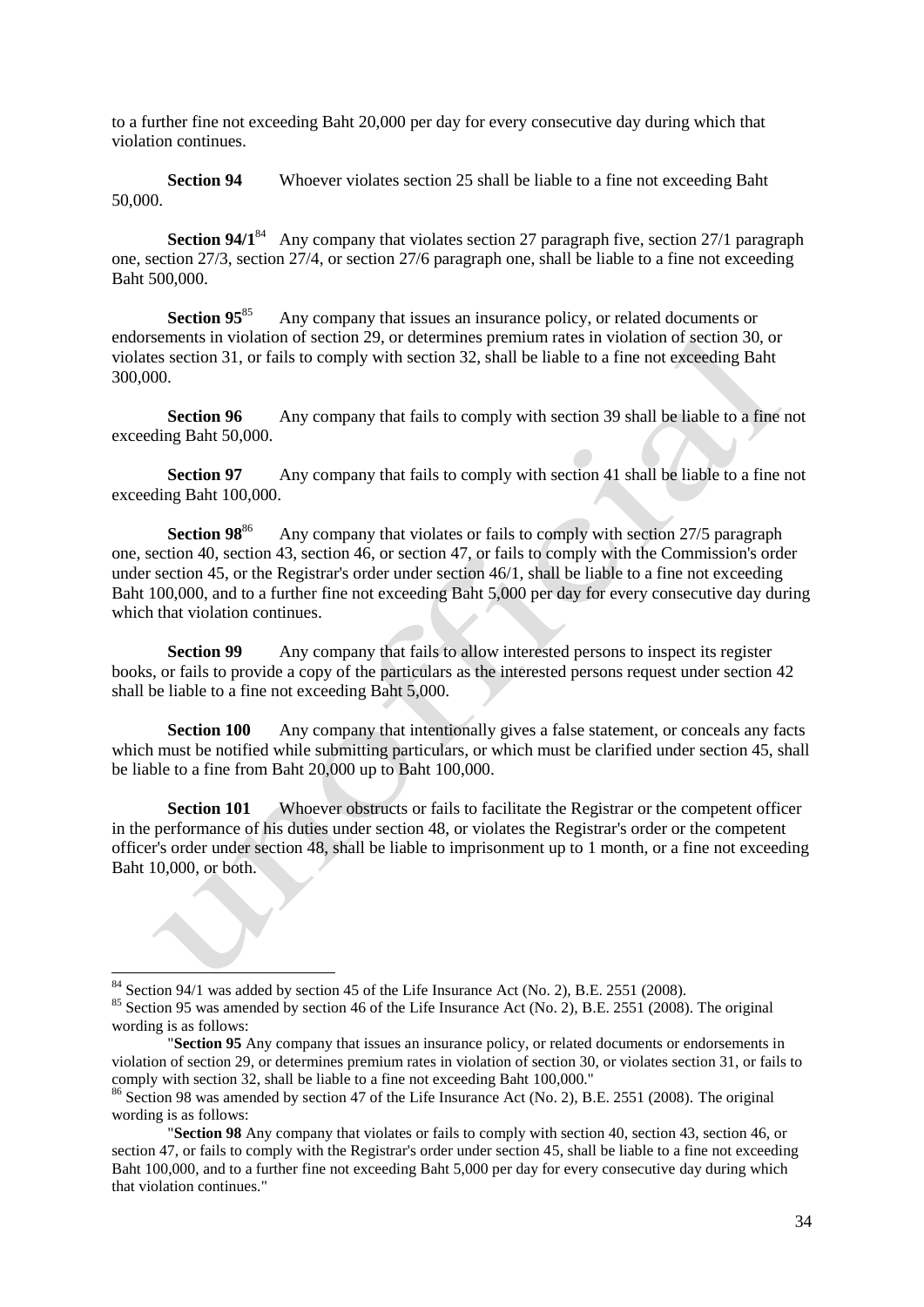to a further fine not exceeding Baht 20,000 per day for every consecutive day during which that violation continues.

**Section 94** Whoever violates section 25 shall be liable to a fine not exceeding Baht 50,000.

**Section 94/1**[84] Any company that violates section 27 paragraph five, section 27/1 paragraph one, section 27/3, section 27/4, or section 27/6 paragraph one, shall be liable to a fine not exceeding Baht 500,000.

**Section 95**[85] Any company that issues an insurance policy, or related documents or endorsements in violation of section 29, or determines premium rates in violation of section 30, or violates section 31, or fails to comply with section 32, shall be liable to a fine not exceeding Baht 300,000.

**Section 96** Any company that fails to comply with section 39 shall be liable to a fine not exceeding Baht 50,000.

**Section 97** Any company that fails to comply with section 41 shall be liable to a fine not exceeding Baht 100,000.

**Section 98**[86] Any company that violates or fails to comply with section 27/5 paragraph one, section 40, section 43, section 46, or section 47, or fails to comply with the Commission's order under section 45, or the Registrar's order under section 46/1, shall be liable to a fine not exceeding Baht 100,000, and to a further fine not exceeding Baht 5,000 per day for every consecutive day during which that violation continues.

**Section 99** Any company that fails to allow interested persons to inspect its register books, or fails to provide a copy of the particulars as the interested persons request under section 42 shall be liable to a fine not exceeding Baht 5,000.

**Section 100** Any company that intentionally gives a false statement, or conceals any facts which must be notified while submitting particulars, or which must be clarified under section 45, shall be liable to a fine from Baht 20,000 up to Baht 100,000.

**Section 101** Whoever obstructs or fails to facilitate the Registrar or the competent officer in the performance of his duties under section 48, or violates the Registrar's order or the competent officer's order under section 48, shall be liable to imprisonment up to 1 month, or a fine not exceeding Baht 10,000, or both.

---

[84] Section 94/1 was added by section 45 of the Life Insurance Act (No. 2), B.E. 2551 (2008).

[85] Section 95 was amended by section 46 of the Life Insurance Act (No. 2), B.E. 2551 (2008). The original wording is as follows:

"**Section 95** Any company that issues an insurance policy, or related documents or endorsements in violation of section 29, or determines premium rates in violation of section 30, or violates section 31, or fails to comply with section 32, shall be liable to a fine not exceeding Baht 100,000."

[86] Section 98 was amended by section 47 of the Life Insurance Act (No. 2), B.E. 2551 (2008). The original wording is as follows:

"**Section 98** Any company that violates or fails to comply with section 40, section 43, section 46, or section 47, or fails to comply with the Registrar's order under section 45, shall be liable to a fine not exceeding Baht 100,000, and to a further fine not exceeding Baht 5,000 per day for every consecutive day during which that violation continues."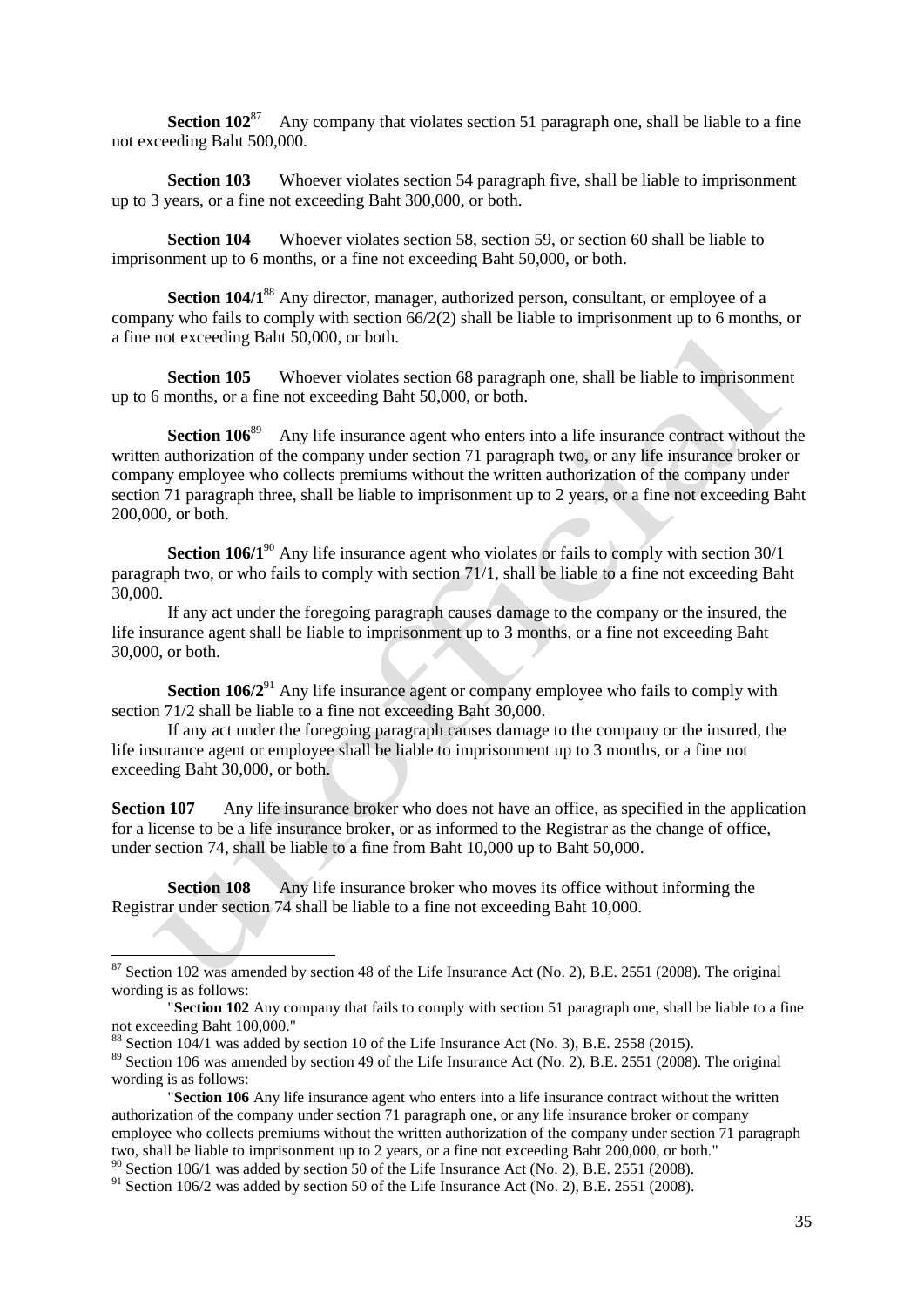**Section 102**[87] Any company that violates section 51 paragraph one, shall be liable to a fine not exceeding Baht 500,000.

**Section 103** Whoever violates section 54 paragraph five, shall be liable to imprisonment up to 3 years, or a fine not exceeding Baht 300,000, or both.

**Section 104** Whoever violates section 58, section 59, or section 60 shall be liable to imprisonment up to 6 months, or a fine not exceeding Baht 50,000, or both.

**Section 104/1**[88] Any director, manager, authorized person, consultant, or employee of a company who fails to comply with section 66/2(2) shall be liable to imprisonment up to 6 months, or a fine not exceeding Baht 50,000, or both.

**Section 105** Whoever violates section 68 paragraph one, shall be liable to imprisonment up to 6 months, or a fine not exceeding Baht 50,000, or both.

**Section 106**[89] Any life insurance agent who enters into a life insurance contract without the written authorization of the company under section 71 paragraph two, or any life insurance broker or company employee who collects premiums without the written authorization of the company under section 71 paragraph three, shall be liable to imprisonment up to 2 years, or a fine not exceeding Baht 200,000, or both.

**Section 106/1**[90] Any life insurance agent who violates or fails to comply with section 30/1 paragraph two, or who fails to comply with section 71/1, shall be liable to a fine not exceeding Baht 30,000.

If any act under the foregoing paragraph causes damage to the company or the insured, the life insurance agent shall be liable to imprisonment up to 3 months, or a fine not exceeding Baht 30,000, or both.

**Section 106/2**[91] Any life insurance agent or company employee who fails to comply with section 71/2 shall be liable to a fine not exceeding Baht 30,000.

If any act under the foregoing paragraph causes damage to the company or the insured, the life insurance agent or employee shall be liable to imprisonment up to 3 months, or a fine not exceeding Baht 30,000, or both.

**Section 107** Any life insurance broker who does not have an office, as specified in the application for a license to be a life insurance broker, or as informed to the Registrar as the change of office, under section 74, shall be liable to a fine from Baht 10,000 up to Baht 50,000.

**Section 108** Any life insurance broker who moves its office without informing the Registrar under section 74 shall be liable to a fine not exceeding Baht 10,000.

---

[87] Section 102 was amended by section 48 of the Life Insurance Act (No. 2), B.E. 2551 (2008). The original wording is as follows:

"**Section 102** Any company that fails to comply with section 51 paragraph one, shall be liable to a fine not exceeding Baht 100,000."

[88] Section 104/1 was added by section 10 of the Life Insurance Act (No. 3), B.E. 2558 (2015).

[89] Section 106 was amended by section 49 of the Life Insurance Act (No. 2), B.E. 2551 (2008). The original wording is as follows:

"**Section 106** Any life insurance agent who enters into a life insurance contract without the written authorization of the company under section 71 paragraph one, or any life insurance broker or company employee who collects premiums without the written authorization of the company under section 71 paragraph two, shall be liable to imprisonment up to 2 years, or a fine not exceeding Baht 200,000, or both."

[90] Section 106/1 was added by section 50 of the Life Insurance Act (No. 2), B.E. 2551 (2008).

[91] Section 106/2 was added by section 50 of the Life Insurance Act (No. 2), B.E. 2551 (2008).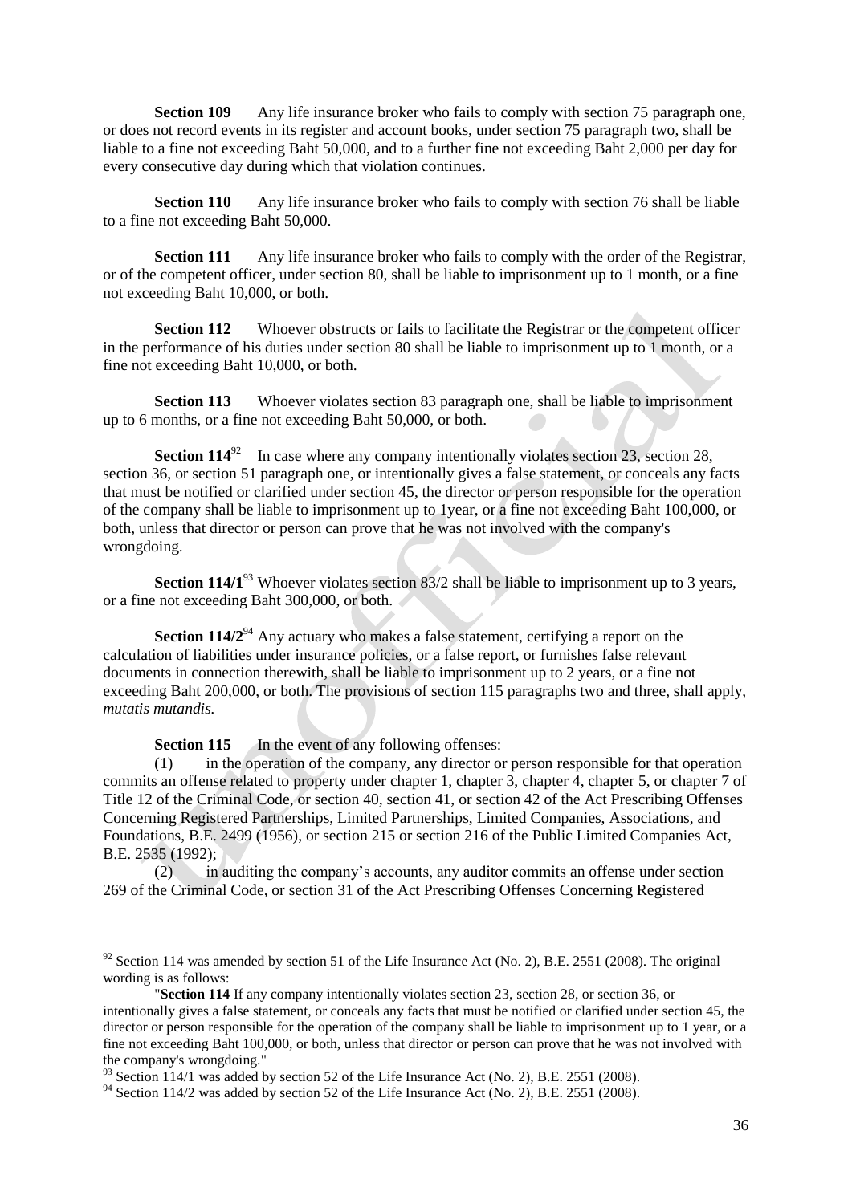**Section 109** Any life insurance broker who fails to comply with section 75 paragraph one, or does not record events in its register and account books, under section 75 paragraph two, shall be liable to a fine not exceeding Baht 50,000, and to a further fine not exceeding Baht 2,000 per day for every consecutive day during which that violation continues.

**Section 110** Any life insurance broker who fails to comply with section 76 shall be liable to a fine not exceeding Baht 50,000.

**Section 111** Any life insurance broker who fails to comply with the order of the Registrar, or of the competent officer, under section 80, shall be liable to imprisonment up to 1 month, or a fine not exceeding Baht 10,000, or both.

**Section 112** Whoever obstructs or fails to facilitate the Registrar or the competent officer in the performance of his duties under section 80 shall be liable to imprisonment up to 1 month, or a fine not exceeding Baht 10,000, or both.

**Section 113** Whoever violates section 83 paragraph one, shall be liable to imprisonment up to 6 months, or a fine not exceeding Baht 50,000, or both.

**Section 114**[92] In case where any company intentionally violates section 23, section 28, section 36, or section 51 paragraph one, or intentionally gives a false statement, or conceals any facts that must be notified or clarified under section 45, the director or person responsible for the operation of the company shall be liable to imprisonment up to 1year, or a fine not exceeding Baht 100,000, or both, unless that director or person can prove that he was not involved with the company's wrongdoing.

**Section 114/1**[93] Whoever violates section 83/2 shall be liable to imprisonment up to 3 years, or a fine not exceeding Baht 300,000, or both.

**Section 114/2**[94] Any actuary who makes a false statement, certifying a report on the calculation of liabilities under insurance policies, or a false report, or furnishes false relevant documents in connection therewith, shall be liable to imprisonment up to 2 years, or a fine not exceeding Baht 200,000, or both. The provisions of section 115 paragraphs two and three, shall apply, *mutatis mutandis.*

**Section 115** In the event of any following offenses:

(1) in the operation of the company, any director or person responsible for that operation commits an offense related to property under chapter 1, chapter 3, chapter 4, chapter 5, or chapter 7 of Title 12 of the Criminal Code, or section 40, section 41, or section 42 of the Act Prescribing Offenses Concerning Registered Partnerships, Limited Partnerships, Limited Companies, Associations, and Foundations, B.E. 2499 (1956), or section 215 or section 216 of the Public Limited Companies Act, B.E. 2535 (1992);

(2) in auditing the company's accounts, any auditor commits an offense under section 269 of the Criminal Code, or section 31 of the Act Prescribing Offenses Concerning Registered

---

[92] Section 114 was amended by section 51 of the Life Insurance Act (No. 2), B.E. 2551 (2008). The original wording is as follows:

"**Section 114** If any company intentionally violates section 23, section 28, or section 36, or intentionally gives a false statement, or conceals any facts that must be notified or clarified under section 45, the director or person responsible for the operation of the company shall be liable to imprisonment up to 1 year, or a fine not exceeding Baht 100,000, or both, unless that director or person can prove that he was not involved with the company's wrongdoing."

[93] Section 114/1 was added by section 52 of the Life Insurance Act (No. 2), B.E. 2551 (2008).

[94] Section 114/2 was added by section 52 of the Life Insurance Act (No. 2), B.E. 2551 (2008).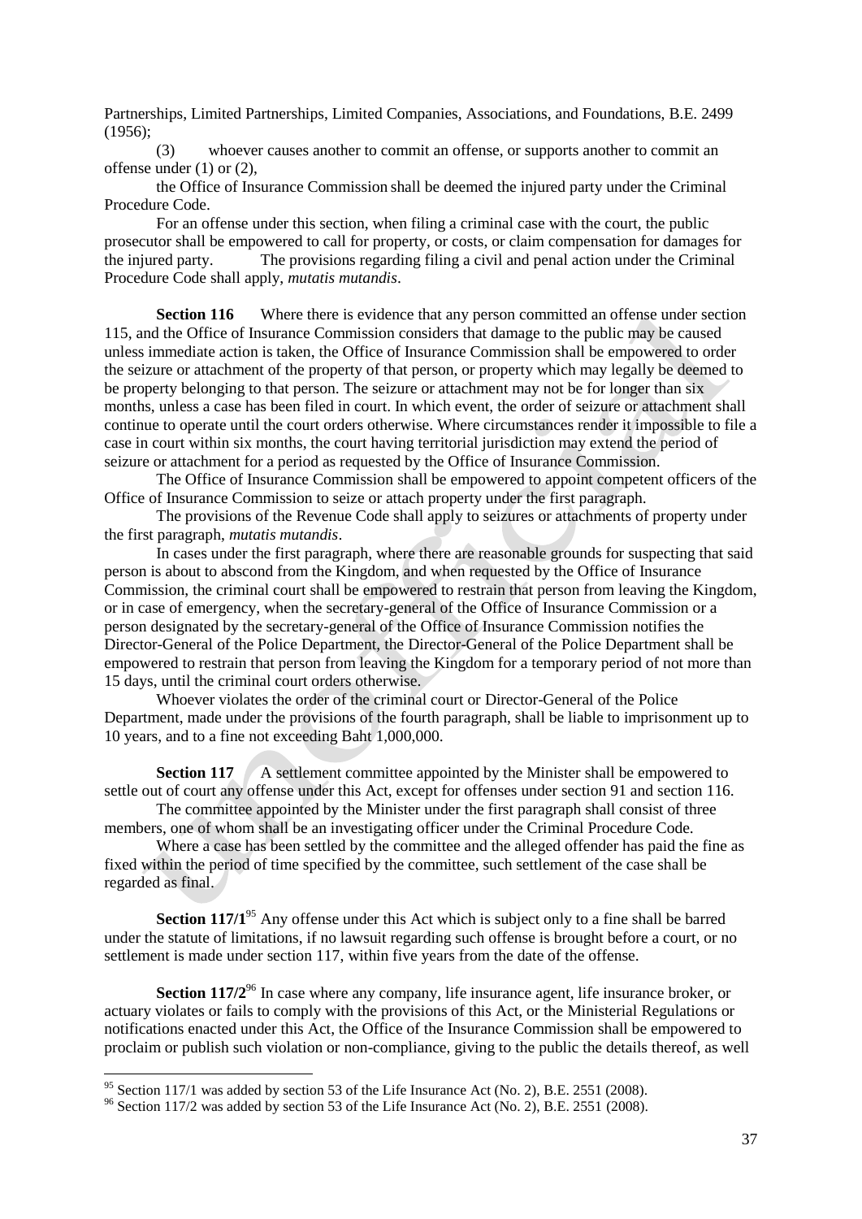Partnerships, Limited Partnerships, Limited Companies, Associations, and Foundations, B.E. 2499 (1956);

(3) whoever causes another to commit an offense, or supports another to commit an offense under (1) or (2),

the Office of Insurance Commission shall be deemed the injured party under the Criminal Procedure Code.

For an offense under this section, when filing a criminal case with the court, the public prosecutor shall be empowered to call for property, or costs, or claim compensation for damages for the injured party. The provisions regarding filing a civil and penal action under the Criminal Procedure Code shall apply, *mutatis mutandis*.

**Section 116** Where there is evidence that any person committed an offense under section 115, and the Office of Insurance Commission considers that damage to the public may be caused unless immediate action is taken, the Office of Insurance Commission shall be empowered to order the seizure or attachment of the property of that person, or property which may legally be deemed to be property belonging to that person. The seizure or attachment may not be for longer than six months, unless a case has been filed in court. In which event, the order of seizure or attachment shall continue to operate until the court orders otherwise. Where circumstances render it impossible to file a case in court within six months, the court having territorial jurisdiction may extend the period of seizure or attachment for a period as requested by the Office of Insurance Commission.

The Office of Insurance Commission shall be empowered to appoint competent officers of the Office of Insurance Commission to seize or attach property under the first paragraph.

The provisions of the Revenue Code shall apply to seizures or attachments of property under the first paragraph, *mutatis mutandis*.

In cases under the first paragraph, where there are reasonable grounds for suspecting that said person is about to abscond from the Kingdom, and when requested by the Office of Insurance Commission, the criminal court shall be empowered to restrain that person from leaving the Kingdom, or in case of emergency, when the secretary-general of the Office of Insurance Commission or a person designated by the secretary-general of the Office of Insurance Commission notifies the Director-General of the Police Department, the Director-General of the Police Department shall be empowered to restrain that person from leaving the Kingdom for a temporary period of not more than 15 days, until the criminal court orders otherwise.

Whoever violates the order of the criminal court or Director-General of the Police Department, made under the provisions of the fourth paragraph, shall be liable to imprisonment up to 10 years, and to a fine not exceeding Baht 1,000,000.

**Section 117** A settlement committee appointed by the Minister shall be empowered to settle out of court any offense under this Act, except for offenses under section 91 and section 116.

The committee appointed by the Minister under the first paragraph shall consist of three members, one of whom shall be an investigating officer under the Criminal Procedure Code.

Where a case has been settled by the committee and the alleged offender has paid the fine as fixed within the period of time specified by the committee, such settlement of the case shall be regarded as final.

**Section 117/1**[95] Any offense under this Act which is subject only to a fine shall be barred under the statute of limitations, if no lawsuit regarding such offense is brought before a court, or no settlement is made under section 117, within five years from the date of the offense.

**Section 117/2**[96] In case where any company, life insurance agent, life insurance broker, or actuary violates or fails to comply with the provisions of this Act, or the Ministerial Regulations or notifications enacted under this Act, the Office of the Insurance Commission shall be empowered to proclaim or publish such violation or non-compliance, giving to the public the details thereof, as well

---

[95] Section 117/1 was added by section 53 of the Life Insurance Act (No. 2), B.E. 2551 (2008).

[96] Section 117/2 was added by section 53 of the Life Insurance Act (No. 2), B.E. 2551 (2008).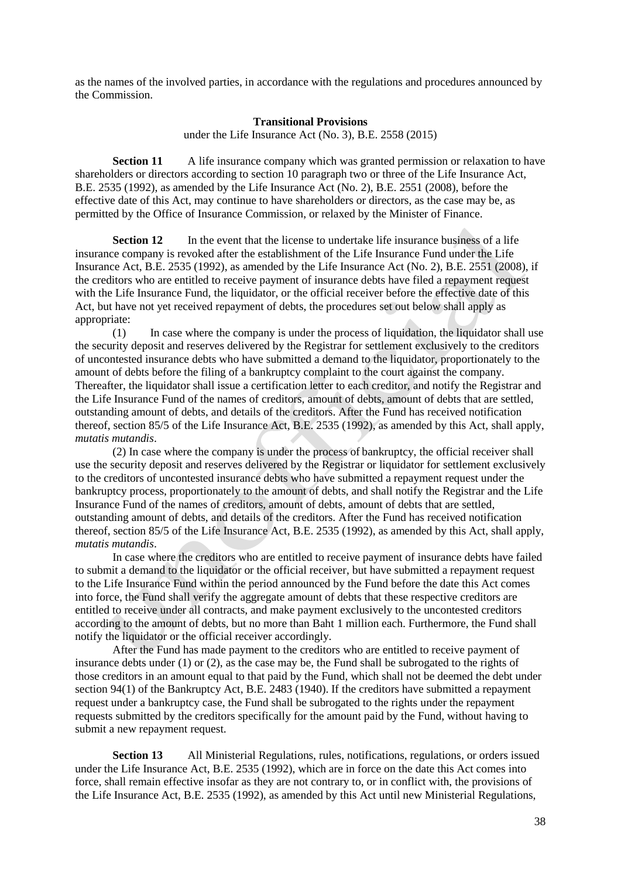as the names of the involved parties, in accordance with the regulations and procedures announced by the Commission.

**Transitional Provisions**

under the Life Insurance Act (No. 3), B.E. 2558 (2015)

**Section 11** A life insurance company which was granted permission or relaxation to have shareholders or directors according to section 10 paragraph two or three of the Life Insurance Act, B.E. 2535 (1992), as amended by the Life Insurance Act (No. 2), B.E. 2551 (2008), before the effective date of this Act, may continue to have shareholders or directors, as the case may be, as permitted by the Office of Insurance Commission, or relaxed by the Minister of Finance.

**Section 12** In the event that the license to undertake life insurance business of a life insurance company is revoked after the establishment of the Life Insurance Fund under the Life Insurance Act, B.E. 2535 (1992), as amended by the Life Insurance Act (No. 2), B.E. 2551 (2008), if the creditors who are entitled to receive payment of insurance debts have filed a repayment request with the Life Insurance Fund, the liquidator, or the official receiver before the effective date of this Act, but have not yet received repayment of debts, the procedures set out below shall apply as appropriate:

(1) In case where the company is under the process of liquidation, the liquidator shall use the security deposit and reserves delivered by the Registrar for settlement exclusively to the creditors of uncontested insurance debts who have submitted a demand to the liquidator, proportionately to the amount of debts before the filing of a bankruptcy complaint to the court against the company. Thereafter, the liquidator shall issue a certification letter to each creditor, and notify the Registrar and the Life Insurance Fund of the names of creditors, amount of debts, amount of debts that are settled, outstanding amount of debts, and details of the creditors. After the Fund has received notification thereof, section 85/5 of the Life Insurance Act, B.E. 2535 (1992), as amended by this Act, shall apply, *mutatis mutandis*.

(2) In case where the company is under the process of bankruptcy, the official receiver shall use the security deposit and reserves delivered by the Registrar or liquidator for settlement exclusively to the creditors of uncontested insurance debts who have submitted a repayment request under the bankruptcy process, proportionately to the amount of debts, and shall notify the Registrar and the Life Insurance Fund of the names of creditors, amount of debts, amount of debts that are settled, outstanding amount of debts, and details of the creditors. After the Fund has received notification thereof, section 85/5 of the Life Insurance Act, B.E. 2535 (1992), as amended by this Act, shall apply, *mutatis mutandis*.

In case where the creditors who are entitled to receive payment of insurance debts have failed to submit a demand to the liquidator or the official receiver, but have submitted a repayment request to the Life Insurance Fund within the period announced by the Fund before the date this Act comes into force, the Fund shall verify the aggregate amount of debts that these respective creditors are entitled to receive under all contracts, and make payment exclusively to the uncontested creditors according to the amount of debts, but no more than Baht 1 million each. Furthermore, the Fund shall notify the liquidator or the official receiver accordingly.

After the Fund has made payment to the creditors who are entitled to receive payment of insurance debts under (1) or (2), as the case may be, the Fund shall be subrogated to the rights of those creditors in an amount equal to that paid by the Fund, which shall not be deemed the debt under section 94(1) of the Bankruptcy Act, B.E. 2483 (1940). If the creditors have submitted a repayment request under a bankruptcy case, the Fund shall be subrogated to the rights under the repayment requests submitted by the creditors specifically for the amount paid by the Fund, without having to submit a new repayment request.

**Section 13** All Ministerial Regulations, rules, notifications, regulations, or orders issued under the Life Insurance Act, B.E. 2535 (1992), which are in force on the date this Act comes into force, shall remain effective insofar as they are not contrary to, or in conflict with, the provisions of the Life Insurance Act, B.E. 2535 (1992), as amended by this Act until new Ministerial Regulations,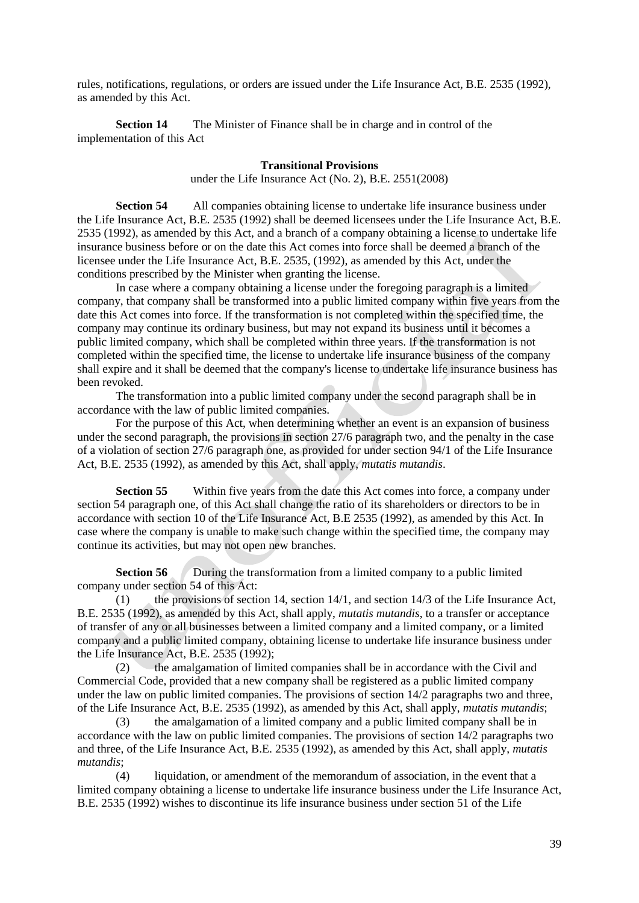rules, notifications, regulations, or orders are issued under the Life Insurance Act, B.E. 2535 (1992), as amended by this Act.

**Section 14** The Minister of Finance shall be in charge and in control of the implementation of this Act

**Transitional Provisions**

under the Life Insurance Act (No. 2), B.E. 2551(2008)

**Section 54** All companies obtaining license to undertake life insurance business under the Life Insurance Act, B.E. 2535 (1992) shall be deemed licensees under the Life Insurance Act, B.E. 2535 (1992), as amended by this Act, and a branch of a company obtaining a license to undertake life insurance business before or on the date this Act comes into force shall be deemed a branch of the licensee under the Life Insurance Act, B.E. 2535, (1992), as amended by this Act, under the conditions prescribed by the Minister when granting the license.

In case where a company obtaining a license under the foregoing paragraph is a limited company, that company shall be transformed into a public limited company within five years from the date this Act comes into force. If the transformation is not completed within the specified time, the company may continue its ordinary business, but may not expand its business until it becomes a public limited company, which shall be completed within three years. If the transformation is not completed within the specified time, the license to undertake life insurance business of the company shall expire and it shall be deemed that the company's license to undertake life insurance business has been revoked.

The transformation into a public limited company under the second paragraph shall be in accordance with the law of public limited companies.

For the purpose of this Act, when determining whether an event is an expansion of business under the second paragraph, the provisions in section 27/6 paragraph two, and the penalty in the case of a violation of section 27/6 paragraph one, as provided for under section 94/1 of the Life Insurance Act, B.E. 2535 (1992), as amended by this Act, shall apply, *mutatis mutandis*.

**Section 55** Within five years from the date this Act comes into force, a company under section 54 paragraph one, of this Act shall change the ratio of its shareholders or directors to be in accordance with section 10 of the Life Insurance Act, B.E 2535 (1992), as amended by this Act. In case where the company is unable to make such change within the specified time, the company may continue its activities, but may not open new branches.

**Section 56** During the transformation from a limited company to a public limited company under section 54 of this Act:

(1) the provisions of section 14, section 14/1, and section 14/3 of the Life Insurance Act, B.E. 2535 (1992), as amended by this Act, shall apply, *mutatis mutandis*, to a transfer or acceptance of transfer of any or all businesses between a limited company and a limited company, or a limited company and a public limited company, obtaining license to undertake life insurance business under the Life Insurance Act, B.E. 2535 (1992);

(2) the amalgamation of limited companies shall be in accordance with the Civil and Commercial Code, provided that a new company shall be registered as a public limited company under the law on public limited companies. The provisions of section 14/2 paragraphs two and three, of the Life Insurance Act, B.E. 2535 (1992), as amended by this Act, shall apply, *mutatis mutandis*;

(3) the amalgamation of a limited company and a public limited company shall be in accordance with the law on public limited companies. The provisions of section 14/2 paragraphs two and three, of the Life Insurance Act, B.E. 2535 (1992), as amended by this Act, shall apply, *mutatis mutandis*;

(4) liquidation, or amendment of the memorandum of association, in the event that a limited company obtaining a license to undertake life insurance business under the Life Insurance Act, B.E. 2535 (1992) wishes to discontinue its life insurance business under section 51 of the Life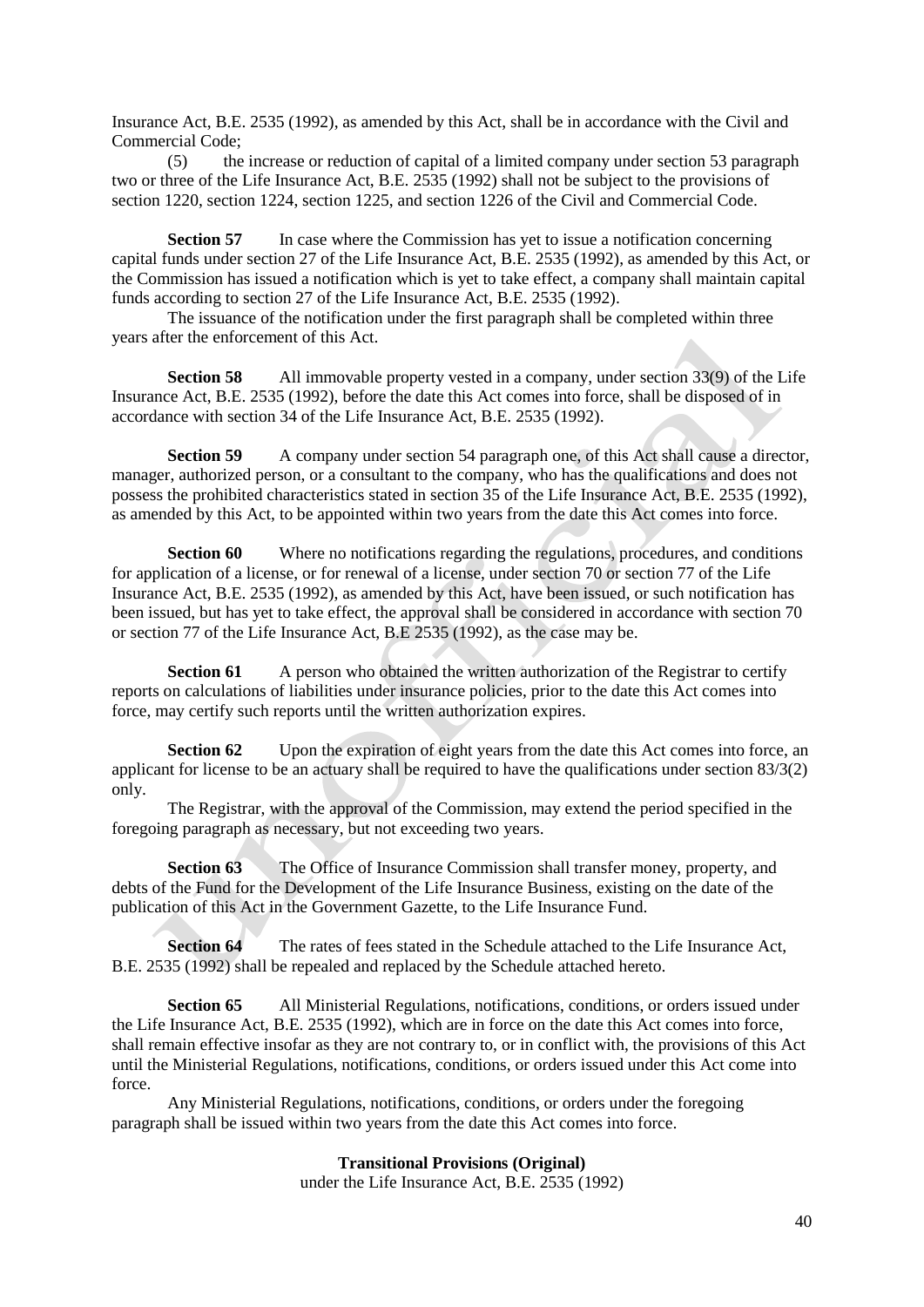Insurance Act, B.E. 2535 (1992), as amended by this Act, shall be in accordance with the Civil and Commercial Code;

(5) the increase or reduction of capital of a limited company under section 53 paragraph two or three of the Life Insurance Act, B.E. 2535 (1992) shall not be subject to the provisions of section 1220, section 1224, section 1225, and section 1226 of the Civil and Commercial Code.

**Section 57** In case where the Commission has yet to issue a notification concerning capital funds under section 27 of the Life Insurance Act, B.E. 2535 (1992), as amended by this Act, or the Commission has issued a notification which is yet to take effect, a company shall maintain capital funds according to section 27 of the Life Insurance Act, B.E. 2535 (1992).

The issuance of the notification under the first paragraph shall be completed within three years after the enforcement of this Act.

**Section 58** All immovable property vested in a company, under section 33(9) of the Life Insurance Act, B.E. 2535 (1992), before the date this Act comes into force, shall be disposed of in accordance with section 34 of the Life Insurance Act, B.E. 2535 (1992).

**Section 59** A company under section 54 paragraph one, of this Act shall cause a director, manager, authorized person, or a consultant to the company, who has the qualifications and does not possess the prohibited characteristics stated in section 35 of the Life Insurance Act, B.E. 2535 (1992), as amended by this Act, to be appointed within two years from the date this Act comes into force.

**Section 60** Where no notifications regarding the regulations, procedures, and conditions for application of a license, or for renewal of a license, under section 70 or section 77 of the Life Insurance Act, B.E. 2535 (1992), as amended by this Act, have been issued, or such notification has been issued, but has yet to take effect, the approval shall be considered in accordance with section 70 or section 77 of the Life Insurance Act, B.E 2535 (1992), as the case may be.

**Section 61** A person who obtained the written authorization of the Registrar to certify reports on calculations of liabilities under insurance policies, prior to the date this Act comes into force, may certify such reports until the written authorization expires.

**Section 62** Upon the expiration of eight years from the date this Act comes into force, an applicant for license to be an actuary shall be required to have the qualifications under section 83/3(2) only.

The Registrar, with the approval of the Commission, may extend the period specified in the foregoing paragraph as necessary, but not exceeding two years.

**Section 63** The Office of Insurance Commission shall transfer money, property, and debts of the Fund for the Development of the Life Insurance Business, existing on the date of the publication of this Act in the Government Gazette, to the Life Insurance Fund.

**Section 64** The rates of fees stated in the Schedule attached to the Life Insurance Act, B.E. 2535 (1992) shall be repealed and replaced by the Schedule attached hereto.

**Section 65** All Ministerial Regulations, notifications, conditions, or orders issued under the Life Insurance Act, B.E. 2535 (1992), which are in force on the date this Act comes into force, shall remain effective insofar as they are not contrary to, or in conflict with, the provisions of this Act until the Ministerial Regulations, notifications, conditions, or orders issued under this Act come into force.

Any Ministerial Regulations, notifications, conditions, or orders under the foregoing paragraph shall be issued within two years from the date this Act comes into force.

**Transitional Provisions (Original)**
under the Life Insurance Act, B.E. 2535 (1992)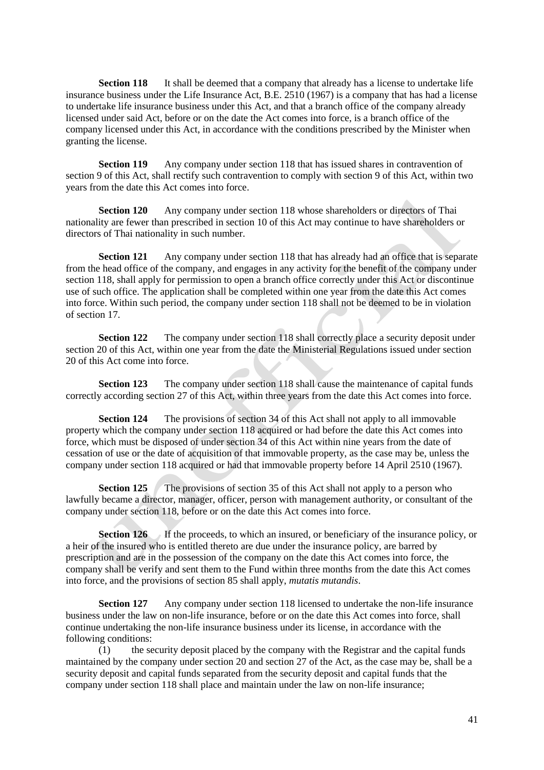**Section 118** It shall be deemed that a company that already has a license to undertake life insurance business under the Life Insurance Act, B.E. 2510 (1967) is a company that has had a license to undertake life insurance business under this Act, and that a branch office of the company already licensed under said Act, before or on the date the Act comes into force, is a branch office of the company licensed under this Act, in accordance with the conditions prescribed by the Minister when granting the license.

**Section 119** Any company under section 118 that has issued shares in contravention of section 9 of this Act, shall rectify such contravention to comply with section 9 of this Act, within two years from the date this Act comes into force.

**Section 120** Any company under section 118 whose shareholders or directors of Thai nationality are fewer than prescribed in section 10 of this Act may continue to have shareholders or directors of Thai nationality in such number.

**Section 121** Any company under section 118 that has already had an office that is separate from the head office of the company, and engages in any activity for the benefit of the company under section 118, shall apply for permission to open a branch office correctly under this Act or discontinue use of such office. The application shall be completed within one year from the date this Act comes into force. Within such period, the company under section 118 shall not be deemed to be in violation of section 17.

**Section 122** The company under section 118 shall correctly place a security deposit under section 20 of this Act, within one year from the date the Ministerial Regulations issued under section 20 of this Act come into force.

**Section 123** The company under section 118 shall cause the maintenance of capital funds correctly according section 27 of this Act, within three years from the date this Act comes into force.

**Section 124** The provisions of section 34 of this Act shall not apply to all immovable property which the company under section 118 acquired or had before the date this Act comes into force, which must be disposed of under section 34 of this Act within nine years from the date of cessation of use or the date of acquisition of that immovable property, as the case may be, unless the company under section 118 acquired or had that immovable property before 14 April 2510 (1967).

**Section 125** The provisions of section 35 of this Act shall not apply to a person who lawfully became a director, manager, officer, person with management authority, or consultant of the company under section 118, before or on the date this Act comes into force.

**Section 126** If the proceeds, to which an insured, or beneficiary of the insurance policy, or a heir of the insured who is entitled thereto are due under the insurance policy, are barred by prescription and are in the possession of the company on the date this Act comes into force, the company shall be verify and sent them to the Fund within three months from the date this Act comes into force, and the provisions of section 85 shall apply, *mutatis mutandis*.

**Section 127** Any company under section 118 licensed to undertake the non-life insurance business under the law on non-life insurance, before or on the date this Act comes into force, shall continue undertaking the non-life insurance business under its license, in accordance with the following conditions:

(1) the security deposit placed by the company with the Registrar and the capital funds maintained by the company under section 20 and section 27 of the Act, as the case may be, shall be a security deposit and capital funds separated from the security deposit and capital funds that the company under section 118 shall place and maintain under the law on non-life insurance;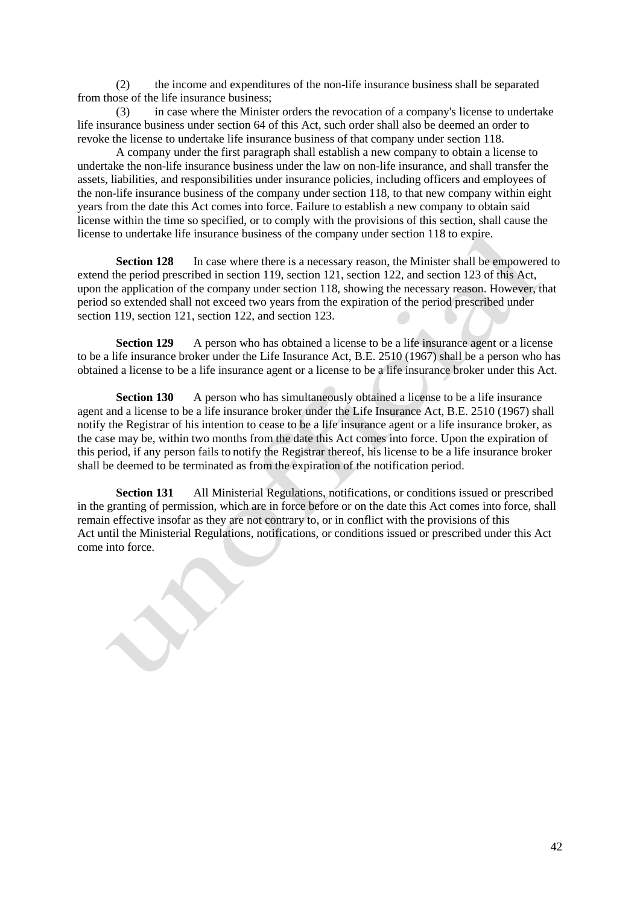(2) the income and expenditures of the non-life insurance business shall be separated from those of the life insurance business;

(3) in case where the Minister orders the revocation of a company's license to undertake life insurance business under section 64 of this Act, such order shall also be deemed an order to revoke the license to undertake life insurance business of that company under section 118.

A company under the first paragraph shall establish a new company to obtain a license to undertake the non-life insurance business under the law on non-life insurance, and shall transfer the assets, liabilities, and responsibilities under insurance policies, including officers and employees of the non-life insurance business of the company under section 118, to that new company within eight years from the date this Act comes into force. Failure to establish a new company to obtain said license within the time so specified, or to comply with the provisions of this section, shall cause the license to undertake life insurance business of the company under section 118 to expire.

**Section 128** In case where there is a necessary reason, the Minister shall be empowered to extend the period prescribed in section 119, section 121, section 122, and section 123 of this Act, upon the application of the company under section 118, showing the necessary reason. However, that period so extended shall not exceed two years from the expiration of the period prescribed under section 119, section 121, section 122, and section 123.

**Section 129** A person who has obtained a license to be a life insurance agent or a license to be a life insurance broker under the Life Insurance Act, B.E. 2510 (1967) shall be a person who has obtained a license to be a life insurance agent or a license to be a life insurance broker under this Act.

**Section 130** A person who has simultaneously obtained a license to be a life insurance agent and a license to be a life insurance broker under the Life Insurance Act, B.E. 2510 (1967) shall notify the Registrar of his intention to cease to be a life insurance agent or a life insurance broker, as the case may be, within two months from the date this Act comes into force. Upon the expiration of this period, if any person fails to notify the Registrar thereof, his license to be a life insurance broker shall be deemed to be terminated as from the expiration of the notification period.

**Section 131** All Ministerial Regulations, notifications, or conditions issued or prescribed in the granting of permission, which are in force before or on the date this Act comes into force, shall remain effective insofar as they are not contrary to, or in conflict with the provisions of this Act until the Ministerial Regulations, notifications, or conditions issued or prescribed under this Act come into force.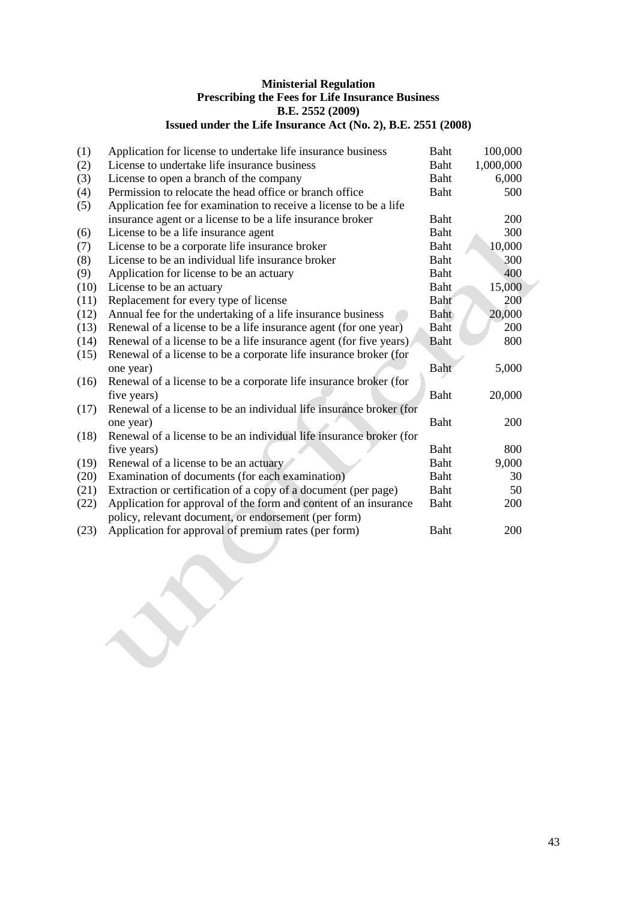**Ministerial Regulation**
**Prescribing the Fees for Life Insurance Business**
**B.E. 2552 (2009)**
**Issued under the Life Insurance Act (No. 2), B.E. 2551 (2008)**

| | | | |
|---|---|---|---|
| (1) | Application for license to undertake life insurance business | Baht | 100,000 |
| (2) | License to undertake life insurance business | Baht | 1,000,000 |
| (3) | License to open a branch of the company | Baht | 6,000 |
| (4) | Permission to relocate the head office or branch office | Baht | 500 |
| (5) | Application fee for examination to receive a license to be a life insurance agent or a license to be a life insurance broker | Baht | 200 |
| (6) | License to be a life insurance agent | Baht | 300 |
| (7) | License to be a corporate life insurance broker | Baht | 10,000 |
| (8) | License to be an individual life insurance broker | Baht | 300 |
| (9) | Application for license to be an actuary | Baht | 400 |
| (10) | License to be an actuary | Baht | 15,000 |
| (11) | Replacement for every type of license | Baht | 200 |
| (12) | Annual fee for the undertaking of a life insurance business | Baht | 20,000 |
| (13) | Renewal of a license to be a life insurance agent (for one year) | Baht | 200 |
| (14) | Renewal of a license to be a life insurance agent (for five years) | Baht | 800 |
| (15) | Renewal of a license to be a corporate life insurance broker (for one year) | Baht | 5,000 |
| (16) | Renewal of a license to be a corporate life insurance broker (for five years) | Baht | 20,000 |
| (17) | Renewal of a license to be an individual life insurance broker (for one year) | Baht | 200 |
| (18) | Renewal of a license to be an individual life insurance broker (for five years) | Baht | 800 |
| (19) | Renewal of a license to be an actuary | Baht | 9,000 |
| (20) | Examination of documents (for each examination) | Baht | 30 |
| (21) | Extraction or certification of a copy of a document (per page) | Baht | 50 |
| (22) | Application for approval of the form and content of an insurance policy, relevant document, or endorsement (per form) | Baht | 200 |
| (23) | Application for approval of premium rates (per form) | Baht | 200 |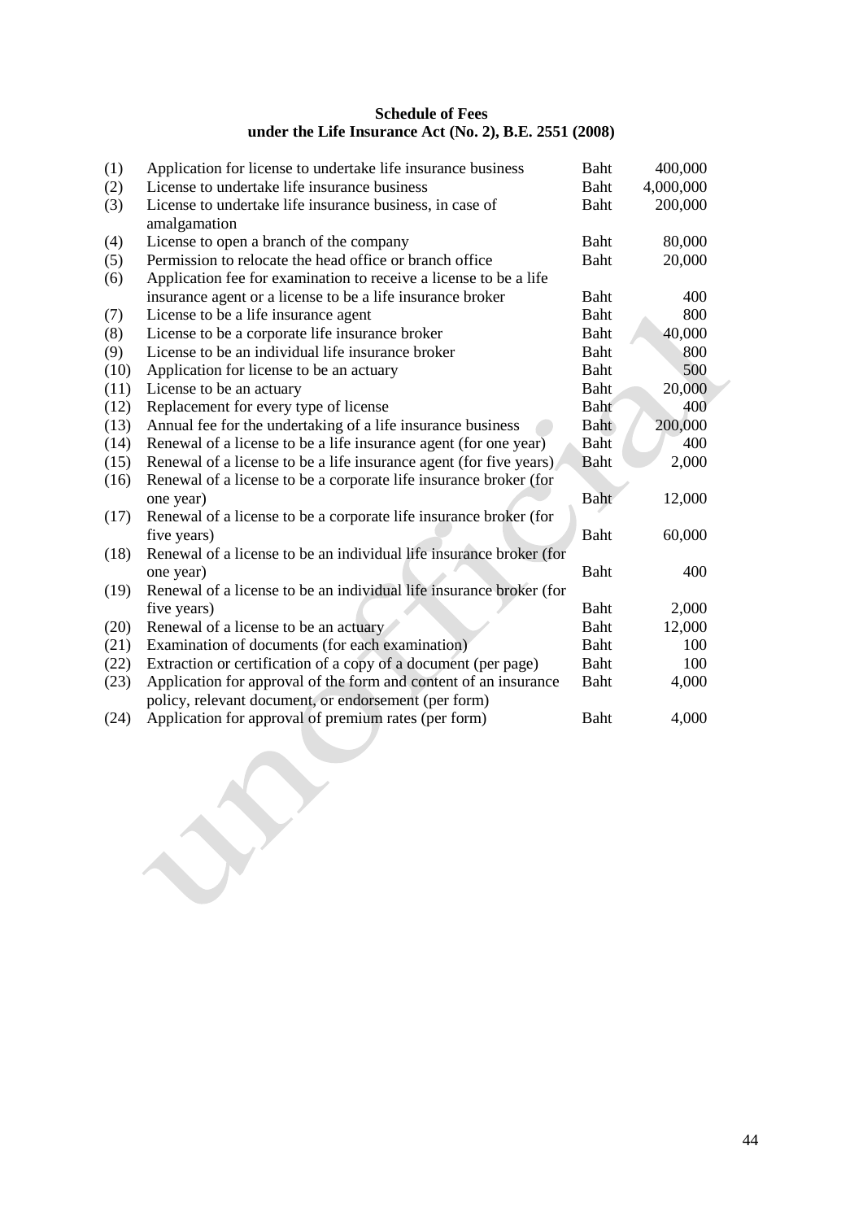**Schedule of Fees**
**under the Life Insurance Act (No. 2), B.E. 2551 (2008)**

| | | | |
|---|---|---|---|
| (1) | Application for license to undertake life insurance business | Baht | 400,000 |
| (2) | License to undertake life insurance business | Baht | 4,000,000 |
| (3) | License to undertake life insurance business, in case of amalgamation | Baht | 200,000 |
| (4) | License to open a branch of the company | Baht | 80,000 |
| (5) | Permission to relocate the head office or branch office | Baht | 20,000 |
| (6) | Application fee for examination to receive a license to be a life insurance agent or a license to be a life insurance broker | Baht | 400 |
| (7) | License to be a life insurance agent | Baht | 800 |
| (8) | License to be a corporate life insurance broker | Baht | 40,000 |
| (9) | License to be an individual life insurance broker | Baht | 800 |
| (10) | Application for license to be an actuary | Baht | 500 |
| (11) | License to be an actuary | Baht | 20,000 |
| (12) | Replacement for every type of license | Baht | 400 |
| (13) | Annual fee for the undertaking of a life insurance business | Baht | 200,000 |
| (14) | Renewal of a license to be a life insurance agent (for one year) | Baht | 400 |
| (15) | Renewal of a license to be a life insurance agent (for five years) | Baht | 2,000 |
| (16) | Renewal of a license to be a corporate life insurance broker (for one year) | Baht | 12,000 |
| (17) | Renewal of a license to be a corporate life insurance broker (for five years) | Baht | 60,000 |
| (18) | Renewal of a license to be an individual life insurance broker (for one year) | Baht | 400 |
| (19) | Renewal of a license to be an individual life insurance broker (for five years) | Baht | 2,000 |
| (20) | Renewal of a license to be an actuary | Baht | 12,000 |
| (21) | Examination of documents (for each examination) | Baht | 100 |
| (22) | Extraction or certification of a copy of a document (per page) | Baht | 100 |
| (23) | Application for approval of the form and content of an insurance policy, relevant document, or endorsement (per form) | Baht | 4,000 |
| (24) | Application for approval of premium rates (per form) | Baht | 4,000 |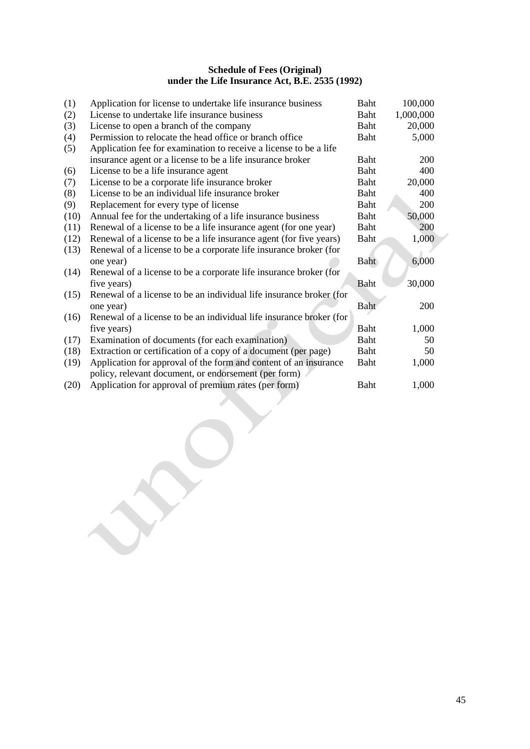**Schedule of Fees (Original)**
**under the Life Insurance Act, B.E. 2535 (1992)**

| | | | |
|---|---|---|---|
| (1) | Application for license to undertake life insurance business | Baht | 100,000 |
| (2) | License to undertake life insurance business | Baht | 1,000,000 |
| (3) | License to open a branch of the company | Baht | 20,000 |
| (4) | Permission to relocate the head office or branch office | Baht | 5,000 |
| (5) | Application fee for examination to receive a license to be a life insurance agent or a license to be a life insurance broker | Baht | 200 |
| (6) | License to be a life insurance agent | Baht | 400 |
| (7) | License to be a corporate life insurance broker | Baht | 20,000 |
| (8) | License to be an individual life insurance broker | Baht | 400 |
| (9) | Replacement for every type of license | Baht | 200 |
| (10) | Annual fee for the undertaking of a life insurance business | Baht | 50,000 |
| (11) | Renewal of a license to be a life insurance agent (for one year) | Baht | 200 |
| (12) | Renewal of a license to be a life insurance agent (for five years) | Baht | 1,000 |
| (13) | Renewal of a license to be a corporate life insurance broker (for one year) | Baht | 6,000 |
| (14) | Renewal of a license to be a corporate life insurance broker (for five years) | Baht | 30,000 |
| (15) | Renewal of a license to be an individual life insurance broker (for one year) | Baht | 200 |
| (16) | Renewal of a license to be an individual life insurance broker (for five years) | Baht | 1,000 |
| (17) | Examination of documents (for each examination) | Baht | 50 |
| (18) | Extraction or certification of a copy of a document (per page) | Baht | 50 |
| (19) | Application for approval of the form and content of an insurance policy, relevant document, or endorsement (per form) | Baht | 1,000 |
| (20) | Application for approval of premium rates (per form) | Baht | 1,000 |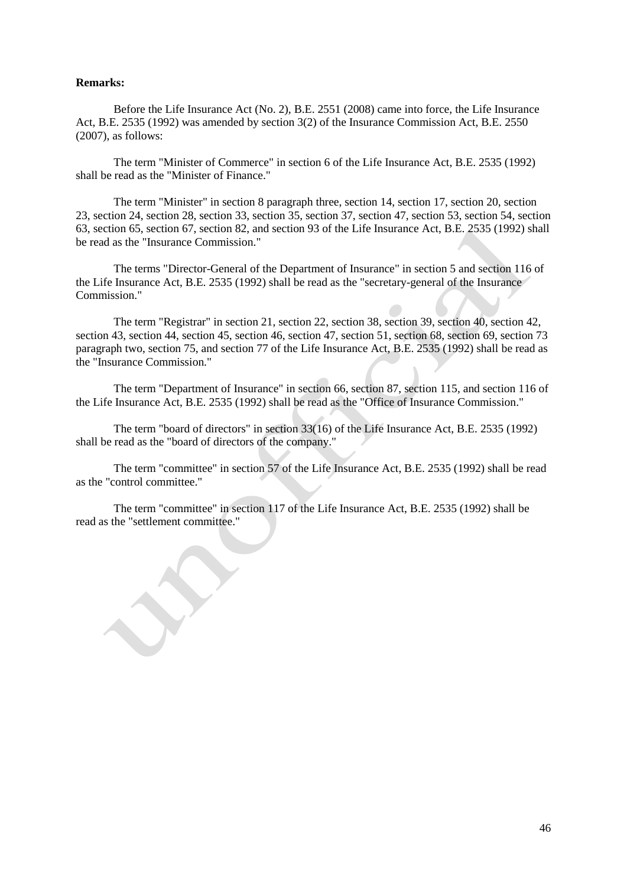**Remarks:**

Before the Life Insurance Act (No. 2), B.E. 2551 (2008) came into force, the Life Insurance Act, B.E. 2535 (1992) was amended by section 3(2) of the Insurance Commission Act, B.E. 2550 (2007), as follows:

The term "Minister of Commerce" in section 6 of the Life Insurance Act, B.E. 2535 (1992) shall be read as the "Minister of Finance."

The term "Minister" in section 8 paragraph three, section 14, section 17, section 20, section 23, section 24, section 28, section 33, section 35, section 37, section 47, section 53, section 54, section 63, section 65, section 67, section 82, and section 93 of the Life Insurance Act, B.E. 2535 (1992) shall be read as the "Insurance Commission."

The terms "Director-General of the Department of Insurance" in section 5 and section 116 of the Life Insurance Act, B.E. 2535 (1992) shall be read as the "secretary-general of the Insurance Commission."

The term "Registrar" in section 21, section 22, section 38, section 39, section 40, section 42, section 43, section 44, section 45, section 46, section 47, section 51, section 68, section 69, section 73 paragraph two, section 75, and section 77 of the Life Insurance Act, B.E. 2535 (1992) shall be read as the "Insurance Commission."

The term "Department of Insurance" in section 66, section 87, section 115, and section 116 of the Life Insurance Act, B.E. 2535 (1992) shall be read as the "Office of Insurance Commission."

The term "board of directors" in section 33(16) of the Life Insurance Act, B.E. 2535 (1992) shall be read as the "board of directors of the company."

The term "committee" in section 57 of the Life Insurance Act, B.E. 2535 (1992) shall be read as the "control committee."

The term "committee" in section 117 of the Life Insurance Act, B.E. 2535 (1992) shall be read as the "settlement committee."